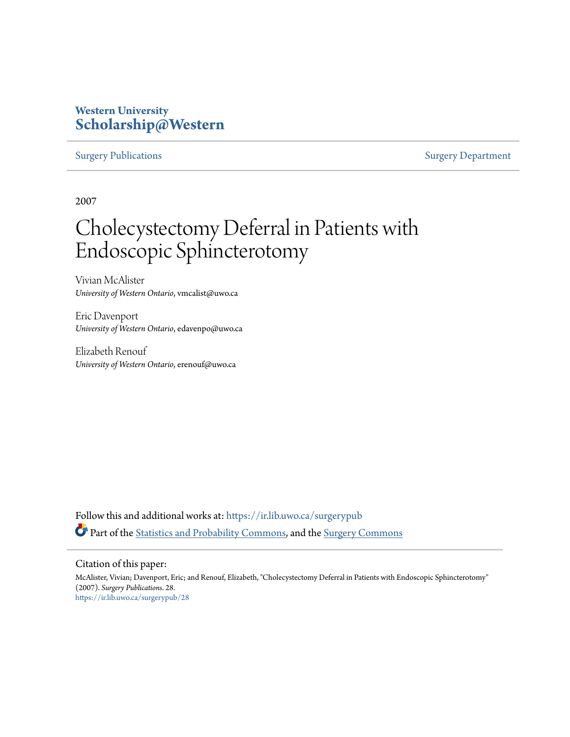Western University
**Scholarship@Western**

Surgery Publications | Surgery Department

2007

# Cholecystectomy Deferral in Patients with Endoscopic Sphincterotomy

Vivian McAlister
*University of Western Ontario*, vmcalist@uwo.ca

Eric Davenport
*University of Western Ontario*, edavenpo@uwo.ca

Elizabeth Renouf
*University of Western Ontario*, erenouf@uwo.ca

Follow this and additional works at: https://ir.lib.uwo.ca/surgerypub

Part of the Statistics and Probability Commons, and the Surgery Commons

Citation of this paper:

McAlister, Vivian; Davenport, Eric; and Renouf, Elizabeth, "Cholecystectomy Deferral in Patients with Endoscopic Sphincterotomy" (2007). *Surgery Publications*. 28.
https://ir.lib.uwo.ca/surgerypub/28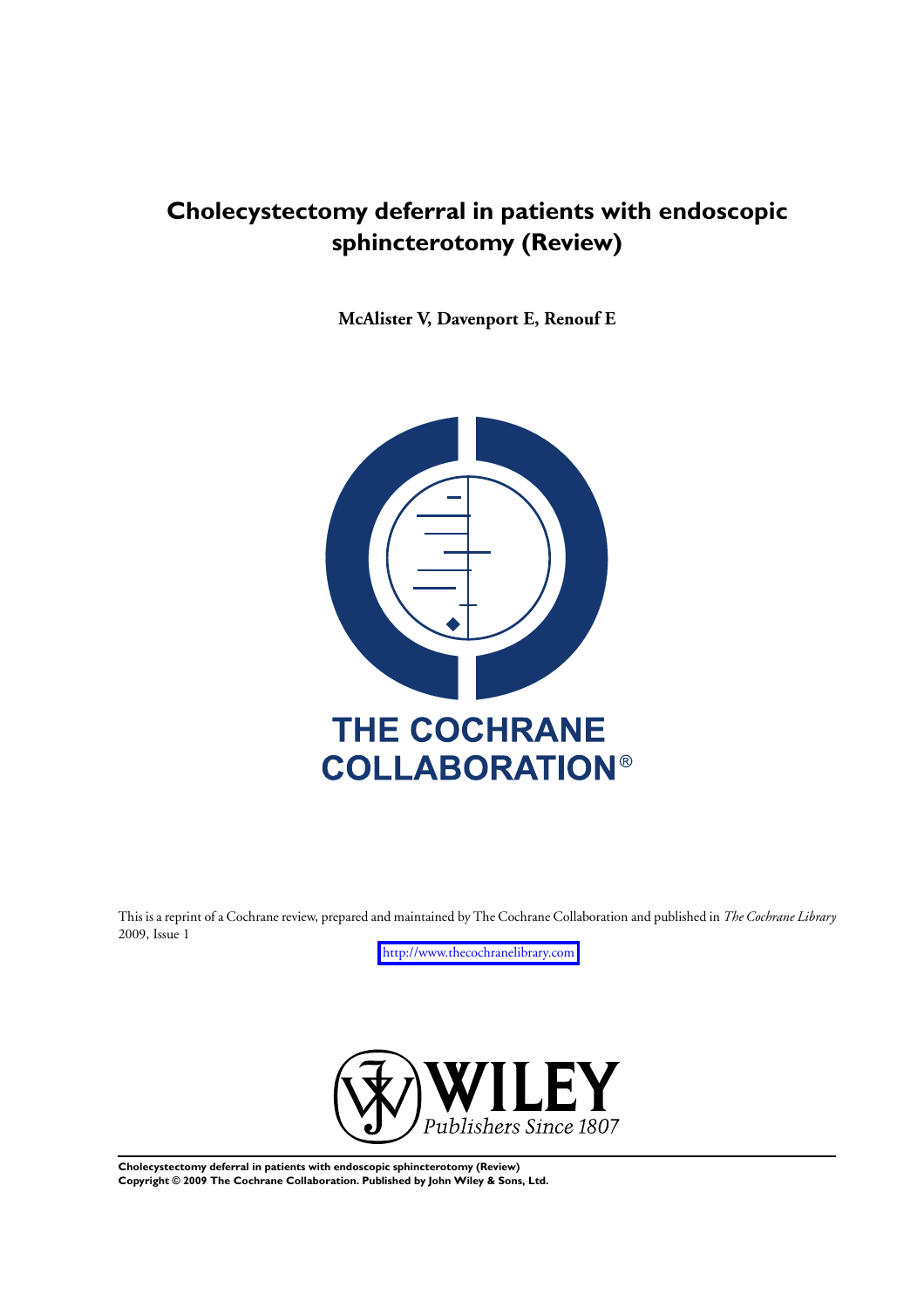# Cholecystectomy deferral in patients with endoscopic sphincterotomy (Review)

**McAlister V, Davenport E, Renouf E**

THE COCHRANE COLLABORATION®

This is a reprint of a Cochrane review, prepared and maintained by The Cochrane Collaboration and published in *The Cochrane Library* 2009, Issue 1

http://www.thecochranelibrary.com

WILEY *Publishers Since 1807*

**Cholecystectomy deferral in patients with endoscopic sphincterotomy (Review)**
**Copyright © 2009 The Cochrane Collaboration. Published by John Wiley & Sons, Ltd.**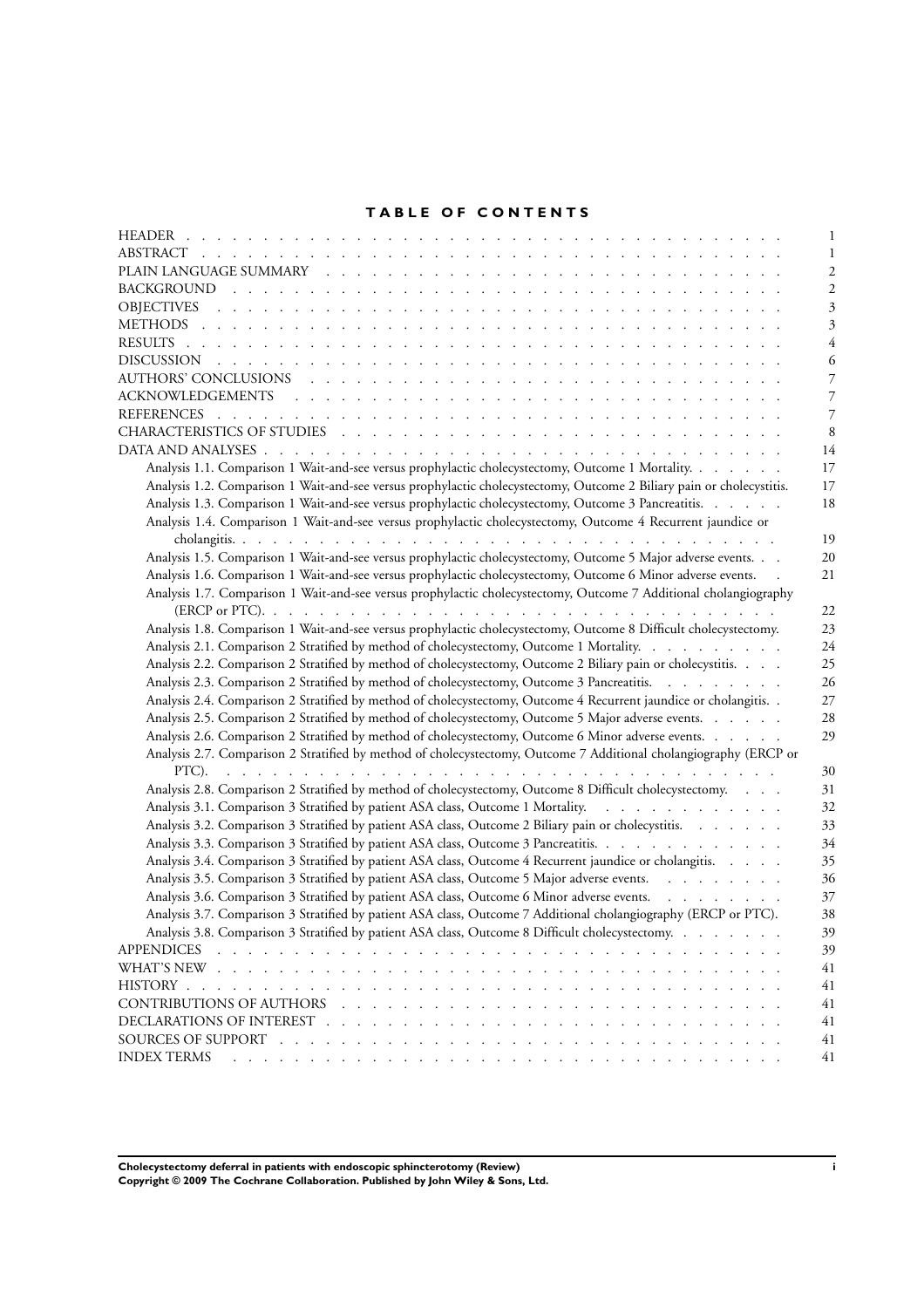# TABLE OF CONTENTS

| | |
|---|---|
| HEADER | 1 |
| ABSTRACT | 1 |
| PLAIN LANGUAGE SUMMARY | 2 |
| BACKGROUND | 2 |
| OBJECTIVES | 3 |
| METHODS | 3 |
| RESULTS | 4 |
| DISCUSSION | 6 |
| AUTHORS' CONCLUSIONS | 7 |
| ACKNOWLEDGEMENTS | 7 |
| REFERENCES | 7 |
| CHARACTERISTICS OF STUDIES | 8 |
| DATA AND ANALYSES | 14 |
| Analysis 1.1. Comparison 1 Wait-and-see versus prophylactic cholecystectomy, Outcome 1 Mortality. | 17 |
| Analysis 1.2. Comparison 1 Wait-and-see versus prophylactic cholecystectomy, Outcome 2 Biliary pain or cholecystitis. | 17 |
| Analysis 1.3. Comparison 1 Wait-and-see versus prophylactic cholecystectomy, Outcome 3 Pancreatitis. | 18 |
| Analysis 1.4. Comparison 1 Wait-and-see versus prophylactic cholecystectomy, Outcome 4 Recurrent jaundice or cholangitis. | 19 |
| Analysis 1.5. Comparison 1 Wait-and-see versus prophylactic cholecystectomy, Outcome 5 Major adverse events. | 20 |
| Analysis 1.6. Comparison 1 Wait-and-see versus prophylactic cholecystectomy, Outcome 6 Minor adverse events. | 21 |
| Analysis 1.7. Comparison 1 Wait-and-see versus prophylactic cholecystectomy, Outcome 7 Additional cholangiography (ERCP or PTC). | 22 |
| Analysis 1.8. Comparison 1 Wait-and-see versus prophylactic cholecystectomy, Outcome 8 Difficult cholecystectomy. | 23 |
| Analysis 2.1. Comparison 2 Stratified by method of cholecystectomy, Outcome 1 Mortality. | 24 |
| Analysis 2.2. Comparison 2 Stratified by method of cholecystectomy, Outcome 2 Biliary pain or cholecystitis. | 25 |
| Analysis 2.3. Comparison 2 Stratified by method of cholecystectomy, Outcome 3 Pancreatitis. | 26 |
| Analysis 2.4. Comparison 2 Stratified by method of cholecystectomy, Outcome 4 Recurrent jaundice or cholangitis. | 27 |
| Analysis 2.5. Comparison 2 Stratified by method of cholecystectomy, Outcome 5 Major adverse events. | 28 |
| Analysis 2.6. Comparison 2 Stratified by method of cholecystectomy, Outcome 6 Minor adverse events. | 29 |
| Analysis 2.7. Comparison 2 Stratified by method of cholecystectomy, Outcome 7 Additional cholangiography (ERCP or PTC). | 30 |
| Analysis 2.8. Comparison 2 Stratified by method of cholecystectomy, Outcome 8 Difficult cholecystectomy. | 31 |
| Analysis 3.1. Comparison 3 Stratified by patient ASA class, Outcome 1 Mortality. | 32 |
| Analysis 3.2. Comparison 3 Stratified by patient ASA class, Outcome 2 Biliary pain or cholecystitis. | 33 |
| Analysis 3.3. Comparison 3 Stratified by patient ASA class, Outcome 3 Pancreatitis. | 34 |
| Analysis 3.4. Comparison 3 Stratified by patient ASA class, Outcome 4 Recurrent jaundice or cholangitis. | 35 |
| Analysis 3.5. Comparison 3 Stratified by patient ASA class, Outcome 5 Major adverse events. | 36 |
| Analysis 3.6. Comparison 3 Stratified by patient ASA class, Outcome 6 Minor adverse events. | 37 |
| Analysis 3.7. Comparison 3 Stratified by patient ASA class, Outcome 7 Additional cholangiography (ERCP or PTC). | 38 |
| Analysis 3.8. Comparison 3 Stratified by patient ASA class, Outcome 8 Difficult cholecystectomy. | 39 |
| APPENDICES | 39 |
| WHAT'S NEW | 41 |
| HISTORY | 41 |
| CONTRIBUTIONS OF AUTHORS | 41 |
| DECLARATIONS OF INTEREST | 41 |
| SOURCES OF SUPPORT | 41 |
| INDEX TERMS | 41 |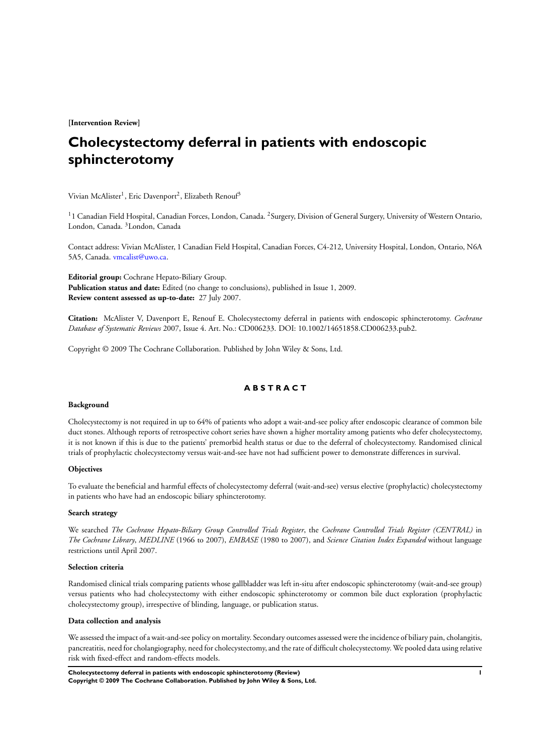**[Intervention Review]**

# Cholecystectomy deferral in patients with endoscopic sphincterotomy

Vivian McAlister[1], Eric Davenport[2], Elizabeth Renouf[3]

[1]1 Canadian Field Hospital, Canadian Forces, London, Canada. [2]Surgery, Division of General Surgery, University of Western Ontario, London, Canada. [3]London, Canada

Contact address: Vivian McAlister, 1 Canadian Field Hospital, Canadian Forces, C4-212, University Hospital, London, Ontario, N6A 5A5, Canada. vmcalist@uwo.ca.

**Editorial group:** Cochrane Hepato-Biliary Group.
**Publication status and date:** Edited (no change to conclusions), published in Issue 1, 2009.
**Review content assessed as up-to-date:** 27 July 2007.

**Citation:** McAlister V, Davenport E, Renouf E. Cholecystectomy deferral in patients with endoscopic sphincterotomy. *Cochrane Database of Systematic Reviews* 2007, Issue 4. Art. No.: CD006233. DOI: 10.1002/14651858.CD006233.pub2.

Copyright © 2009 The Cochrane Collaboration. Published by John Wiley & Sons, Ltd.

## ABSTRACT

### Background

Cholecystectomy is not required in up to 64% of patients who adopt a wait-and-see policy after endoscopic clearance of common bile duct stones. Although reports of retrospective cohort series have shown a higher mortality among patients who defer cholecystectomy, it is not known if this is due to the patients' premorbid health status or due to the deferral of cholecystectomy. Randomised clinical trials of prophylactic cholecystectomy versus wait-and-see have not had sufficient power to demonstrate differences in survival.

### Objectives

To evaluate the beneficial and harmful effects of cholecystectomy deferral (wait-and-see) versus elective (prophylactic) cholecystectomy in patients who have had an endoscopic biliary sphincterotomy.

### Search strategy

We searched *The Cochrane Hepato-Biliary Group Controlled Trials Register*, the *Cochrane Controlled Trials Register (CENTRAL)* in *The Cochrane Library*, *MEDLINE* (1966 to 2007), *EMBASE* (1980 to 2007), and *Science Citation Index Expanded* without language restrictions until April 2007.

### Selection criteria

Randomised clinical trials comparing patients whose gallbladder was left in-situ after endoscopic sphincterotomy (wait-and-see group) versus patients who had cholecystectomy with either endoscopic sphincterotomy or common bile duct exploration (prophylactic cholecystectomy group), irrespective of blinding, language, or publication status.

### Data collection and analysis

We assessed the impact of a wait-and-see policy on mortality. Secondary outcomes assessed were the incidence of biliary pain, cholangitis, pancreatitis, need for cholangiography, need for cholecystectomy, and the rate of difficult cholecystectomy. We pooled data using relative risk with fixed-effect and random-effects models.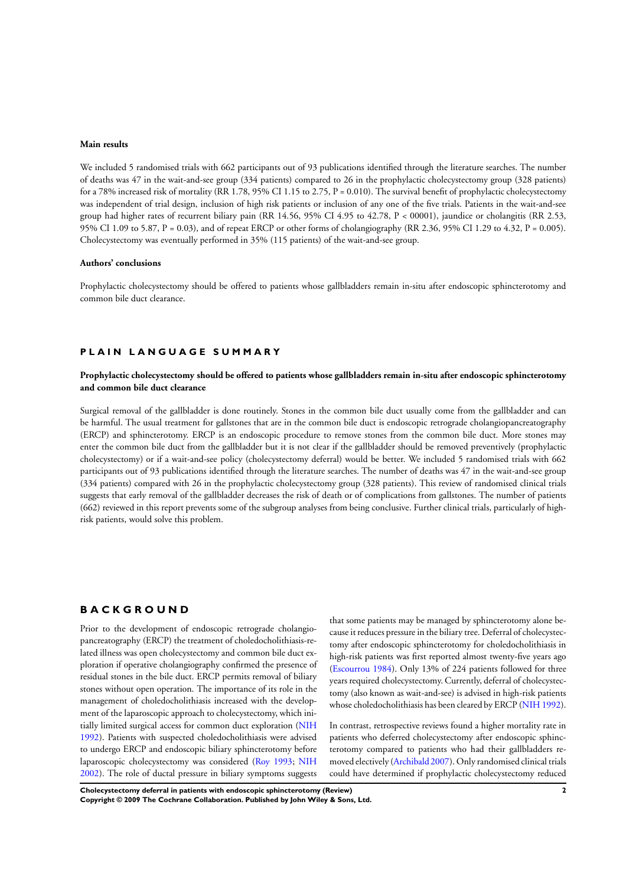**Main results**

We included 5 randomised trials with 662 participants out of 93 publications identified through the literature searches. The number of deaths was 47 in the wait-and-see group (334 patients) compared to 26 in the prophylactic cholecystectomy group (328 patients) for a 78% increased risk of mortality (RR 1.78, 95% CI 1.15 to 2.75, P = 0.010). The survival benefit of prophylactic cholecystectomy was independent of trial design, inclusion of high risk patients or inclusion of any one of the five trials. Patients in the wait-and-see group had higher rates of recurrent biliary pain (RR 14.56, 95% CI 4.95 to 42.78, P < 00001), jaundice or cholangitis (RR 2.53, 95% CI 1.09 to 5.87, P = 0.03), and of repeat ERCP or other forms of cholangiography (RR 2.36, 95% CI 1.29 to 4.32, P = 0.005). Cholecystectomy was eventually performed in 35% (115 patients) of the wait-and-see group.

**Authors' conclusions**

Prophylactic cholecystectomy should be offered to patients whose gallbladders remain in-situ after endoscopic sphincterotomy and common bile duct clearance.

## PLAIN LANGUAGE SUMMARY

### Prophylactic cholecystectomy should be offered to patients whose gallbladders remain in-situ after endoscopic sphincterotomy and common bile duct clearance

Surgical removal of the gallbladder is done routinely. Stones in the common bile duct usually come from the gallbladder and can be harmful. The usual treatment for gallstones that are in the common bile duct is endoscopic retrograde cholangiopancreatography (ERCP) and sphincterotomy. ERCP is an endoscopic procedure to remove stones from the common bile duct. More stones may enter the common bile duct from the gallbladder but it is not clear if the gallbladder should be removed preventively (prophylactic cholecystectomy) or if a wait-and-see policy (cholecystectomy deferral) would be better. We included 5 randomised trials with 662 participants out of 93 publications identified through the literature searches. The number of deaths was 47 in the wait-and-see group (334 patients) compared with 26 in the prophylactic cholecystectomy group (328 patients). This review of randomised clinical trials suggests that early removal of the gallbladder decreases the risk of death or of complications from gallstones. The number of patients (662) reviewed in this report prevents some of the subgroup analyses from being conclusive. Further clinical trials, particularly of high-risk patients, would solve this problem.

## BACKGROUND

Prior to the development of endoscopic retrograde cholangiopancreatography (ERCP) the treatment of choledocholithiasis-related illness was open cholecystectomy and common bile duct exploration if operative cholangiography confirmed the presence of residual stones in the bile duct. ERCP permits removal of biliary stones without open operation. The importance of its role in the management of choledocholithiasis increased with the development of the laparoscopic approach to cholecystectomy, which initially limited surgical access for common duct exploration (NIH 1992). Patients with suspected choledocholithiasis were advised to undergo ERCP and endoscopic biliary sphincterotomy before laparoscopic cholecystectomy was considered (Roy 1993; NIH 2002). The role of ductal pressure in biliary symptoms suggests that some patients may be managed by sphincterotomy alone because it reduces pressure in the biliary tree. Deferral of cholecystectomy after endoscopic sphincterotomy for choledocholithiasis in high-risk patients was first reported almost twenty-five years ago (Escourrou 1984). Only 13% of 224 patients followed for three years required cholecystectomy. Currently, deferral of cholecystectomy (also known as wait-and-see) is advised in high-risk patients whose choledocholithiasis has been cleared by ERCP (NIH 1992).

In contrast, retrospective reviews found a higher mortality rate in patients who deferred cholecystectomy after endoscopic sphincterotomy compared to patients who had their gallbladders removed electively (Archibald 2007). Only randomised clinical trials could have determined if prophylactic cholecystectomy reduced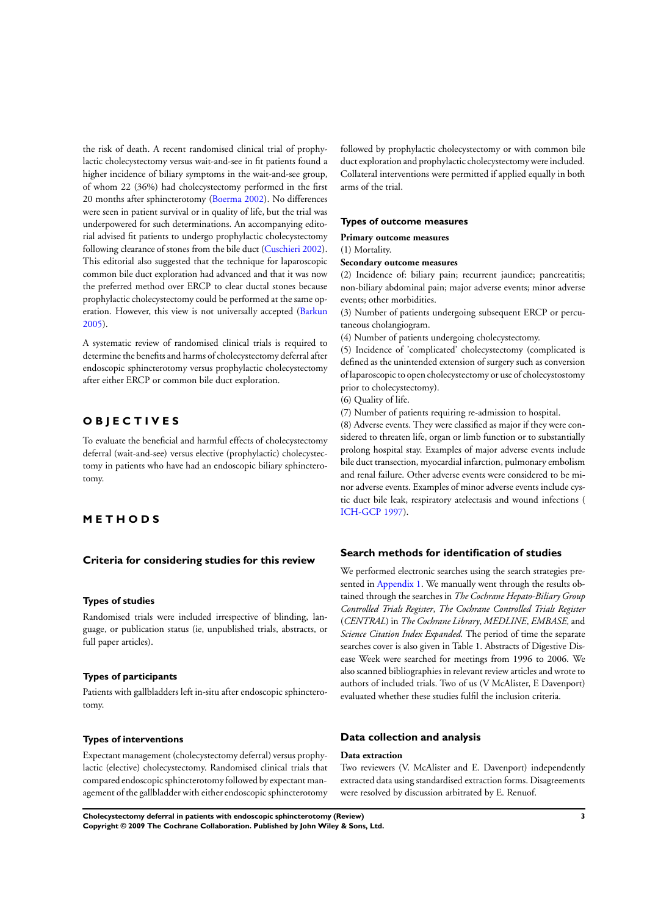the risk of death. A recent randomised clinical trial of prophylactic cholecystectomy versus wait-and-see in fit patients found a higher incidence of biliary symptoms in the wait-and-see group, of whom 22 (36%) had cholecystectomy performed in the first 20 months after sphincterotomy (Boerma 2002). No differences were seen in patient survival or in quality of life, but the trial was underpowered for such determinations. An accompanying editorial advised fit patients to undergo prophylactic cholecystectomy following clearance of stones from the bile duct (Cuschieri 2002). This editorial also suggested that the technique for laparoscopic common bile duct exploration had advanced and that it was now the preferred method over ERCP to clear ductal stones because prophylactic cholecystectomy could be performed at the same operation. However, this view is not universally accepted (Barkun 2005).

A systematic review of randomised clinical trials is required to determine the benefits and harms of cholecystectomy deferral after endoscopic sphincterotomy versus prophylactic cholecystectomy after either ERCP or common bile duct exploration.

# OBJECTIVES

To evaluate the beneficial and harmful effects of cholecystectomy deferral (wait-and-see) versus elective (prophylactic) cholecystectomy in patients who have had an endoscopic biliary sphincterotomy.

# METHODS

## Criteria for considering studies for this review

### Types of studies

Randomised trials were included irrespective of blinding, language, or publication status (ie, unpublished trials, abstracts, or full paper articles).

### Types of participants

Patients with gallbladders left in-situ after endoscopic sphincterotomy.

### Types of interventions

Expectant management (cholecystectomy deferral) versus prophylactic (elective) cholecystectomy. Randomised clinical trials that compared endoscopic sphincterotomy followed by expectant management of the gallbladder with either endoscopic sphincterotomy followed by prophylactic cholecystectomy or with common bile duct exploration and prophylactic cholecystectomy were included. Collateral interventions were permitted if applied equally in both arms of the trial.

### Types of outcome measures

**Primary outcome measures**

(1) Mortality.

**Secondary outcome measures**

(2) Incidence of: biliary pain; recurrent jaundice; pancreatitis; non-biliary abdominal pain; major adverse events; minor adverse events; other morbidities.

(3) Number of patients undergoing subsequent ERCP or percutaneous cholangiogram.

(4) Number of patients undergoing cholecystectomy.

(5) Incidence of 'complicated' cholecystectomy (complicated is defined as the unintended extension of surgery such as conversion of laparoscopic to open cholecystectomy or use of cholecystostomy prior to cholecystectomy).

(6) Quality of life.

(7) Number of patients requiring re-admission to hospital.

(8) Adverse events. They were classified as major if they were considered to threaten life, organ or limb function or to substantially prolong hospital stay. Examples of major adverse events include bile duct transection, myocardial infarction, pulmonary embolism and renal failure. Other adverse events were considered to be minor adverse events. Examples of minor adverse events include cystic duct bile leak, respiratory atelectasis and wound infections (ICH-GCP 1997).

## Search methods for identification of studies

We performed electronic searches using the search strategies presented in Appendix 1. We manually went through the results obtained through the searches in *The Cochrane Hepato-Biliary Group Controlled Trials Register*, *The Cochrane Controlled Trials Register* (*CENTRAL*) in *The Cochrane Library*, *MEDLINE*, *EMBASE,* and *Science Citation Index Expanded.* The period of time the separate searches cover is also given in Table 1. Abstracts of Digestive Disease Week were searched for meetings from 1996 to 2006. We also scanned bibliographies in relevant review articles and wrote to authors of included trials. Two of us (V McAlister, E Davenport) evaluated whether these studies fulfil the inclusion criteria.

## Data collection and analysis

**Data extraction**

Two reviewers (V. McAlister and E. Davenport) independently extracted data using standardised extraction forms. Disagreements were resolved by discussion arbitrated by E. Renuof.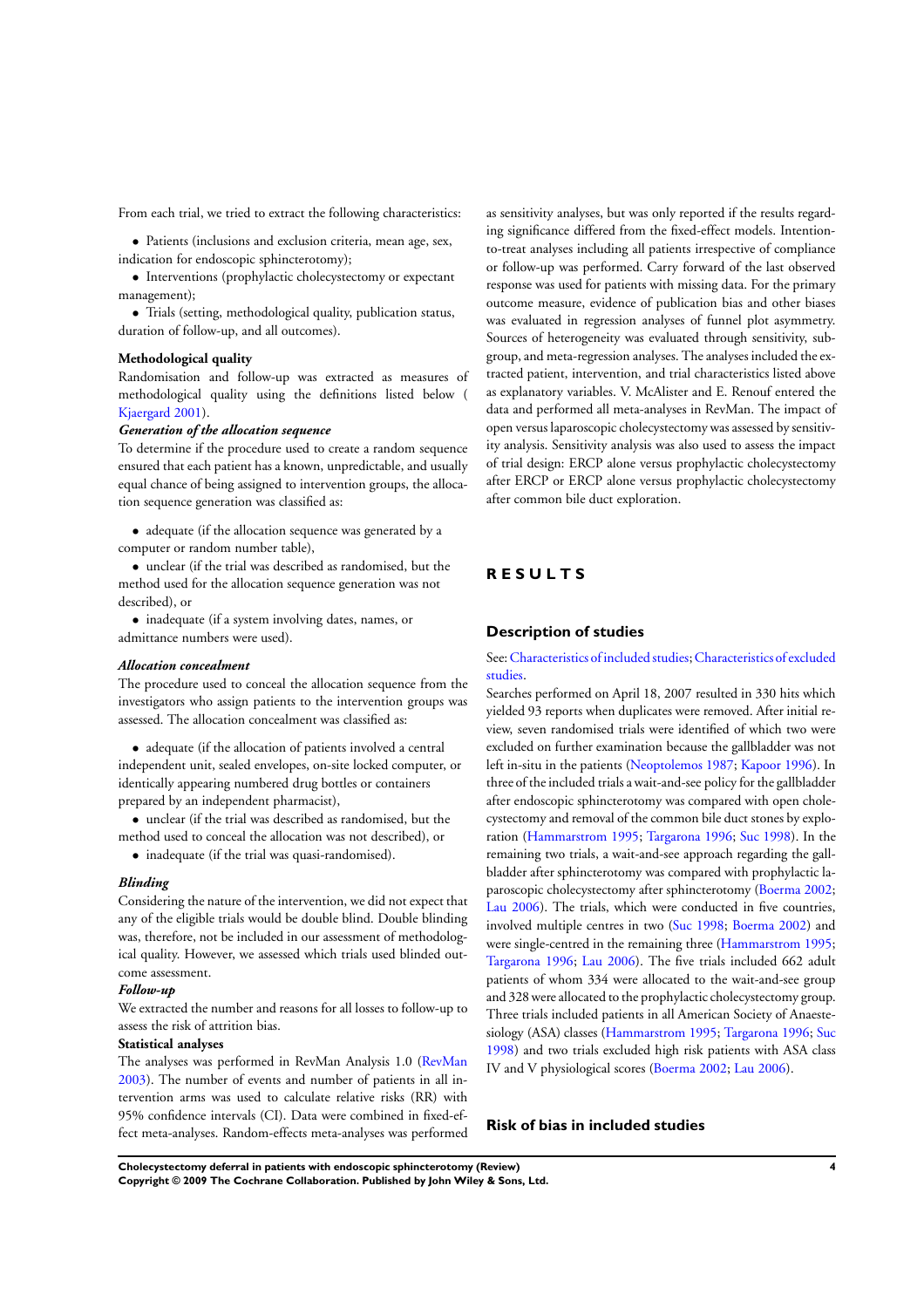From each trial, we tried to extract the following characteristics:

- Patients (inclusions and exclusion criteria, mean age, sex, indication for endoscopic sphincterotomy);
- Interventions (prophylactic cholecystectomy or expectant management);
- Trials (setting, methodological quality, publication status, duration of follow-up, and all outcomes).

**Methodological quality**

Randomisation and follow-up was extracted as measures of methodological quality using the definitions listed below ( Kjaergard 2001).

***Generation of the allocation sequence***

To determine if the procedure used to create a random sequence ensured that each patient has a known, unpredictable, and usually equal chance of being assigned to intervention groups, the allocation sequence generation was classified as:

- adequate (if the allocation sequence was generated by a computer or random number table),
- unclear (if the trial was described as randomised, but the method used for the allocation sequence generation was not described), or
- inadequate (if a system involving dates, names, or admittance numbers were used).

***Allocation concealment***

The procedure used to conceal the allocation sequence from the investigators who assign patients to the intervention groups was assessed. The allocation concealment was classified as:

- adequate (if the allocation of patients involved a central independent unit, sealed envelopes, on-site locked computer, or identically appearing numbered drug bottles or containers prepared by an independent pharmacist),
- unclear (if the trial was described as randomised, but the method used to conceal the allocation was not described), or
- inadequate (if the trial was quasi-randomised).

***Blinding***

Considering the nature of the intervention, we did not expect that any of the eligible trials would be double blind. Double blinding was, therefore, not be included in our assessment of methodological quality. However, we assessed which trials used blinded outcome assessment.

***Follow-up***

We extracted the number and reasons for all losses to follow-up to assess the risk of attrition bias.

**Statistical analyses**

The analyses was performed in RevMan Analysis 1.0 (RevMan 2003). The number of events and number of patients in all intervention arms was used to calculate relative risks (RR) with 95% confidence intervals (CI). Data were combined in fixed-effect meta-analyses. Random-effects meta-analyses was performed as sensitivity analyses, but was only reported if the results regarding significance differed from the fixed-effect models. Intention-to-treat analyses including all patients irrespective of compliance or follow-up was performed. Carry forward of the last observed response was used for patients with missing data. For the primary outcome measure, evidence of publication bias and other biases was evaluated in regression analyses of funnel plot asymmetry. Sources of heterogeneity was evaluated through sensitivity, subgroup, and meta-regression analyses. The analyses included the extracted patient, intervention, and trial characteristics listed above as explanatory variables. V. McAlister and E. Renouf entered the data and performed all meta-analyses in RevMan. The impact of open versus laparoscopic cholecystectomy was assessed by sensitivity analysis. Sensitivity analysis was also used to assess the impact of trial design: ERCP alone versus prophylactic cholecystectomy after ERCP or ERCP alone versus prophylactic cholecystectomy after common bile duct exploration.

# RESULTS

## Description of studies

See: Characteristics of included studies; Characteristics of excluded studies.

Searches performed on April 18, 2007 resulted in 330 hits which yielded 93 reports when duplicates were removed. After initial review, seven randomised trials were identified of which two were excluded on further examination because the gallbladder was not left in-situ in the patients (Neoptolemos 1987; Kapoor 1996). In three of the included trials a wait-and-see policy for the gallbladder after endoscopic sphincterotomy was compared with open cholecystectomy and removal of the common bile duct stones by exploration (Hammarstrom 1995; Targarona 1996; Suc 1998). In the remaining two trials, a wait-and-see approach regarding the gallbladder after sphincterotomy was compared with prophylactic laparoscopic cholecystectomy after sphincterotomy (Boerma 2002; Lau 2006). The trials, which were conducted in five countries, involved multiple centres in two (Suc 1998; Boerma 2002) and were single-centred in the remaining three (Hammarstrom 1995; Targarona 1996; Lau 2006). The five trials included 662 adult patients of whom 334 were allocated to the wait-and-see group and 328 were allocated to the prophylactic cholecystectomy group. Three trials included patients in all American Society of Anaesthesiology (ASA) classes (Hammarstrom 1995; Targarona 1996; Suc 1998) and two trials excluded high risk patients with ASA class IV and V physiological scores (Boerma 2002; Lau 2006).

## Risk of bias in included studies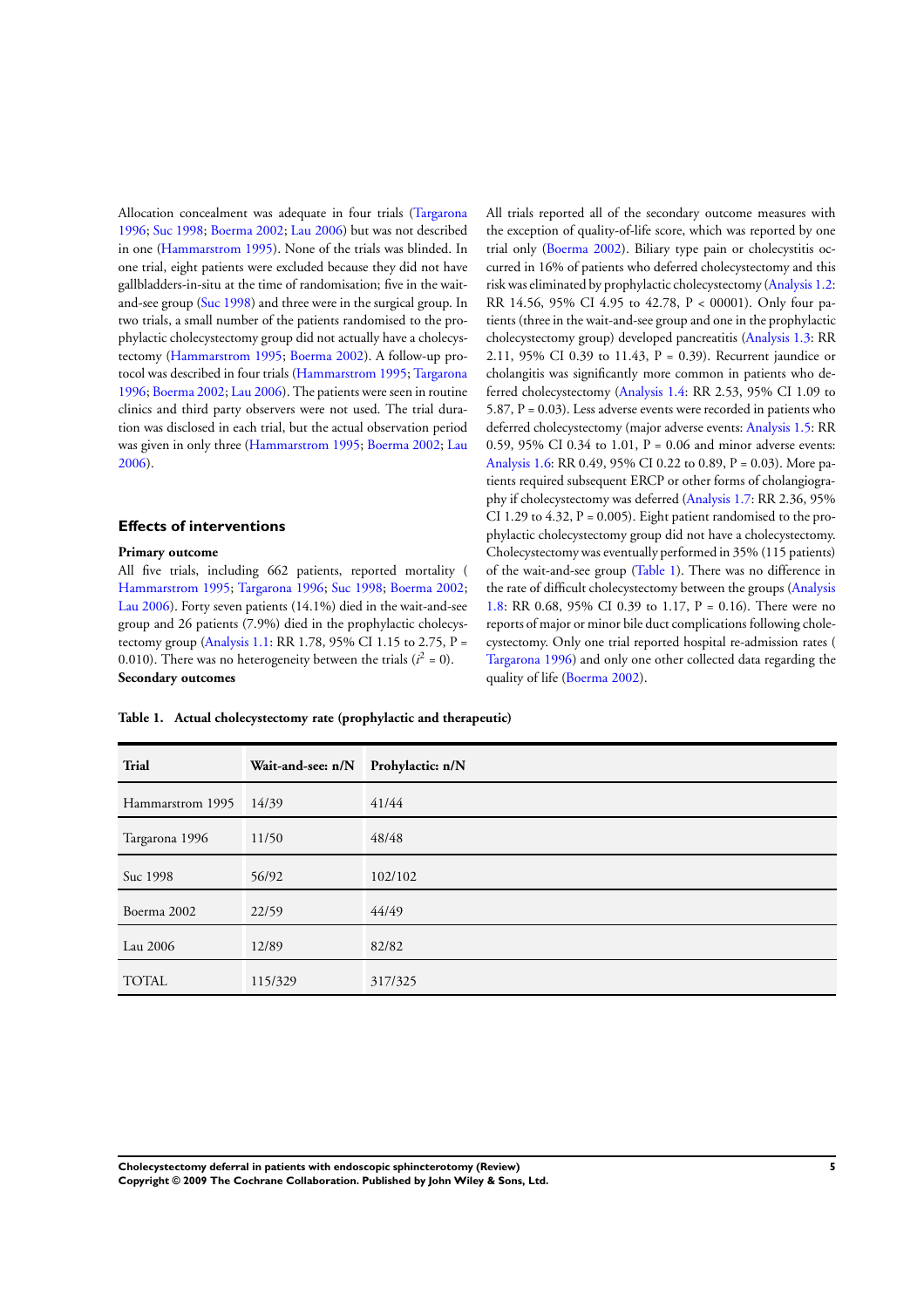Allocation concealment was adequate in four trials (Targarona 1996; Suc 1998; Boerma 2002; Lau 2006) but was not described in one (Hammarstrom 1995). None of the trials was blinded. In one trial, eight patients were excluded because they did not have gallbladders-in-situ at the time of randomisation; five in the wait-and-see group (Suc 1998) and three were in the surgical group. In two trials, a small number of the patients randomised to the prophylactic cholecystectomy group did not actually have a cholecystectomy (Hammarstrom 1995; Boerma 2002). A follow-up protocol was described in four trials (Hammarstrom 1995; Targarona 1996; Boerma 2002; Lau 2006). The patients were seen in routine clinics and third party observers were not used. The trial duration was disclosed in each trial, but the actual observation period was given in only three (Hammarstrom 1995; Boerma 2002; Lau 2006).

### Effects of interventions

**Primary outcome**

All five trials, including 662 patients, reported mortality ( Hammarstrom 1995; Targarona 1996; Suc 1998; Boerma 2002; Lau 2006). Forty seven patients (14.1%) died in the wait-and-see group and 26 patients (7.9%) died in the prophylactic cholecystectomy group (Analysis 1.1: RR 1.78, 95% CI 1.15 to 2.75, P = 0.010). There was no heterogeneity between the trials ($I^2$ = 0).

**Secondary outcomes**

All trials reported all of the secondary outcome measures with the exception of quality-of-life score, which was reported by one trial only (Boerma 2002). Biliary type pain or cholecystitis occurred in 16% of patients who deferred cholecystectomy and this risk was eliminated by prophylactic cholecystectomy (Analysis 1.2: RR 14.56, 95% CI 4.95 to 42.78, P < 00001). Only four patients (three in the wait-and-see group and one in the prophylactic cholecystectomy group) developed pancreatitis (Analysis 1.3: RR 2.11, 95% CI 0.39 to 11.43, P = 0.39). Recurrent jaundice or cholangitis was significantly more common in patients who deferred cholecystectomy (Analysis 1.4: RR 2.53, 95% CI 1.09 to 5.87, P = 0.03). Less adverse events were recorded in patients who deferred cholecystectomy (major adverse events: Analysis 1.5: RR 0.59, 95% CI 0.34 to 1.01, P = 0.06 and minor adverse events: Analysis 1.6: RR 0.49, 95% CI 0.22 to 0.89, P = 0.03). More patients required subsequent ERCP or other forms of cholangiography if cholecystectomy was deferred (Analysis 1.7: RR 2.36, 95% CI 1.29 to 4.32, P = 0.005). Eight patient randomised to the prophylactic cholecystectomy group did not have a cholecystectomy. Cholecystectomy was eventually performed in 35% (115 patients) of the wait-and-see group (Table 1). There was no difference in the rate of difficult cholecystectomy between the groups (Analysis 1.8: RR 0.68, 95% CI 0.39 to 1.17, P = 0.16). There were no reports of major or minor bile duct complications following cholecystectomy. Only one trial reported hospital re-admission rates ( Targarona 1996) and only one other collected data regarding the quality of life (Boerma 2002).

**Table 1. Actual cholecystectomy rate (prophylactic and therapeutic)**

| Trial | Wait-and-see: n/N | Prophylactic: n/N |
|---|---|---|
| Hammarstrom 1995 | 14/39 | 41/44 |
| Targarona 1996 | 11/50 | 48/48 |
| Suc 1998 | 56/92 | 102/102 |
| Boerma 2002 | 22/59 | 44/49 |
| Lau 2006 | 12/89 | 82/82 |
| TOTAL | 115/329 | 317/325 |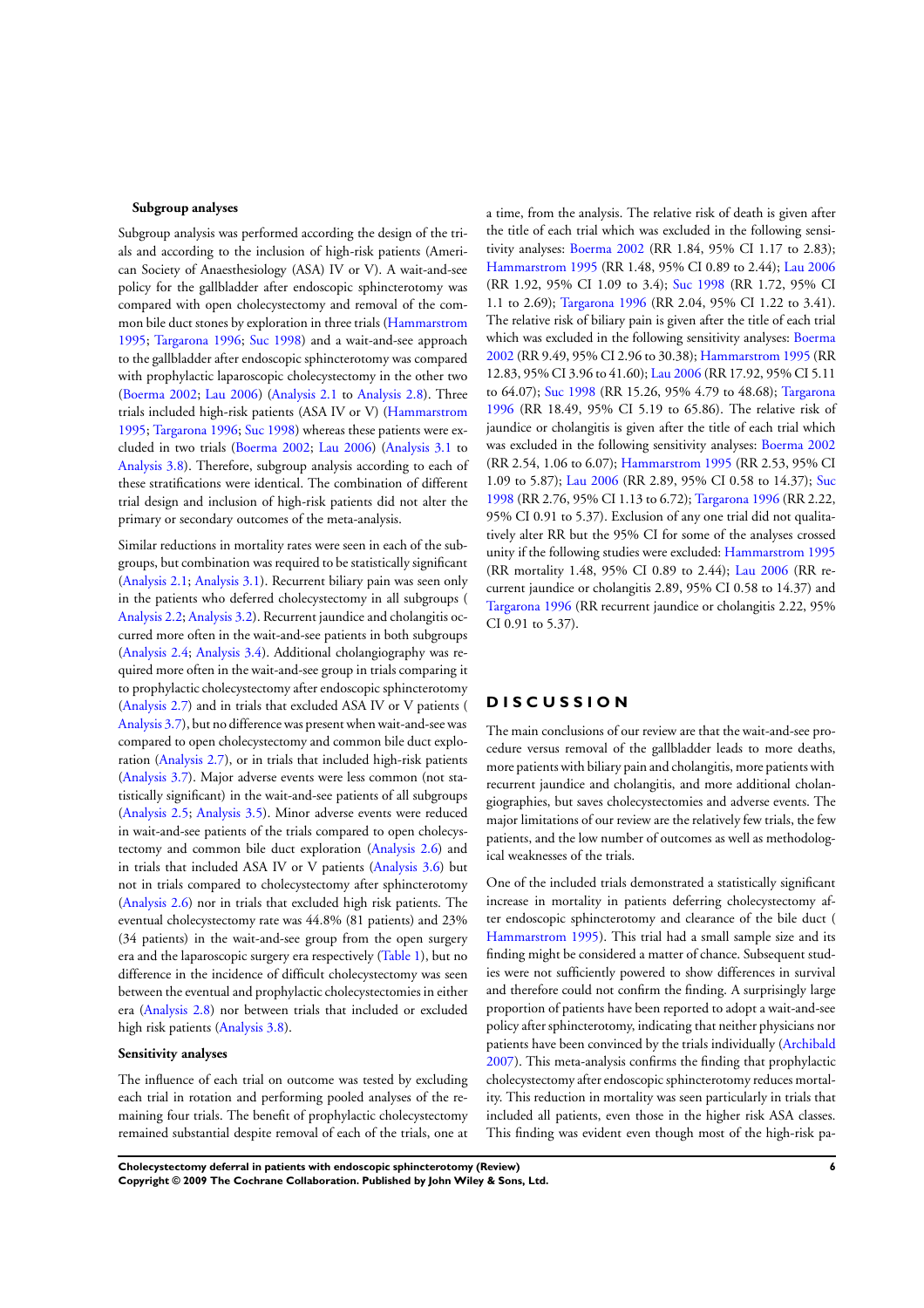### Subgroup analyses

Subgroup analysis was performed according the design of the trials and according to the inclusion of high-risk patients (American Society of Anaesthesiology (ASA) IV or V). A wait-and-see policy for the gallbladder after endoscopic sphincterotomy was compared with open cholecystectomy and removal of the common bile duct stones by exploration in three trials (Hammarstrom 1995; Targarona 1996; Suc 1998) and a wait-and-see approach to the gallbladder after endoscopic sphincterotomy was compared with prophylactic laparoscopic cholecystectomy in the other two (Boerma 2002; Lau 2006) (Analysis 2.1 to Analysis 2.8). Three trials included high-risk patients (ASA IV or V) (Hammarstrom 1995; Targarona 1996; Suc 1998) whereas these patients were excluded in two trials (Boerma 2002; Lau 2006) (Analysis 3.1 to Analysis 3.8). Therefore, subgroup analysis according to each of these stratifications were identical. The combination of different trial design and inclusion of high-risk patients did not alter the primary or secondary outcomes of the meta-analysis.

Similar reductions in mortality rates were seen in each of the subgroups, but combination was required to be statistically significant (Analysis 2.1; Analysis 3.1). Recurrent biliary pain was seen only in the patients who deferred cholecystectomy in all subgroups ( Analysis 2.2; Analysis 3.2). Recurrent jaundice and cholangitis occurred more often in the wait-and-see patients in both subgroups (Analysis 2.4; Analysis 3.4). Additional cholangiography was required more often in the wait-and-see group in trials comparing it to prophylactic cholecystectomy after endoscopic sphincterotomy (Analysis 2.7) and in trials that excluded ASA IV or V patients ( Analysis 3.7), but no difference was present when wait-and-see was compared to open cholecystectomy and common bile duct exploration (Analysis 2.7), or in trials that included high-risk patients (Analysis 3.7). Major adverse events were less common (not statistically significant) in the wait-and-see patients of all subgroups (Analysis 2.5; Analysis 3.5). Minor adverse events were reduced in wait-and-see patients of the trials compared to open cholecystectomy and common bile duct exploration (Analysis 2.6) and in trials that included ASA IV or V patients (Analysis 3.6) but not in trials compared to cholecystectomy after sphincterotomy (Analysis 2.6) nor in trials that excluded high risk patients. The eventual cholecystectomy rate was 44.8% (81 patients) and 23% (34 patients) in the wait-and-see group from the open surgery era and the laparoscopic surgery era respectively (Table 1), but no difference in the incidence of difficult cholecystectomy was seen between the eventual and prophylactic cholecystectomies in either era (Analysis 2.8) nor between trials that included or excluded high risk patients (Analysis 3.8).

### Sensitivity analyses

The influence of each trial on outcome was tested by excluding each trial in rotation and performing pooled analyses of the remaining four trials. The benefit of prophylactic cholecystectomy remained substantial despite removal of each of the trials, one at a time, from the analysis. The relative risk of death is given after the title of each trial which was excluded in the following sensitivity analyses: Boerma 2002 (RR 1.84, 95% CI 1.17 to 2.83); Hammarstrom 1995 (RR 1.48, 95% CI 0.89 to 2.44); Lau 2006 (RR 1.92, 95% CI 1.09 to 3.4); Suc 1998 (RR 1.72, 95% CI 1.1 to 2.69); Targarona 1996 (RR 2.04, 95% CI 1.22 to 3.41). The relative risk of biliary pain is given after the title of each trial which was excluded in the following sensitivity analyses: Boerma 2002 (RR 9.49, 95% CI 2.96 to 30.38); Hammarstrom 1995 (RR 12.83, 95% CI 3.96 to 41.60); Lau 2006 (RR 17.92, 95% CI 5.11 to 64.07); Suc 1998 (RR 15.26, 95% 4.79 to 48.68); Targarona 1996 (RR 18.49, 95% CI 5.19 to 65.86). The relative risk of jaundice or cholangitis is given after the title of each trial which was excluded in the following sensitivity analyses: Boerma 2002 (RR 2.54, 1.06 to 6.07); Hammarstrom 1995 (RR 2.53, 95% CI 1.09 to 5.87); Lau 2006 (RR 2.89, 95% CI 0.58 to 14.37); Suc 1998 (RR 2.76, 95% CI 1.13 to 6.72); Targarona 1996 (RR 2.22, 95% CI 0.91 to 5.37). Exclusion of any one trial did not qualitatively alter RR but the 95% CI for some of the analyses crossed unity if the following studies were excluded: Hammarstrom 1995 (RR mortality 1.48, 95% CI 0.89 to 2.44); Lau 2006 (RR recurrent jaundice or cholangitis 2.89, 95% CI 0.58 to 14.37) and Targarona 1996 (RR recurrent jaundice or cholangitis 2.22, 95% CI 0.91 to 5.37).

## DISCUSSION

The main conclusions of our review are that the wait-and-see procedure versus removal of the gallbladder leads to more deaths, more patients with biliary pain and cholangitis, more patients with recurrent jaundice and cholangitis, and more additional cholangiographies, but saves cholecystectomies and adverse events. The major limitations of our review are the relatively few trials, the few patients, and the low number of outcomes as well as methodological weaknesses of the trials.

One of the included trials demonstrated a statistically significant increase in mortality in patients deferring cholecystectomy after endoscopic sphincterotomy and clearance of the bile duct ( Hammarstrom 1995). This trial had a small sample size and its finding might be considered a matter of chance. Subsequent studies were not sufficiently powered to show differences in survival and therefore could not confirm the finding. A surprisingly large proportion of patients have been reported to adopt a wait-and-see policy after sphincterotomy, indicating that neither physicians nor patients have been convinced by the trials individually (Archibald 2007). This meta-analysis confirms the finding that prophylactic cholecystectomy after endoscopic sphincterotomy reduces mortality. This reduction in mortality was seen particularly in trials that included all patients, even those in the higher risk ASA classes. This finding was evident even though most of the high-risk pa-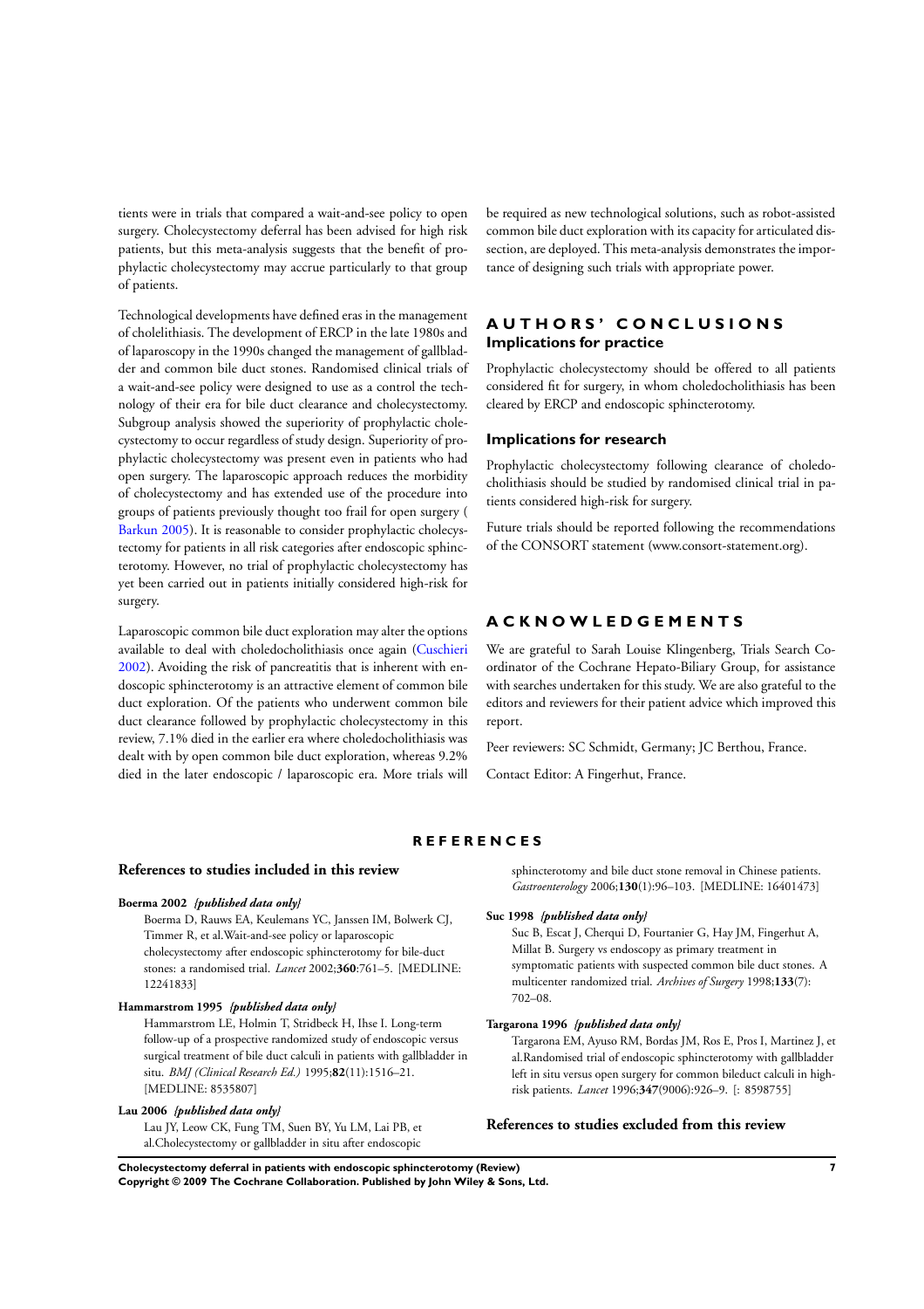tients were in trials that compared a wait-and-see policy to open surgery. Cholecystectomy deferral has been advised for high risk patients, but this meta-analysis suggests that the benefit of prophylactic cholecystectomy may accrue particularly to that group of patients.

Technological developments have defined eras in the management of cholelithiasis. The development of ERCP in the late 1980s and of laparoscopy in the 1990s changed the management of gallbladder and common bile duct stones. Randomised clinical trials of a wait-and-see policy were designed to use as a control the technology of their era for bile duct clearance and cholecystectomy. Subgroup analysis showed the superiority of prophylactic cholecystectomy to occur regardless of study design. Superiority of prophylactic cholecystectomy was present even in patients who had open surgery. The laparoscopic approach reduces the morbidity of cholecystectomy and has extended use of the procedure into groups of patients previously thought too frail for open surgery (Barkun 2005). It is reasonable to consider prophylactic cholecystectomy for patients in all risk categories after endoscopic sphincterotomy. However, no trial of prophylactic cholecystectomy has yet been carried out in patients initially considered high-risk for surgery.

Laparoscopic common bile duct exploration may alter the options available to deal with choledocholithiasis once again (Cuschieri 2002). Avoiding the risk of pancreatitis that is inherent with endoscopic sphincterotomy is an attractive element of common bile duct exploration. Of the patients who underwent common bile duct clearance followed by prophylactic cholecystectomy in this review, 7.1% died in the earlier era where choledocholithiasis was dealt with by open common bile duct exploration, whereas 9.2% died in the later endoscopic / laparoscopic era. More trials will be required as new technological solutions, such as robot-assisted common bile duct exploration with its capacity for articulated dissection, are deployed. This meta-analysis demonstrates the importance of designing such trials with appropriate power.

# AUTHORS' CONCLUSIONS

## Implications for practice

Prophylactic cholecystectomy should be offered to all patients considered fit for surgery, in whom choledocholithiasis has been cleared by ERCP and endoscopic sphincterotomy.

## Implications for research

Prophylactic cholecystectomy following clearance of choledocholithiasis should be studied by randomised clinical trial in patients considered high-risk for surgery.

Future trials should be reported following the recommendations of the CONSORT statement (www.consort-statement.org).

# ACKNOWLEDGEMENTS

We are grateful to Sarah Louise Klingenberg, Trials Search Coordinator of the Cochrane Hepato-Biliary Group, for assistance with searches undertaken for this study. We are also grateful to the editors and reviewers for their patient advice which improved this report.

Peer reviewers: SC Schmidt, Germany; JC Berthou, France.

Contact Editor: A Fingerhut, France.

# REFERENCES

## References to studies included in this review

**Boerma 2002** *{published data only}*

Boerma D, Rauws EA, Keulemans YC, Janssen IM, Bolwerk CJ, Timmer R, et al.Wait-and-see policy or laparoscopic cholecystectomy after endoscopic sphincterotomy for bile-duct stones: a randomised trial. *Lancet* 2002;**360**:761–5. [MEDLINE: 12241833]

**Hammarstrom 1995** *{published data only}*

Hammarstrom LE, Holmin T, Stridbeck H, Ihse I. Long-term follow-up of a prospective randomized study of endoscopic versus surgical treatment of bile duct calculi in patients with gallbladder in situ. *BMJ (Clinical Research Ed.)* 1995;**82**(11):1516–21. [MEDLINE: 8535807]

**Lau 2006** *{published data only}*

Lau JY, Leow CK, Fung TM, Suen BY, Yu LM, Lai PB, et al.Cholecystectomy or gallbladder in situ after endoscopic sphincterotomy and bile duct stone removal in Chinese patients. *Gastroenterology* 2006;**130**(1):96–103. [MEDLINE: 16401473]

**Suc 1998** *{published data only}*

Suc B, Escat J, Cherqui D, Fourtanier G, Hay JM, Fingerhut A, Millat B. Surgery vs endoscopy as primary treatment in symptomatic patients with suspected common bile duct stones. A multicenter randomized trial. *Archives of Surgery* 1998;**133**(7): 702–08.

**Targarona 1996** *{published data only}*

Targarona EM, Ayuso RM, Bordas JM, Ros E, Pros I, Martinez J, et al.Randomised trial of endoscopic sphincterotomy with gallbladder left in situ versus open surgery for common bileduct calculi in high-risk patients. *Lancet* 1996;**347**(9006):926–9. [: 8598755]

## References to studies excluded from this review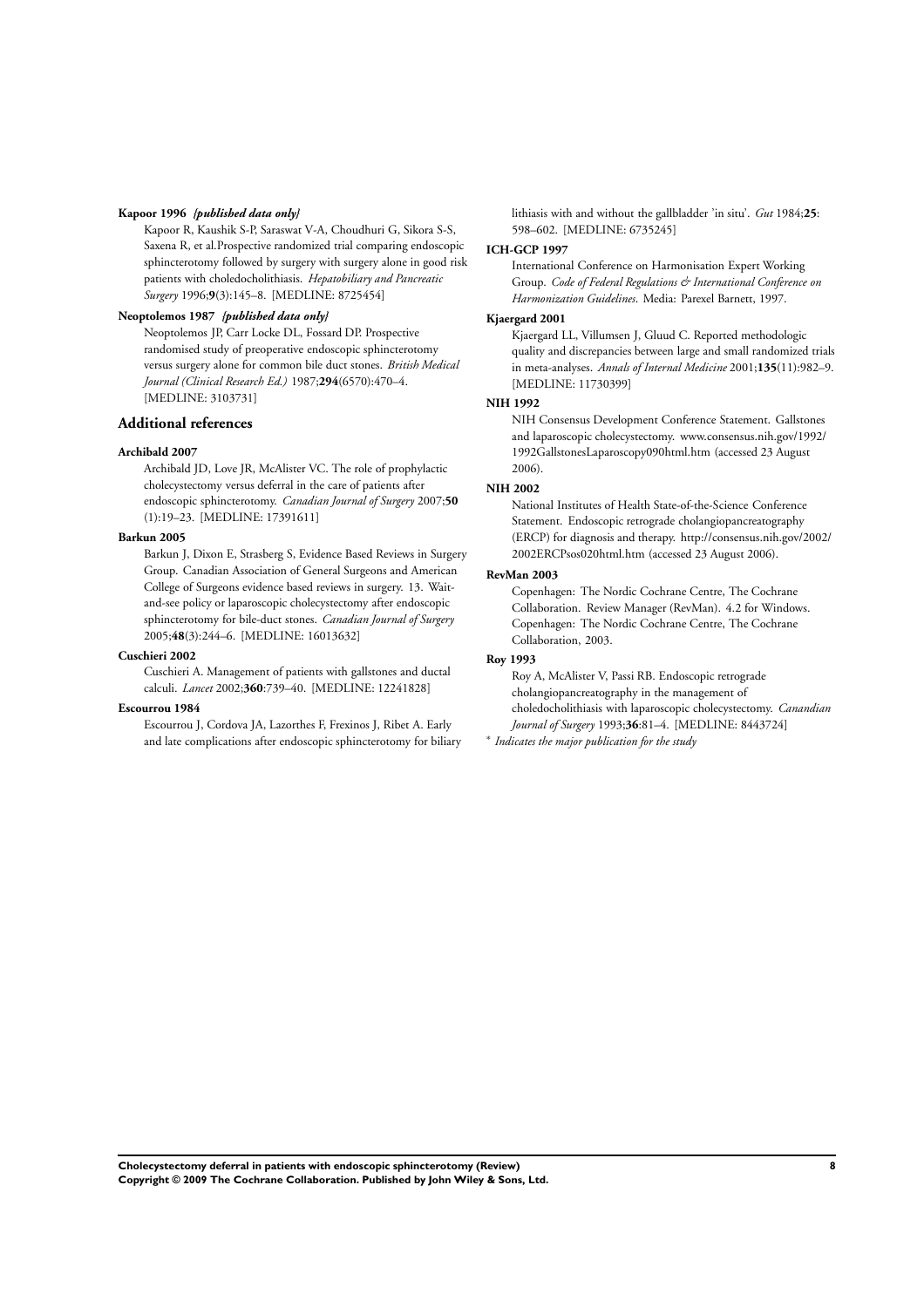**Kapoor 1996** *{published data only}*

Kapoor R, Kaushik S-P, Saraswat V-A, Choudhuri G, Sikora S-S, Saxena R, et al.Prospective randomized trial comparing endoscopic sphincterotomy followed by surgery with surgery alone in good risk patients with choledocholithiasis. *Hepatobiliary and Pancreatic Surgery* 1996;**9**(3):145–8. [MEDLINE: 8725454]

**Neoptolemos 1987** *{published data only}*

Neoptolemos JP, Carr Locke DL, Fossard DP. Prospective randomised study of preoperative endoscopic sphincterotomy versus surgery alone for common bile duct stones. *British Medical Journal (Clinical Research Ed.)* 1987;**294**(6570):470–4. [MEDLINE: 3103731]

## Additional references

**Archibald 2007**

Archibald JD, Love JR, McAlister VC. The role of prophylactic cholecystectomy versus deferral in the care of patients after endoscopic sphincterotomy. *Canadian Journal of Surgery* 2007;**50** (1):19–23. [MEDLINE: 17391611]

**Barkun 2005**

Barkun J, Dixon E, Strasberg S, Evidence Based Reviews in Surgery Group. Canadian Association of General Surgeons and American College of Surgeons evidence based reviews in surgery. 13. Wait-and-see policy or laparoscopic cholecystectomy after endoscopic sphincterotomy for bile-duct stones. *Canadian Journal of Surgery* 2005;**48**(3):244–6. [MEDLINE: 16013632]

**Cuschieri 2002**

Cuschieri A. Management of patients with gallstones and ductal calculi. *Lancet* 2002;**360**:739–40. [MEDLINE: 12241828]

**Escourrou 1984**

Escourrou J, Cordova JA, Lazorthes F, Frexinos J, Ribet A. Early and late complications after endoscopic sphincterotomy for biliary lithiasis with and without the gallbladder 'in situ'. *Gut* 1984;**25**: 598–602. [MEDLINE: 6735245]

**ICH-GCP 1997**

International Conference on Harmonisation Expert Working Group. *Code of Federal Regulations & International Conference on Harmonization Guidelines*. Media: Parexel Barnett, 1997.

**Kjaergard 2001**

Kjaergard LL, Villumsen J, Gluud C. Reported methodologic quality and discrepancies between large and small randomized trials in meta-analyses. *Annals of Internal Medicine* 2001;**135**(11):982–9. [MEDLINE: 11730399]

**NIH 1992**

NIH Consensus Development Conference Statement. Gallstones and laparoscopic cholecystectomy. www.consensus.nih.gov/1992/1992GallstonesLaparoscopy090html.htm (accessed 23 August 2006).

**NIH 2002**

National Institutes of Health State-of-the-Science Conference Statement. Endoscopic retrograde cholangiopancreatography (ERCP) for diagnosis and therapy. http://consensus.nih.gov/2002/2002ERCPsos020html.htm (accessed 23 August 2006).

**RevMan 2003**

Copenhagen: The Nordic Cochrane Centre, The Cochrane Collaboration. Review Manager (RevMan). 4.2 for Windows. Copenhagen: The Nordic Cochrane Centre, The Cochrane Collaboration, 2003.

**Roy 1993**

Roy A, McAlister V, Passi RB. Endoscopic retrograde cholangiopancreatography in the management of choledocholithiasis with laparoscopic cholecystectomy. *Canandian Journal of Surgery* 1993;**36**:81–4. [MEDLINE: 8443724]

* *Indicates the major publication for the study*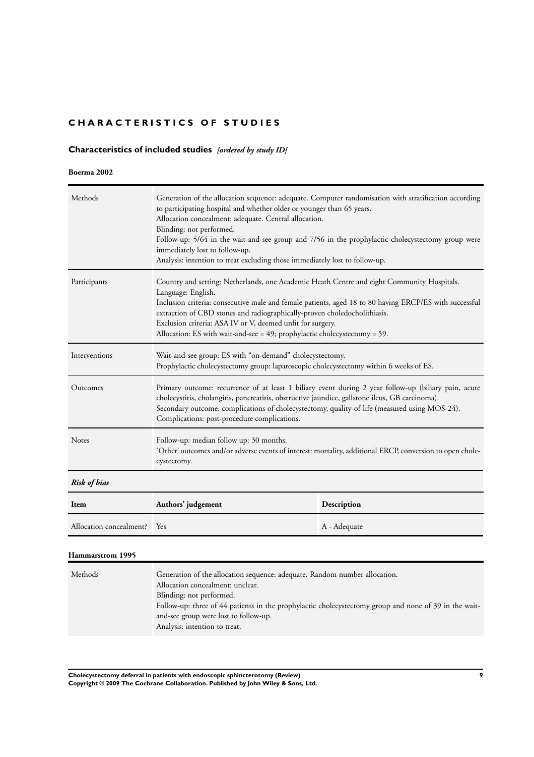# CHARACTERISTICS OF STUDIES

## Characteristics of included studies *[ordered by study ID]*

### Boerma 2002

| | |
|---|---|
| Methods | Generation of the allocation sequence: adequate. Computer randomisation with stratification according to participating hospital and whether older or younger than 65 years.<br>Allocation concealment: adequate. Central allocation.<br>Blinding: not performed.<br>Follow-up: 5/64 in the wait-and-see group and 7/56 in the prophylactic cholecystectomy group were immediately lost to follow-up.<br>Analysis: intention to treat excluding those immediately lost to follow-up. |
| Participants | Country and setting: Netherlands, one Academic Heath Centre and eight Community Hospitals.<br>Language: English.<br>Inclusion criteria: consecutive male and female patients, aged 18 to 80 having ERCP/ES with successful extraction of CBD stones and radiographically-proven choledocholithiasis.<br>Exclusion criteria: ASA IV or V, deemed unfit for surgery.<br>Allocation: ES with wait-and-see = 49; prophylactic cholecystectomy = 59. |
| Interventions | Wait-and-see group: ES with "on-demand" cholecystectomy.<br>Prophylactic cholecystectomy group: laparoscopic cholecystectomy within 6 weeks of ES. |
| Outcomes | Primary outcome: recurrence of at least 1 biliary event during 2 year follow-up (biliary pain, acute cholecystitis, cholangitis, pancreatitis, obstructive jaundice, gallstone ileus, GB carcinoma).<br>Secondary outcome: complications of cholecystectomy, quality-of-life (measured using MOS-24).<br>Complications: post-procedure complications. |
| Notes | Follow-up: median follow up: 30 months.<br>'Other' outcomes and/or adverse events of interest: mortality, additional ERCP, conversion to open cholecystectomy. |

*Risk of bias*

| Item | Authors' judgement | Description |
|---|---|---|
| Allocation concealment? | Yes | A - Adequate |

### Hammarstrom 1995

| | |
|---|---|
| Methods | Generation of the allocation sequence: adequate. Random number allocation.<br>Allocation concealment: unclear.<br>Blinding: not performed.<br>Follow-up: three of 44 patients in the prophylactic cholecystectomy group and none of 39 in the wait-and-see group were lost to follow-up.<br>Analysis: intention to treat. |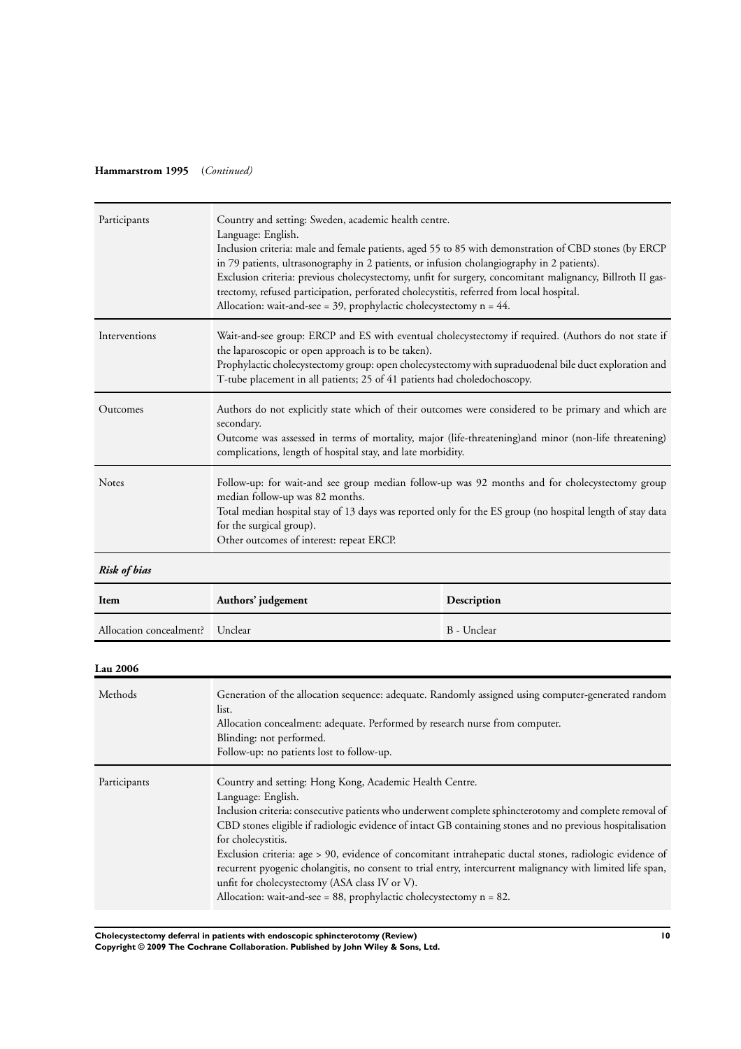**Hammarstrom 1995** (*Continued*)

| | |
|---|---|
| Participants | Country and setting: Sweden, academic health centre.<br>Language: English.<br>Inclusion criteria: male and female patients, aged 55 to 85 with demonstration of CBD stones (by ERCP in 79 patients, ultrasonography in 2 patients, or infusion cholangiography in 2 patients).<br>Exclusion criteria: previous cholecystectomy, unfit for surgery, concomitant malignancy, Billroth II gastrectomy, refused participation, perforated cholecystitis, referred from local hospital.<br>Allocation: wait-and-see = 39, prophylactic cholecystectomy n = 44. |
| Interventions | Wait-and-see group: ERCP and ES with eventual cholecystectomy if required. (Authors do not state if the laparoscopic or open approach is to be taken).<br>Prophylactic cholecystectomy group: open cholecystectomy with supraduodenal bile duct exploration and T-tube placement in all patients; 25 of 41 patients had choledochoscopy. |
| Outcomes | Authors do not explicitly state which of their outcomes were considered to be primary and which are secondary.<br>Outcome was assessed in terms of mortality, major (life-threatening)and minor (non-life threatening) complications, length of hospital stay, and late morbidity. |
| Notes | Follow-up: for wait-and see group median follow-up was 92 months and for cholecystectomy group median follow-up was 82 months.<br>Total median hospital stay of 13 days was reported only for the ES group (no hospital length of stay data for the surgical group).<br>Other outcomes of interest: repeat ERCP. |

*Risk of bias*

| Item | Authors' judgement | Description |
|---|---|---|
| Allocation concealment? | Unclear | B - Unclear |

**Lau 2006**

| | |
|---|---|
| Methods | Generation of the allocation sequence: adequate. Randomly assigned using computer-generated random list.<br>Allocation concealment: adequate. Performed by research nurse from computer.<br>Blinding: not performed.<br>Follow-up: no patients lost to follow-up. |
| Participants | Country and setting: Hong Kong, Academic Health Centre.<br>Language: English.<br>Inclusion criteria: consecutive patients who underwent complete sphincterotomy and complete removal of CBD stones eligible if radiologic evidence of intact GB containing stones and no previous hospitalisation for cholecystitis.<br>Exclusion criteria: age > 90, evidence of concomitant intrahepatic ductal stones, radiologic evidence of recurrent pyogenic cholangitis, no consent to trial entry, intercurrent malignancy with limited life span, unfit for cholecystectomy (ASA class IV or V).<br>Allocation: wait-and-see = 88, prophylactic cholecystectomy n = 82. |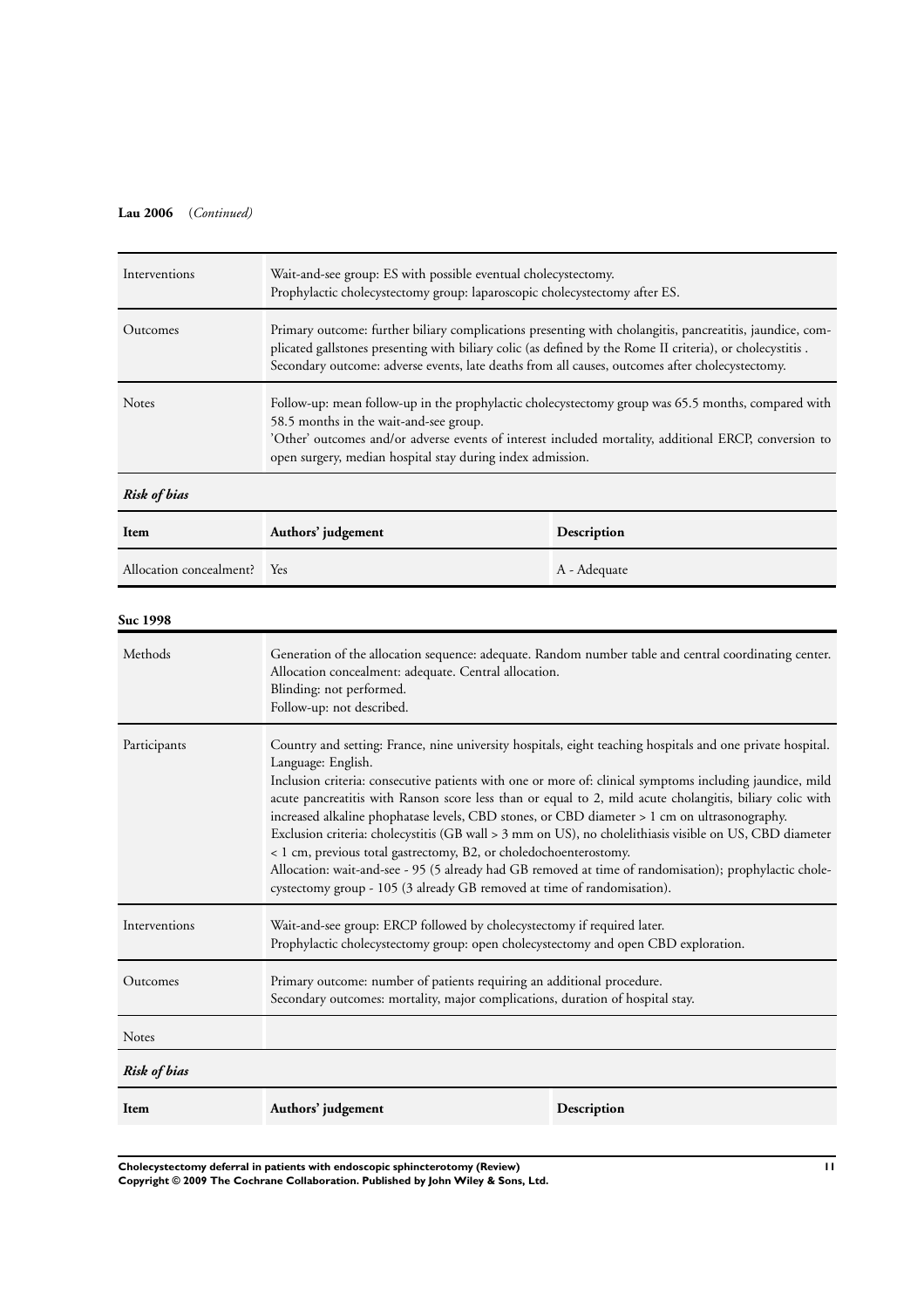**Lau 2006** (*Continued*)

| | |
|---|---|
| Interventions | Wait-and-see group: ES with possible eventual cholecystectomy.<br>Prophylactic cholecystectomy group: laparoscopic cholecystectomy after ES. |
| Outcomes | Primary outcome: further biliary complications presenting with cholangitis, pancreatitis, jaundice, complicated gallstones presenting with biliary colic (as defined by the Rome II criteria), or cholecystitis .<br>Secondary outcome: adverse events, late deaths from all causes, outcomes after cholecystectomy. |
| Notes | Follow-up: mean follow-up in the prophylactic cholecystectomy group was 65.5 months, compared with 58.5 months in the wait-and-see group.<br>'Other' outcomes and/or adverse events of interest included mortality, additional ERCP, conversion to open surgery, median hospital stay during index admission. |

*Risk of bias*

| Item | Authors' judgement | Description |
|---|---|---|
| Allocation concealment? | Yes | A - Adequate |

**Suc 1998**

| | |
|---|---|
| Methods | Generation of the allocation sequence: adequate. Random number table and central coordinating center.<br>Allocation concealment: adequate. Central allocation.<br>Blinding: not performed.<br>Follow-up: not described. |
| Participants | Country and setting: France, nine university hospitals, eight teaching hospitals and one private hospital.<br>Language: English.<br>Inclusion criteria: consecutive patients with one or more of: clinical symptoms including jaundice, mild acute pancreatitis with Ranson score less than or equal to 2, mild acute cholangitis, biliary colic with increased alkaline phophatase levels, CBD stones, or CBD diameter > 1 cm on ultrasonography.<br>Exclusion criteria: cholecystitis (GB wall > 3 mm on US), no cholelithiasis visible on US, CBD diameter < 1 cm, previous total gastrectomy, B2, or choledochoenterostomy.<br>Allocation: wait-and-see - 95 (5 already had GB removed at time of randomisation); prophylactic cholecystectomy group - 105 (3 already GB removed at time of randomisation). |
| Interventions | Wait-and-see group: ERCP followed by cholecystectomy if required later.<br>Prophylactic cholecystectomy group: open cholecystectomy and open CBD exploration. |
| Outcomes | Primary outcome: number of patients requiring an additional procedure.<br>Secondary outcomes: mortality, major complications, duration of hospital stay. |
| Notes | |

*Risk of bias*

| Item | Authors' judgement | Description |
|---|---|---|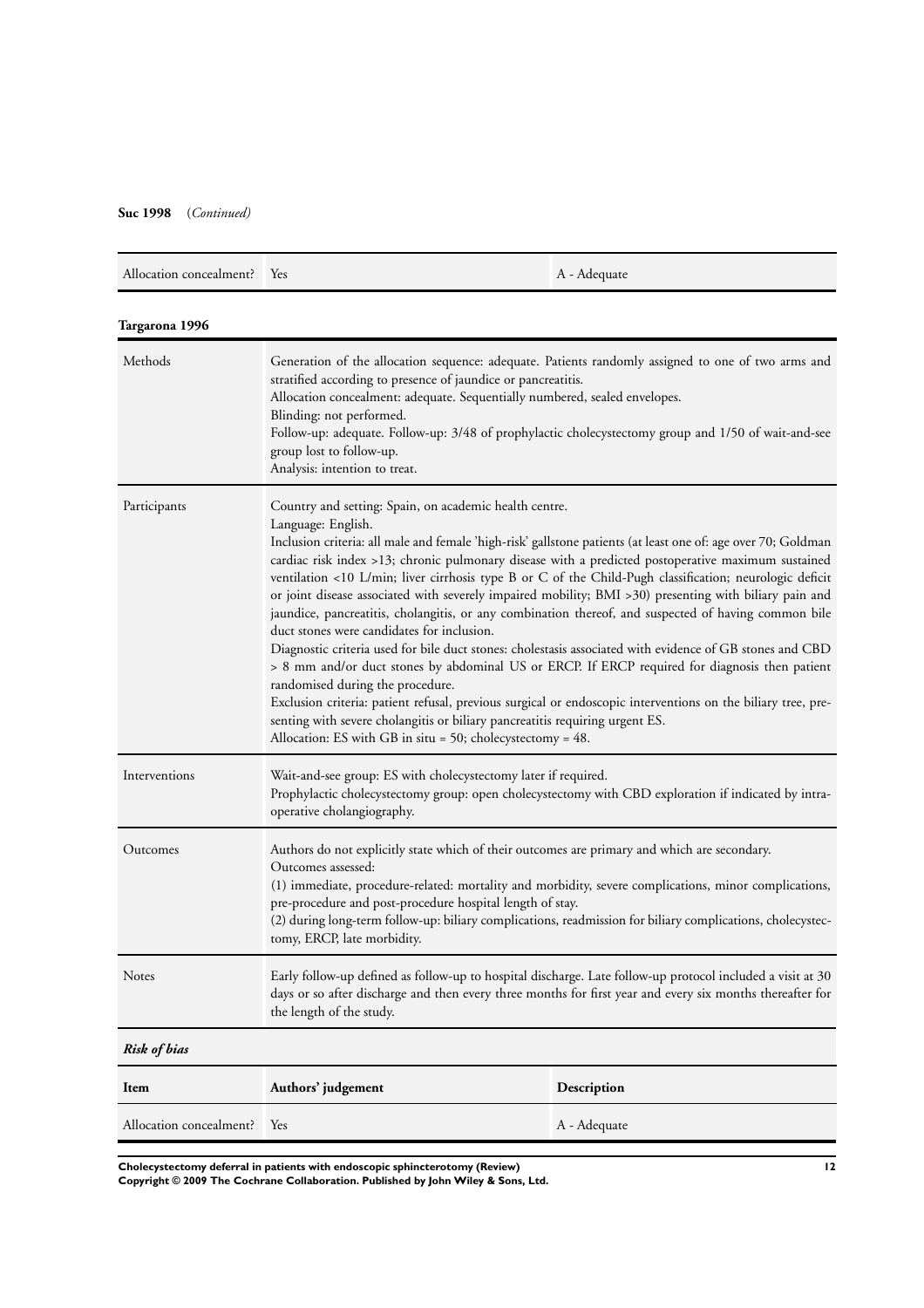**Suc 1998** (*Continued*)

| | | |
|---|---|---|
| Allocation concealment? | Yes | A - Adequate |

**Targarona 1996**

| | |
|---|---|
| Methods | Generation of the allocation sequence: adequate. Patients randomly assigned to one of two arms and stratified according to presence of jaundice or pancreatitis.<br>Allocation concealment: adequate. Sequentially numbered, sealed envelopes.<br>Blinding: not performed.<br>Follow-up: adequate. Follow-up: 3/48 of prophylactic cholecystectomy group and 1/50 of wait-and-see group lost to follow-up.<br>Analysis: intention to treat. |
| Participants | Country and setting: Spain, on academic health centre.<br>Language: English.<br>Inclusion criteria: all male and female 'high-risk' gallstone patients (at least one of: age over 70; Goldman cardiac risk index >13; chronic pulmonary disease with a predicted postoperative maximum sustained ventilation <10 L/min; liver cirrhosis type B or C of the Child-Pugh classification; neurologic deficit or joint disease associated with severely impaired mobility; BMI >30) presenting with biliary pain and jaundice, pancreatitis, cholangitis, or any combination thereof, and suspected of having common bile duct stones were candidates for inclusion.<br>Diagnostic criteria used for bile duct stones: cholestasis associated with evidence of GB stones and CBD > 8 mm and/or duct stones by abdominal US or ERCP. If ERCP required for diagnosis then patient randomised during the procedure.<br>Exclusion criteria: patient refusal, previous surgical or endoscopic interventions on the biliary tree, presenting with severe cholangitis or biliary pancreatitis requiring urgent ES.<br>Allocation: ES with GB in situ = 50; cholecystectomy = 48. |
| Interventions | Wait-and-see group: ES with cholecystectomy later if required.<br>Prophylactic cholecystectomy group: open cholecystectomy with CBD exploration if indicated by intraoperative cholangiography. |
| Outcomes | Authors do not explicitly state which of their outcomes are primary and which are secondary.<br>Outcomes assessed:<br>(1) immediate, procedure-related: mortality and morbidity, severe complications, minor complications, pre-procedure and post-procedure hospital length of stay.<br>(2) during long-term follow-up: biliary complications, readmission for biliary complications, cholecystectomy, ERCP, late morbidity. |
| Notes | Early follow-up defined as follow-up to hospital discharge. Late follow-up protocol included a visit at 30 days or so after discharge and then every three months for first year and every six months thereafter for the length of the study. |

***Risk of bias***

| Item | Authors' judgement | Description |
|---|---|---|
| Allocation concealment? | Yes | A - Adequate |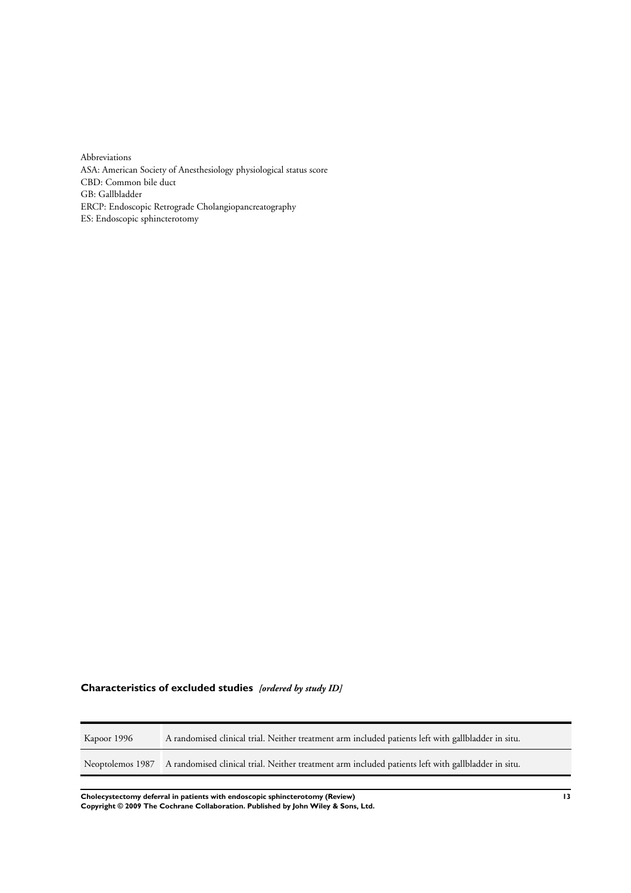Abbreviations
ASA: American Society of Anesthesiology physiological status score
CBD: Common bile duct
GB: Gallbladder
ERCP: Endoscopic Retrograde Cholangiopancreatography
ES: Endoscopic sphincterotomy

## Characteristics of excluded studies *[ordered by study ID]*

| Study | Reason for exclusion |
|---|---|
| Kapoor 1996 | A randomised clinical trial. Neither treatment arm included patients left with gallbladder in situ. |
| Neoptolemos 1987 | A randomised clinical trial. Neither treatment arm included patients left with gallbladder in situ. |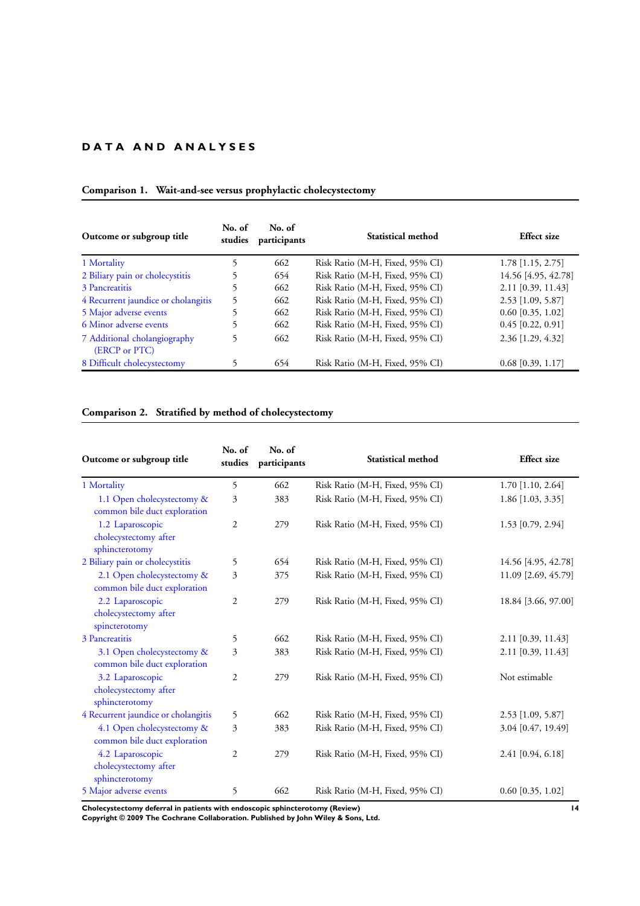# DATA AND ANALYSES

**Comparison 1. Wait-and-see versus prophylactic cholecystectomy**

| Outcome or subgroup title | No. of studies | No. of participants | Statistical method | Effect size |
|---|---|---|---|---|
| 1 Mortality | 5 | 662 | Risk Ratio (M-H, Fixed, 95% CI) | 1.78 [1.15, 2.75] |
| 2 Biliary pain or cholecystitis | 5 | 654 | Risk Ratio (M-H, Fixed, 95% CI) | 14.56 [4.95, 42.78] |
| 3 Pancreatitis | 5 | 662 | Risk Ratio (M-H, Fixed, 95% CI) | 2.11 [0.39, 11.43] |
| 4 Recurrent jaundice or cholangitis | 5 | 662 | Risk Ratio (M-H, Fixed, 95% CI) | 2.53 [1.09, 5.87] |
| 5 Major adverse events | 5 | 662 | Risk Ratio (M-H, Fixed, 95% CI) | 0.60 [0.35, 1.02] |
| 6 Minor adverse events | 5 | 662 | Risk Ratio (M-H, Fixed, 95% CI) | 0.45 [0.22, 0.91] |
| 7 Additional cholangiography (ERCP or PTC) | 5 | 662 | Risk Ratio (M-H, Fixed, 95% CI) | 2.36 [1.29, 4.32] |
| 8 Difficult cholecystectomy | 5 | 654 | Risk Ratio (M-H, Fixed, 95% CI) | 0.68 [0.39, 1.17] |

**Comparison 2. Stratified by method of cholecystectomy**

| Outcome or subgroup title | No. of studies | No. of participants | Statistical method | Effect size |
|---|---|---|---|---|
| 1 Mortality | 5 | 662 | Risk Ratio (M-H, Fixed, 95% CI) | 1.70 [1.10, 2.64] |
| 1.1 Open cholecystectomy & common bile duct exploration | 3 | 383 | Risk Ratio (M-H, Fixed, 95% CI) | 1.86 [1.03, 3.35] |
| 1.2 Laparoscopic cholecystectomy after sphincterotomy | 2 | 279 | Risk Ratio (M-H, Fixed, 95% CI) | 1.53 [0.79, 2.94] |
| 2 Biliary pain or cholecystitis | 5 | 654 | Risk Ratio (M-H, Fixed, 95% CI) | 14.56 [4.95, 42.78] |
| 2.1 Open cholecystectomy & common bile duct exploration | 3 | 375 | Risk Ratio (M-H, Fixed, 95% CI) | 11.09 [2.69, 45.79] |
| 2.2 Laparoscopic cholecystectomy after spincterotomy | 2 | 279 | Risk Ratio (M-H, Fixed, 95% CI) | 18.84 [3.66, 97.00] |
| 3 Pancreatitis | 5 | 662 | Risk Ratio (M-H, Fixed, 95% CI) | 2.11 [0.39, 11.43] |
| 3.1 Open cholecystectomy & common bile duct exploration | 3 | 383 | Risk Ratio (M-H, Fixed, 95% CI) | 2.11 [0.39, 11.43] |
| 3.2 Laparoscopic cholecystectomy after sphincterotomy | 2 | 279 | Risk Ratio (M-H, Fixed, 95% CI) | Not estimable |
| 4 Recurrent jaundice or cholangitis | 5 | 662 | Risk Ratio (M-H, Fixed, 95% CI) | 2.53 [1.09, 5.87] |
| 4.1 Open cholecystectomy & common bile duct exploration | 3 | 383 | Risk Ratio (M-H, Fixed, 95% CI) | 3.04 [0.47, 19.49] |
| 4.2 Laparoscopic cholecystectomy after sphincterotomy | 2 | 279 | Risk Ratio (M-H, Fixed, 95% CI) | 2.41 [0.94, 6.18] |
| 5 Major adverse events | 5 | 662 | Risk Ratio (M-H, Fixed, 95% CI) | 0.60 [0.35, 1.02] |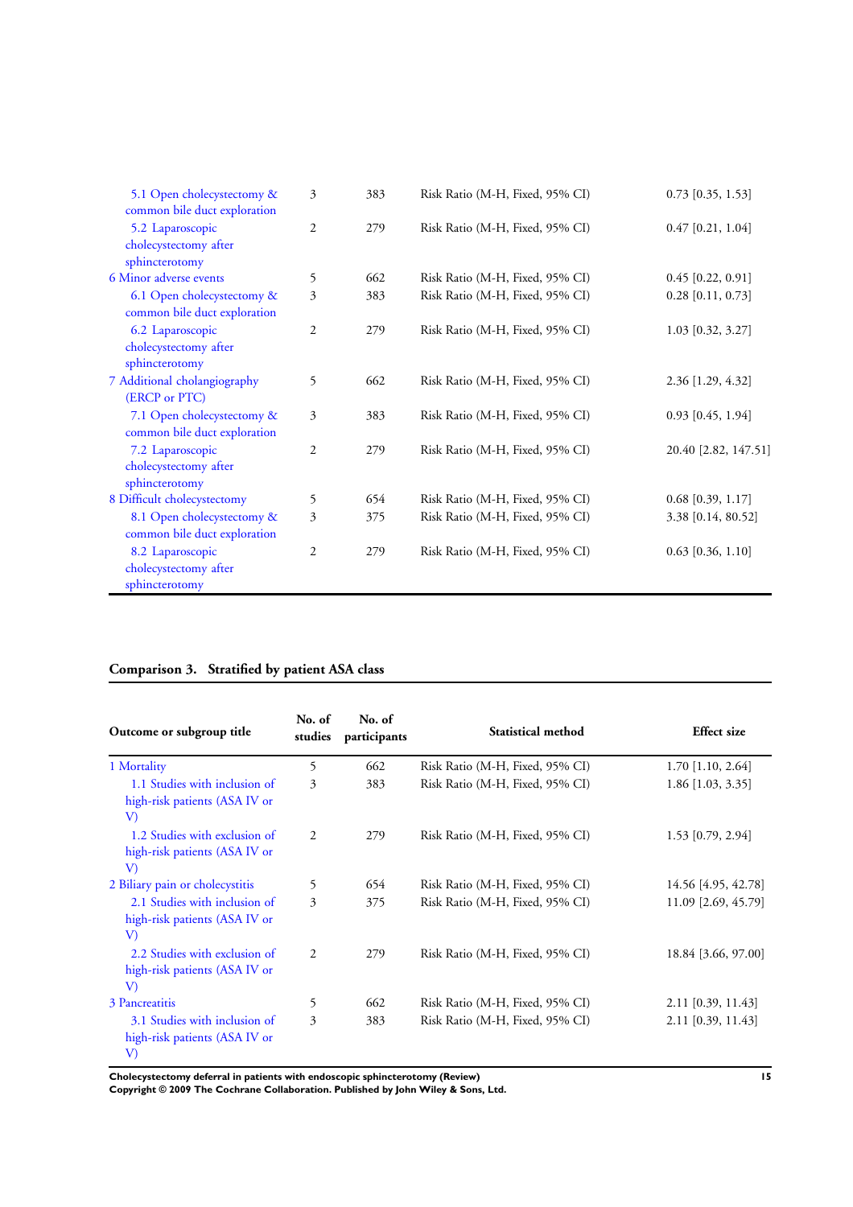| Outcome or subgroup title | No. of studies | No. of participants | Statistical method | Effect size |
|---|---|---|---|---|
| 5.1 Open cholecystectomy & common bile duct exploration | 3 | 383 | Risk Ratio (M-H, Fixed, 95% CI) | 0.73 [0.35, 1.53] |
| 5.2 Laparoscopic cholecystectomy after sphincterotomy | 2 | 279 | Risk Ratio (M-H, Fixed, 95% CI) | 0.47 [0.21, 1.04] |
| 6 Minor adverse events | 5 | 662 | Risk Ratio (M-H, Fixed, 95% CI) | 0.45 [0.22, 0.91] |
| 6.1 Open cholecystectomy & common bile duct exploration | 3 | 383 | Risk Ratio (M-H, Fixed, 95% CI) | 0.28 [0.11, 0.73] |
| 6.2 Laparoscopic cholecystectomy after sphincterotomy | 2 | 279 | Risk Ratio (M-H, Fixed, 95% CI) | 1.03 [0.32, 3.27] |
| 7 Additional cholangiography (ERCP or PTC) | 5 | 662 | Risk Ratio (M-H, Fixed, 95% CI) | 2.36 [1.29, 4.32] |
| 7.1 Open cholecystectomy & common bile duct exploration | 3 | 383 | Risk Ratio (M-H, Fixed, 95% CI) | 0.93 [0.45, 1.94] |
| 7.2 Laparoscopic cholecystectomy after sphincterotomy | 2 | 279 | Risk Ratio (M-H, Fixed, 95% CI) | 20.40 [2.82, 147.51] |
| 8 Difficult cholecystectomy | 5 | 654 | Risk Ratio (M-H, Fixed, 95% CI) | 0.68 [0.39, 1.17] |
| 8.1 Open cholecystectomy & common bile duct exploration | 3 | 375 | Risk Ratio (M-H, Fixed, 95% CI) | 3.38 [0.14, 80.52] |
| 8.2 Laparoscopic cholecystectomy after sphincterotomy | 2 | 279 | Risk Ratio (M-H, Fixed, 95% CI) | 0.63 [0.36, 1.10] |

**Comparison 3. Stratified by patient ASA class**

| Outcome or subgroup title | No. of studies | No. of participants | Statistical method | Effect size |
|---|---|---|---|---|
| 1 Mortality | 5 | 662 | Risk Ratio (M-H, Fixed, 95% CI) | 1.70 [1.10, 2.64] |
| 1.1 Studies with inclusion of high-risk patients (ASA IV or V) | 3 | 383 | Risk Ratio (M-H, Fixed, 95% CI) | 1.86 [1.03, 3.35] |
| 1.2 Studies with exclusion of high-risk patients (ASA IV or V) | 2 | 279 | Risk Ratio (M-H, Fixed, 95% CI) | 1.53 [0.79, 2.94] |
| 2 Biliary pain or cholecystitis | 5 | 654 | Risk Ratio (M-H, Fixed, 95% CI) | 14.56 [4.95, 42.78] |
| 2.1 Studies with inclusion of high-risk patients (ASA IV or V) | 3 | 375 | Risk Ratio (M-H, Fixed, 95% CI) | 11.09 [2.69, 45.79] |
| 2.2 Studies with exclusion of high-risk patients (ASA IV or V) | 2 | 279 | Risk Ratio (M-H, Fixed, 95% CI) | 18.84 [3.66, 97.00] |
| 3 Pancreatitis | 5 | 662 | Risk Ratio (M-H, Fixed, 95% CI) | 2.11 [0.39, 11.43] |
| 3.1 Studies with inclusion of high-risk patients (ASA IV or V) | 3 | 383 | Risk Ratio (M-H, Fixed, 95% CI) | 2.11 [0.39, 11.43] |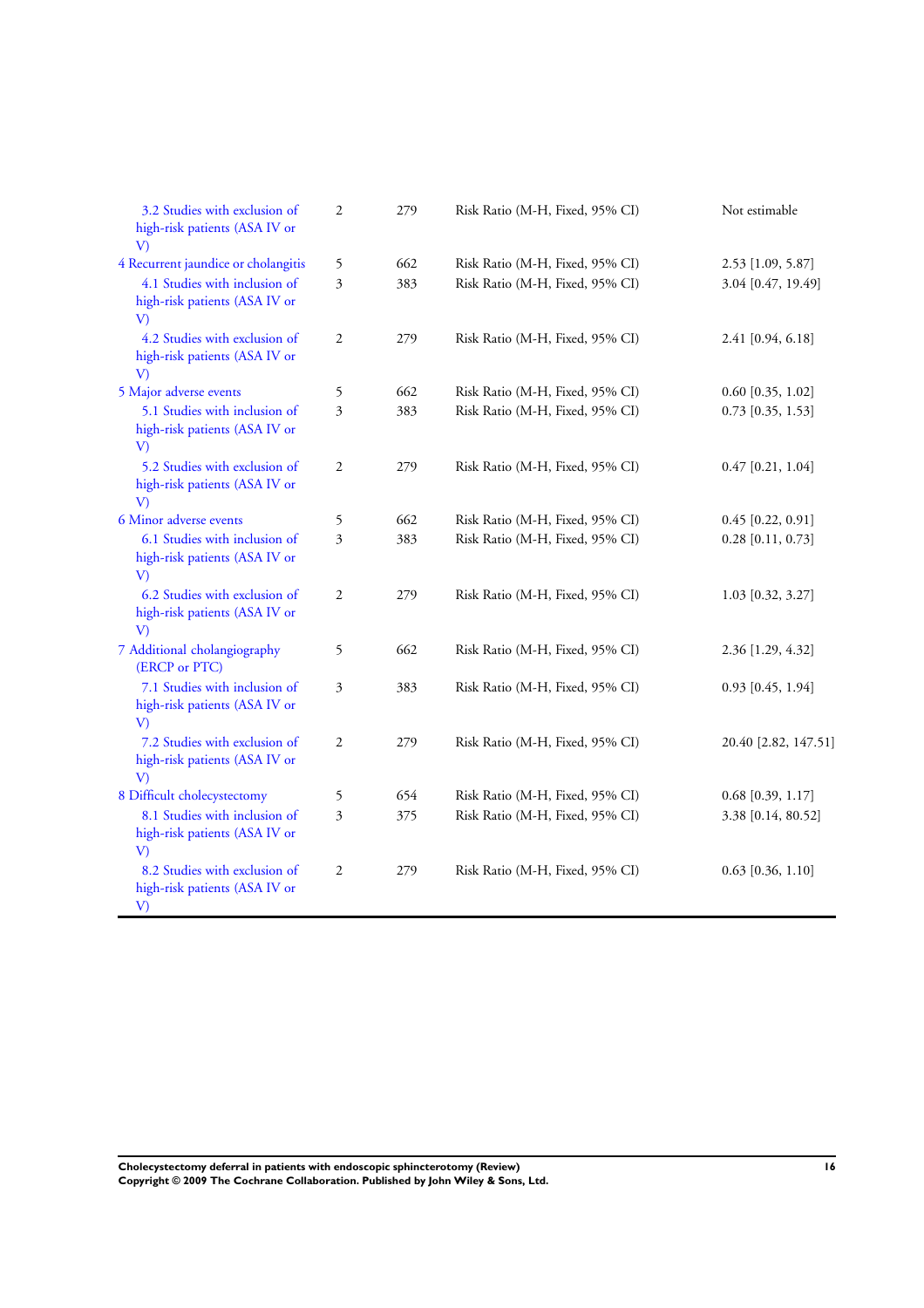| | | | | |
|---|---|---|---|---|
| 3.2 Studies with exclusion of high-risk patients (ASA IV or V) | 2 | 279 | Risk Ratio (M-H, Fixed, 95% CI) | Not estimable |
| 4 Recurrent jaundice or cholangitis | 5 | 662 | Risk Ratio (M-H, Fixed, 95% CI) | 2.53 [1.09, 5.87] |
| 4.1 Studies with inclusion of high-risk patients (ASA IV or V) | 3 | 383 | Risk Ratio (M-H, Fixed, 95% CI) | 3.04 [0.47, 19.49] |
| 4.2 Studies with exclusion of high-risk patients (ASA IV or V) | 2 | 279 | Risk Ratio (M-H, Fixed, 95% CI) | 2.41 [0.94, 6.18] |
| 5 Major adverse events | 5 | 662 | Risk Ratio (M-H, Fixed, 95% CI) | 0.60 [0.35, 1.02] |
| 5.1 Studies with inclusion of high-risk patients (ASA IV or V) | 3 | 383 | Risk Ratio (M-H, Fixed, 95% CI) | 0.73 [0.35, 1.53] |
| 5.2 Studies with exclusion of high-risk patients (ASA IV or V) | 2 | 279 | Risk Ratio (M-H, Fixed, 95% CI) | 0.47 [0.21, 1.04] |
| 6 Minor adverse events | 5 | 662 | Risk Ratio (M-H, Fixed, 95% CI) | 0.45 [0.22, 0.91] |
| 6.1 Studies with inclusion of high-risk patients (ASA IV or V) | 3 | 383 | Risk Ratio (M-H, Fixed, 95% CI) | 0.28 [0.11, 0.73] |
| 6.2 Studies with exclusion of high-risk patients (ASA IV or V) | 2 | 279 | Risk Ratio (M-H, Fixed, 95% CI) | 1.03 [0.32, 3.27] |
| 7 Additional cholangiography (ERCP or PTC) | 5 | 662 | Risk Ratio (M-H, Fixed, 95% CI) | 2.36 [1.29, 4.32] |
| 7.1 Studies with inclusion of high-risk patients (ASA IV or V) | 3 | 383 | Risk Ratio (M-H, Fixed, 95% CI) | 0.93 [0.45, 1.94] |
| 7.2 Studies with exclusion of high-risk patients (ASA IV or V) | 2 | 279 | Risk Ratio (M-H, Fixed, 95% CI) | 20.40 [2.82, 147.51] |
| 8 Difficult cholecystectomy | 5 | 654 | Risk Ratio (M-H, Fixed, 95% CI) | 0.68 [0.39, 1.17] |
| 8.1 Studies with inclusion of high-risk patients (ASA IV or V) | 3 | 375 | Risk Ratio (M-H, Fixed, 95% CI) | 3.38 [0.14, 80.52] |
| 8.2 Studies with exclusion of high-risk patients (ASA IV or V) | 2 | 279 | Risk Ratio (M-H, Fixed, 95% CI) | 0.63 [0.36, 1.10] |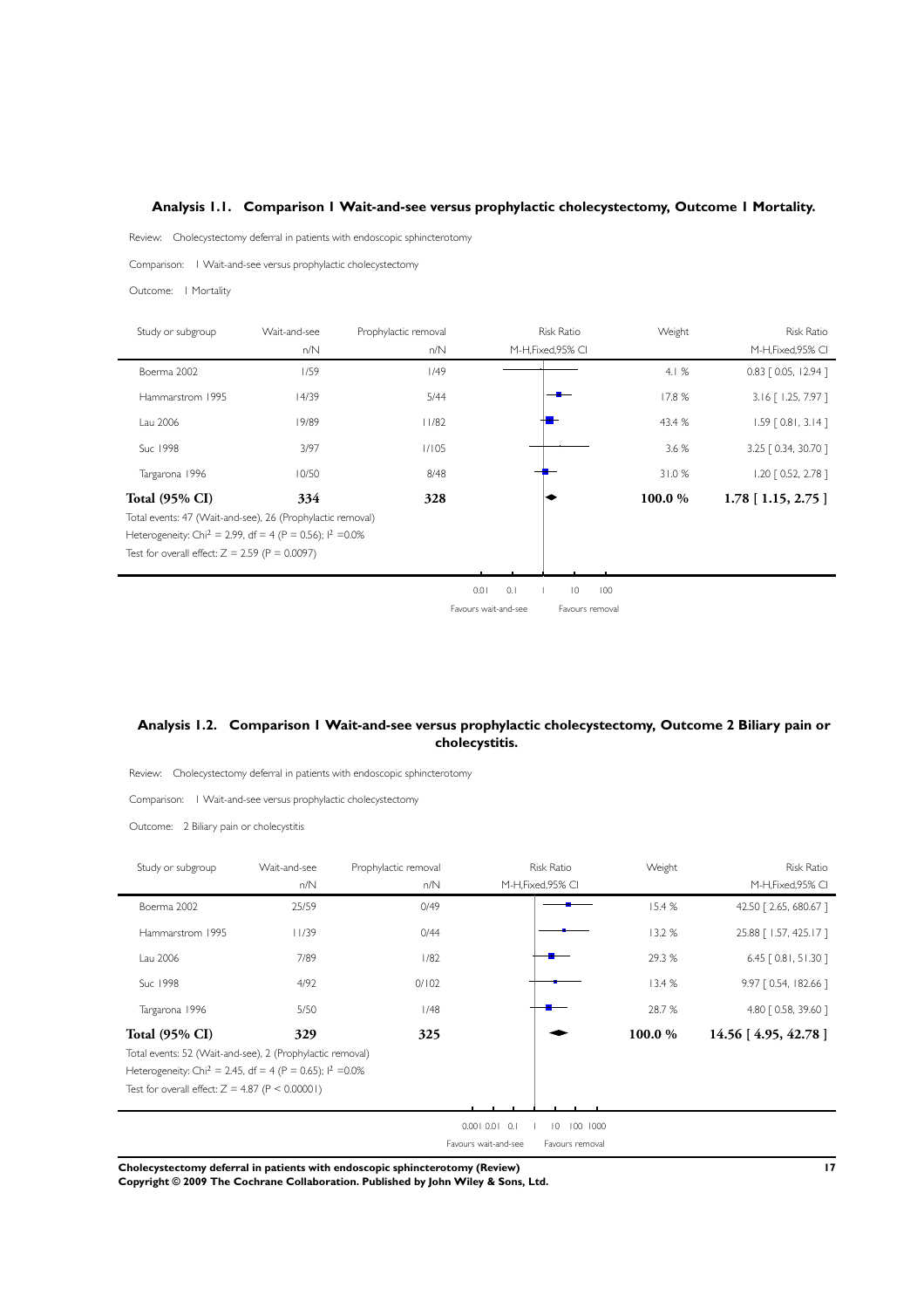### Analysis 1.1. Comparison 1 Wait-and-see versus prophylactic cholecystectomy, Outcome 1 Mortality.

Review: Cholecystectomy deferral in patients with endoscopic sphincterotomy

Comparison: 1 Wait-and-see versus prophylactic cholecystectomy

Outcome: 1 Mortality

| Study or subgroup | Wait-and-see n/N | Prophylactic removal n/N | Risk Ratio M-H,Fixed,95% CI | Weight | Risk Ratio M-H,Fixed,95% CI |
|---|---|---|---|---|---|
| Boerma 2002 | 1/59 | 1/49 | | 4.1 % | 0.83 [ 0.05, 12.94 ] |
| Hammarstrom 1995 | 14/39 | 5/44 | | 17.8 % | 3.16 [ 1.25, 7.97 ] |
| Lau 2006 | 19/89 | 11/82 | | 43.4 % | 1.59 [ 0.81, 3.14 ] |
| Suc 1998 | 3/97 | 1/105 | | 3.6 % | 3.25 [ 0.34, 30.70 ] |
| Targarona 1996 | 10/50 | 8/48 | | 31.0 % | 1.20 [ 0.52, 2.78 ] |
| **Total (95% CI)** | **334** | **328** | | **100.0 %** | **1.78 [ 1.15, 2.75 ]** |

Total events: 47 (Wait-and-see), 26 (Prophylactic removal)

Heterogeneity: $Chi^2 = 2.99$, df = 4 ($P = 0.56$); $I^2 = 0.0\%$

Test for overall effect: $Z = 2.59$ ($P = 0.0097$)

0.01 0.1 1 10 100

Favours wait-and-see Favours removal

### Analysis 1.2. Comparison 1 Wait-and-see versus prophylactic cholecystectomy, Outcome 2 Biliary pain or cholecystitis.

Review: Cholecystectomy deferral in patients with endoscopic sphincterotomy

Comparison: 1 Wait-and-see versus prophylactic cholecystectomy

Outcome: 2 Biliary pain or cholecystitis

| Study or subgroup | Wait-and-see n/N | Prophylactic removal n/N | Risk Ratio M-H,Fixed,95% CI | Weight | Risk Ratio M-H,Fixed,95% CI |
|---|---|---|---|---|---|
| Boerma 2002 | 25/59 | 0/49 | | 15.4 % | 42.50 [ 2.65, 680.67 ] |
| Hammarstrom 1995 | 11/39 | 0/44 | | 13.2 % | 25.88 [ 1.57, 425.17 ] |
| Lau 2006 | 7/89 | 1/82 | | 29.3 % | 6.45 [ 0.81, 51.30 ] |
| Suc 1998 | 4/92 | 0/102 | | 13.4 % | 9.97 [ 0.54, 182.66 ] |
| Targarona 1996 | 5/50 | 1/48 | | 28.7 % | 4.80 [ 0.58, 39.60 ] |
| **Total (95% CI)** | **329** | **325** | | **100.0 %** | **14.56 [ 4.95, 42.78 ]** |

Total events: 52 (Wait-and-see), 2 (Prophylactic removal)

Heterogeneity: $Chi^2 = 2.45$, df = 4 ($P = 0.65$); $I^2 = 0.0\%$

Test for overall effect: $Z = 4.87$ ($P < 0.00001$)

0.001 0.01 0.1 1 10 100 1000

Favours wait-and-see Favours removal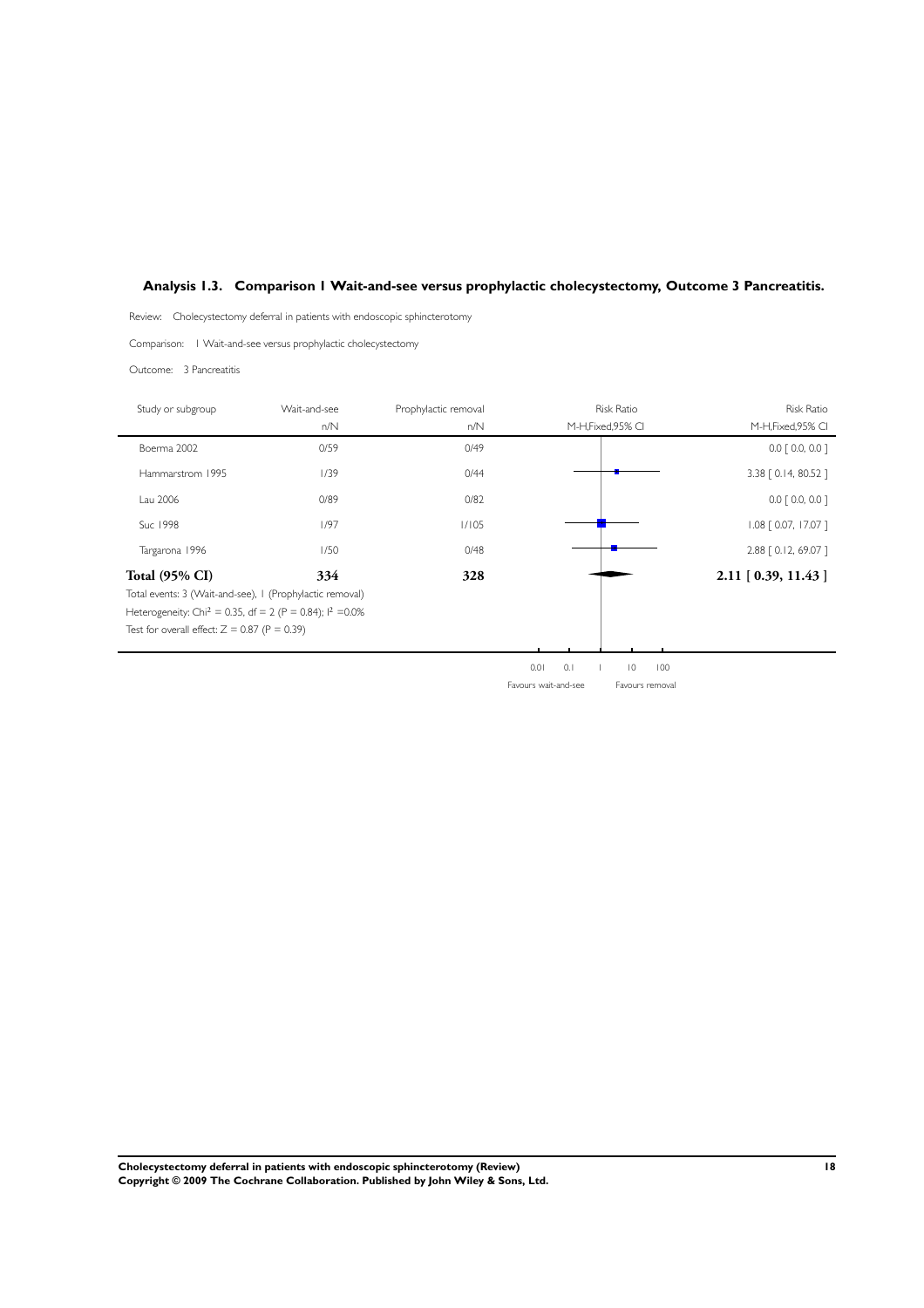### Analysis 1.3. Comparison 1 Wait-and-see versus prophylactic cholecystectomy, Outcome 3 Pancreatitis.

Review: Cholecystectomy deferral in patients with endoscopic sphincterotomy

Comparison: 1 Wait-and-see versus prophylactic cholecystectomy

Outcome: 3 Pancreatitis

| Study or subgroup | Wait-and-see n/N | Prophylactic removal n/N | Risk Ratio M-H,Fixed,95% CI | Risk Ratio M-H,Fixed,95% CI |
|---|---|---|---|---|
| Boerma 2002 | 0/59 | 0/49 | | 0.0 [ 0.0, 0.0 ] |
| Hammarstrom 1995 | 1/39 | 0/44 | | 3.38 [ 0.14, 80.52 ] |
| Lau 2006 | 0/89 | 0/82 | | 0.0 [ 0.0, 0.0 ] |
| Suc 1998 | 1/97 | 1/105 | | 1.08 [ 0.07, 17.07 ] |
| Targarona 1996 | 1/50 | 0/48 | | 2.88 [ 0.12, 69.07 ] |
| **Total (95% CI)** | **334** | **328** | | **2.11 [ 0.39, 11.43 ]** |

Total events: 3 (Wait-and-see), 1 (Prophylactic removal)

Heterogeneity: $Chi^2 = 0.35$, df = 2 (P = 0.84); $I^2 = 0.0\%$

Test for overall effect: Z = 0.87 (P = 0.39)

0.01 0.1 1 10 100

Favours wait-and-see Favours removal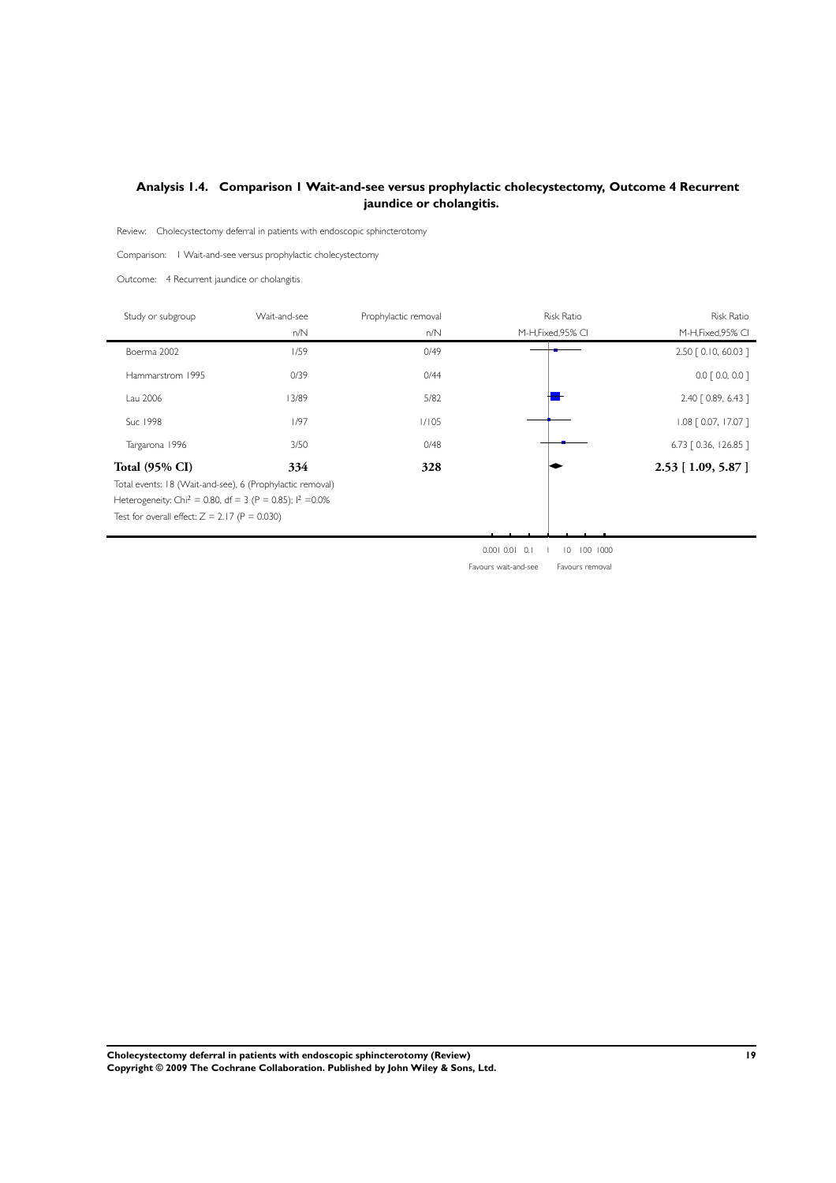## Analysis 1.4. Comparison 1 Wait-and-see versus prophylactic cholecystectomy, Outcome 4 Recurrent jaundice or cholangitis.

Review: Cholecystectomy deferral in patients with endoscopic sphincterotomy

Comparison: 1 Wait-and-see versus prophylactic cholecystectomy

Outcome: 4 Recurrent jaundice or cholangitis

| Study or subgroup | Wait-and-see n/N | Prophylactic removal n/N | Risk Ratio M-H,Fixed,95% CI |
|---|---|---|---|
| Boerma 2002 | 1/59 | 0/49 | 2.50 [ 0.10, 60.03 ] |
| Hammarstrom 1995 | 0/39 | 0/44 | 0.0 [ 0.0, 0.0 ] |
| Lau 2006 | 13/89 | 5/82 | 2.40 [ 0.89, 6.43 ] |
| Suc 1998 | 1/97 | 1/105 | 1.08 [ 0.07, 17.07 ] |
| Targarona 1996 | 3/50 | 0/48 | 6.73 [ 0.36, 126.85 ] |
| **Total (95% CI)** | **334** | **328** | **2.53 [ 1.09, 5.87 ]** |

Total events: 18 (Wait-and-see), 6 (Prophylactic removal)

Heterogeneity: $Chi^2 = 0.80$, df = 3 (P = 0.85); $I^2 = 0.0\%$

Test for overall effect: Z = 2.17 (P = 0.030)

0.001 0.01 0.1 1 10 100 1000

Favours wait-and-see Favours removal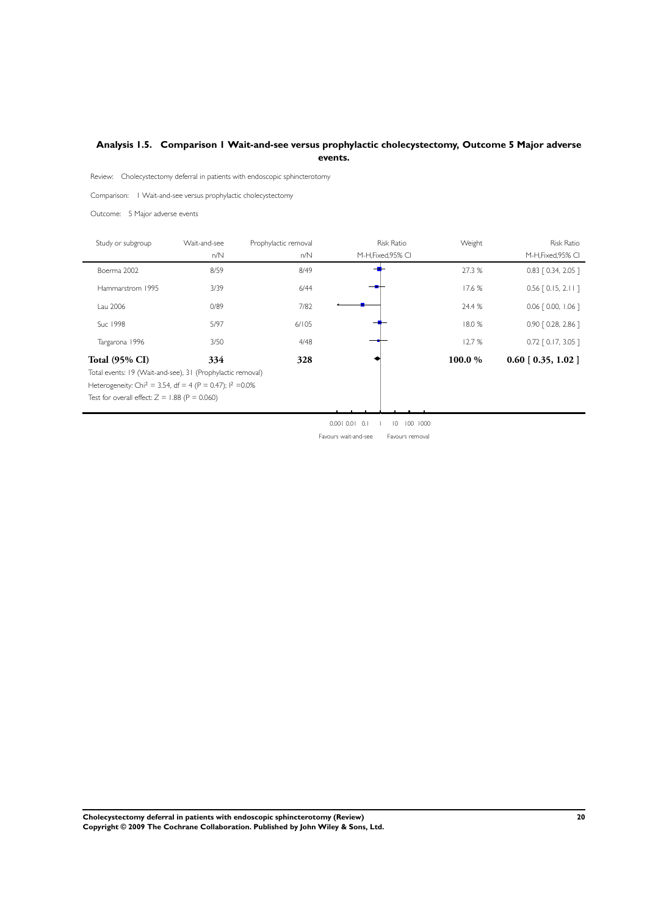## Analysis 1.5. Comparison 1 Wait-and-see versus prophylactic cholecystectomy, Outcome 5 Major adverse events.

Review: Cholecystectomy deferral in patients with endoscopic sphincterotomy

Comparison: 1 Wait-and-see versus prophylactic cholecystectomy

Outcome: 5 Major adverse events

| Study or subgroup | Wait-and-see n/N | Prophylactic removal n/N | Risk Ratio M-H,Fixed,95% CI | Weight | Risk Ratio M-H,Fixed,95% CI |
|---|---|---|---|---|---|
| Boerma 2002 | 8/59 | 8/49 | | 27.3 % | 0.83 [ 0.34, 2.05 ] |
| Hammarstrom 1995 | 3/39 | 6/44 | | 17.6 % | 0.56 [ 0.15, 2.11 ] |
| Lau 2006 | 0/89 | 7/82 | | 24.4 % | 0.06 [ 0.00, 1.06 ] |
| Suc 1998 | 5/97 | 6/105 | | 18.0 % | 0.90 [ 0.28, 2.86 ] |
| Targarona 1996 | 3/50 | 4/48 | | 12.7 % | 0.72 [ 0.17, 3.05 ] |
| **Total (95% CI)** | **334** | **328** | | **100.0 %** | **0.60 [ 0.35, 1.02 ]** |

Total events: 19 (Wait-and-see), 31 (Prophylactic removal)

Heterogeneity: $Chi^2 = 3.54$, df = 4 (P = 0.47); $I^2 = 0.0\%$

Test for overall effect: Z = 1.88 (P = 0.060)

0.001 0.01 0.1 1 10 100 1000

Favours wait-and-see | Favours removal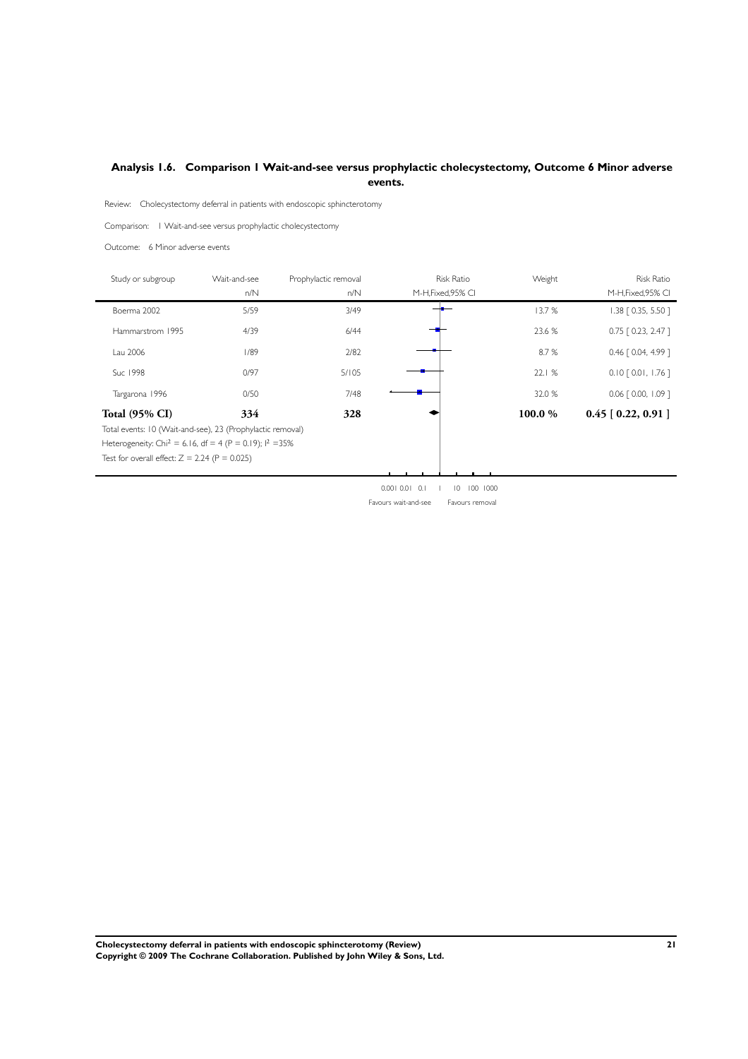## Analysis 1.6. Comparison 1 Wait-and-see versus prophylactic cholecystectomy, Outcome 6 Minor adverse events.

Review: Cholecystectomy deferral in patients with endoscopic sphincterotomy

Comparison: 1 Wait-and-see versus prophylactic cholecystectomy

Outcome: 6 Minor adverse events

| Study or subgroup | Wait-and-see n/N | Prophylactic removal n/N | Risk Ratio M-H,Fixed,95% CI | Weight | Risk Ratio M-H,Fixed,95% CI |
|---|---|---|---|---|---|
| Boerma 2002 | 5/59 | 3/49 | | 13.7 % | 1.38 [ 0.35, 5.50 ] |
| Hammarstrom 1995 | 4/39 | 6/44 | | 23.6 % | 0.75 [ 0.23, 2.47 ] |
| Lau 2006 | 1/89 | 2/82 | | 8.7 % | 0.46 [ 0.04, 4.99 ] |
| Suc 1998 | 0/97 | 5/105 | | 22.1 % | 0.10 [ 0.01, 1.76 ] |
| Targarona 1996 | 0/50 | 7/48 | | 32.0 % | 0.06 [ 0.00, 1.09 ] |
| **Total (95% CI)** | **334** | **328** | | **100.0 %** | **0.45 [ 0.22, 0.91 ]** |

Total events: 10 (Wait-and-see), 23 (Prophylactic removal)

Heterogeneity: $Chi^2 = 6.16$, $df = 4$ ($P = 0.19$); $I^2 = 35\%$

Test for overall effect: $Z = 2.24$ ($P = 0.025$)

0.001 0.01 0.1 1 10 100 1000

Favours wait-and-see Favours removal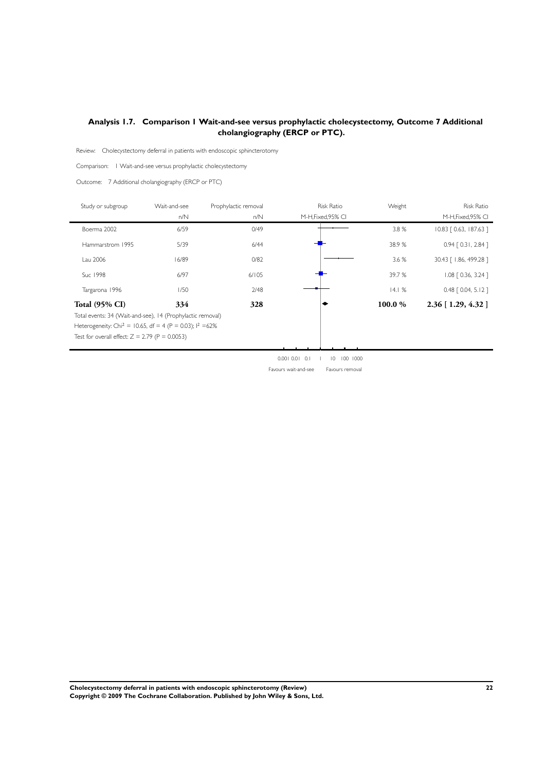## Analysis 1.7. Comparison 1 Wait-and-see versus prophylactic cholecystectomy, Outcome 7 Additional cholangiography (ERCP or PTC).

Review: Cholecystectomy deferral in patients with endoscopic sphincterotomy

Comparison: 1 Wait-and-see versus prophylactic cholecystectomy

Outcome: 7 Additional cholangiography (ERCP or PTC)

| Study or subgroup | Wait-and-see n/N | Prophylactic removal n/N | Risk Ratio M-H,Fixed,95% CI | Weight | Risk Ratio M-H,Fixed,95% CI |
|---|---|---|---|---|---|
| Boerma 2002 | 6/59 | 0/49 | | 3.8 % | 10.83 [ 0.63, 187.63 ] |
| Hammarstrom 1995 | 5/39 | 6/44 | | 38.9 % | 0.94 [ 0.31, 2.84 ] |
| Lau 2006 | 16/89 | 0/82 | | 3.6 % | 30.43 [ 1.86, 499.28 ] |
| Suc 1998 | 6/97 | 6/105 | | 39.7 % | 1.08 [ 0.36, 3.24 ] |
| Targarona 1996 | 1/50 | 2/48 | | 14.1 % | 0.48 [ 0.04, 5.12 ] |
| **Total (95% CI)** | **334** | **328** | | **100.0 %** | **2.36 [ 1.29, 4.32 ]** |

Total events: 34 (Wait-and-see), 14 (Prophylactic removal)

Heterogeneity: $Chi^2 = 10.65$, df = 4 (P = 0.03); $I^2 = 62\%$

Test for overall effect: Z = 2.79 (P = 0.0053)

0.001 0.01 0.1 1 10 100 1000

Favours wait-and-see Favours removal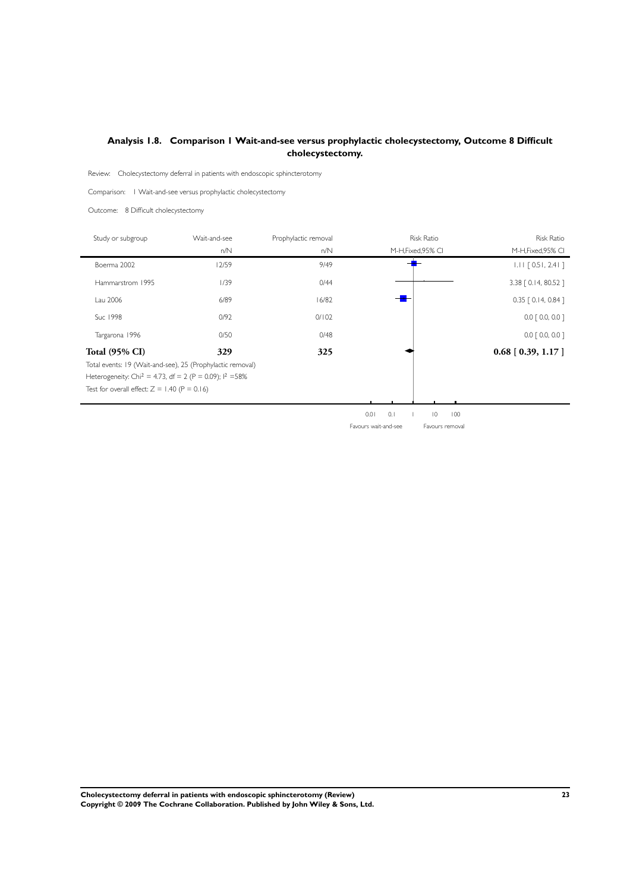## Analysis 1.8. Comparison 1 Wait-and-see versus prophylactic cholecystectomy, Outcome 8 Difficult cholecystectomy.

Review: Cholecystectomy deferral in patients with endoscopic sphincterotomy

Comparison: 1 Wait-and-see versus prophylactic cholecystectomy

Outcome: 8 Difficult cholecystectomy

| Study or subgroup | Wait-and-see n/N | Prophylactic removal n/N | Risk Ratio M-H,Fixed,95% CI | Risk Ratio M-H,Fixed,95% CI |
|---|---|---|---|---|
| Boerma 2002 | 12/59 | 9/49 | | 1.11 [ 0.51, 2.41 ] |
| Hammarstrom 1995 | 1/39 | 0/44 | | 3.38 [ 0.14, 80.52 ] |
| Lau 2006 | 6/89 | 16/82 | | 0.35 [ 0.14, 0.84 ] |
| Suc 1998 | 0/92 | 0/102 | | 0.0 [ 0.0, 0.0 ] |
| Targarona 1996 | 0/50 | 0/48 | | 0.0 [ 0.0, 0.0 ] |
| **Total (95% CI)** | **329** | **325** | | **0.68 [ 0.39, 1.17 ]** |

Total events: 19 (Wait-and-see), 25 (Prophylactic removal)

Heterogeneity: $Chi^2 = 4.73$, df = 2 (P = 0.09); $I^2 = 58\%$

Test for overall effect: Z = 1.40 (P = 0.16)

0.01 0.1 1 10 100

Favours wait-and-see Favours removal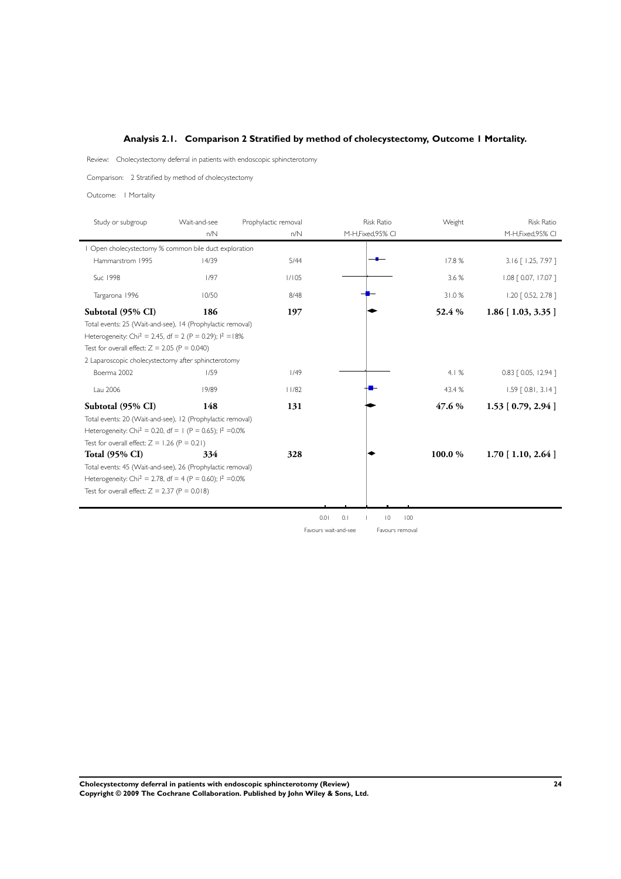## Analysis 2.1. Comparison 2 Stratified by method of cholecystectomy, Outcome 1 Mortality.

Review: Cholecystectomy deferral in patients with endoscopic sphincterotomy

Comparison: 2 Stratified by method of cholecystectomy

Outcome: 1 Mortality

| Study or subgroup | Wait-and-see n/N | Prophylactic removal n/N | Risk Ratio M-H,Fixed,95% CI | Weight | Risk Ratio M-H,Fixed,95% CI |
|---|---|---|---|---|---|
| 1 Open cholecystectomy % common bile duct exploration | | | | | |
| Hammarstrom 1995 | 14/39 | 5/44 | | 17.8 % | 3.16 [ 1.25, 7.97 ] |
| Suc 1998 | 1/97 | 1/105 | | 3.6 % | 1.08 [ 0.07, 17.07 ] |
| Targarona 1996 | 10/50 | 8/48 | | 31.0 % | 1.20 [ 0.52, 2.78 ] |
| **Subtotal (95% CI)** | **186** | **197** | | **52.4 %** | **1.86 [ 1.03, 3.35 ]** |
| Total events: 25 (Wait-and-see), 14 (Prophylactic removal) | | | | | |
| Heterogeneity: $Chi^2$ = 2.45, df = 2 (P = 0.29); $I^2$ =18% | | | | | |
| Test for overall effect: Z = 2.05 (P = 0.040) | | | | | |
| 2 Laparoscopic cholecystectomy after sphincterotomy | | | | | |
| Boerma 2002 | 1/59 | 1/49 | | 4.1 % | 0.83 [ 0.05, 12.94 ] |
| Lau 2006 | 19/89 | 11/82 | | 43.4 % | 1.59 [ 0.81, 3.14 ] |
| **Subtotal (95% CI)** | **148** | **131** | | **47.6 %** | **1.53 [ 0.79, 2.94 ]** |
| Total events: 20 (Wait-and-see), 12 (Prophylactic removal) | | | | | |
| Heterogeneity: $Chi^2$ = 0.20, df = 1 (P = 0.65); $I^2$ =0.0% | | | | | |
| Test for overall effect: Z = 1.26 (P = 0.21) | | | | | |
| **Total (95% CI)** | **334** | **328** | | **100.0 %** | **1.70 [ 1.10, 2.64 ]** |
| Total events: 45 (Wait-and-see), 26 (Prophylactic removal) | | | | | |
| Heterogeneity: $Chi^2$ = 2.78, df = 4 (P = 0.60); $I^2$ =0.0% | | | | | |
| Test for overall effect: Z = 2.37 (P = 0.018) | | | | | |

0.01 0.1 1 10 100

Favours wait-and-see Favours removal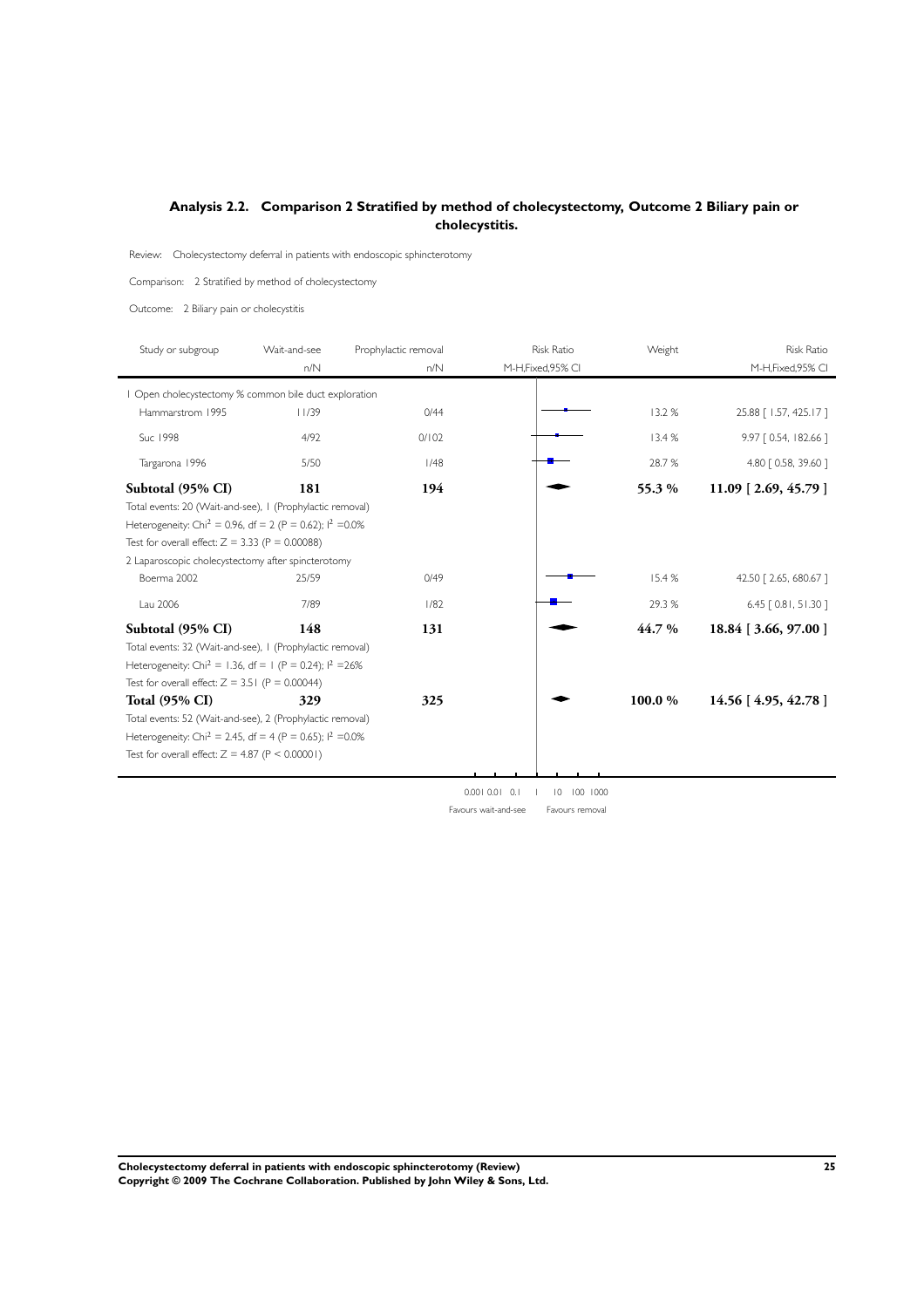## Analysis 2.2. Comparison 2 Stratified by method of cholecystectomy, Outcome 2 Biliary pain or cholecystitis.

Review: Cholecystectomy deferral in patients with endoscopic sphincterotomy

Comparison: 2 Stratified by method of cholecystectomy

Outcome: 2 Biliary pain or cholecystitis

| Study or subgroup | Wait-and-see n/N | Prophylactic removal n/N | Risk Ratio M-H,Fixed,95% CI | Weight | Risk Ratio M-H,Fixed,95% CI |
|---|---|---|---|---|---|
| 1 Open cholecystectomy % common bile duct exploration | | | | | |
| Hammarstrom 1995 | 11/39 | 0/44 | | 13.2 % | 25.88 [ 1.57, 425.17 ] |
| Suc 1998 | 4/92 | 0/102 | | 13.4 % | 9.97 [ 0.54, 182.66 ] |
| Targarona 1996 | 5/50 | 1/48 | | 28.7 % | 4.80 [ 0.58, 39.60 ] |
| **Subtotal (95% CI)** | **181** | **194** | | **55.3 %** | **11.09 [ 2.69, 45.79 ]** |
| Total events: 20 (Wait-and-see), 1 (Prophylactic removal) | | | | | |
| Heterogeneity: $Chi^2 = 0.96$, df = 2 (P = 0.62); $I^2$ =0.0% | | | | | |
| Test for overall effect: Z = 3.33 (P = 0.00088) | | | | | |
| 2 Laparoscopic cholecystectomy after spincterotomy | | | | | |
| Boerma 2002 | 25/59 | 0/49 | | 15.4 % | 42.50 [ 2.65, 680.67 ] |
| Lau 2006 | 7/89 | 1/82 | | 29.3 % | 6.45 [ 0.81, 51.30 ] |
| **Subtotal (95% CI)** | **148** | **131** | | **44.7 %** | **18.84 [ 3.66, 97.00 ]** |
| Total events: 32 (Wait-and-see), 1 (Prophylactic removal) | | | | | |
| Heterogeneity: $Chi^2 = 1.36$, df = 1 (P = 0.24); $I^2$ =26% | | | | | |
| Test for overall effect: Z = 3.51 (P = 0.00044) | | | | | |
| **Total (95% CI)** | **329** | **325** | | **100.0 %** | **14.56 [ 4.95, 42.78 ]** |
| Total events: 52 (Wait-and-see), 2 (Prophylactic removal) | | | | | |
| Heterogeneity: $Chi^2 = 2.45$, df = 4 (P = 0.65); $I^2$ =0.0% | | | | | |
| Test for overall effect: Z = 4.87 (P < 0.00001) | | | | | |

0.001 0.01 0.1 1 10 100 1000

Favours wait-and-see Favours removal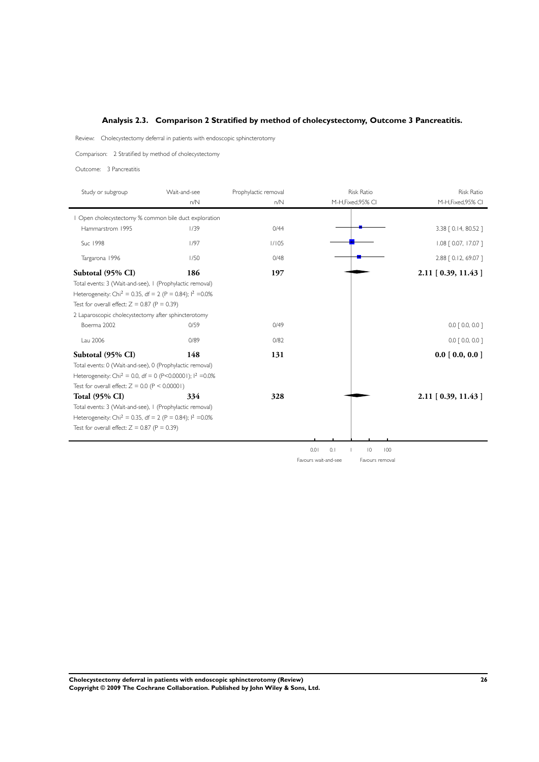## Analysis 2.3. Comparison 2 Stratified by method of cholecystectomy, Outcome 3 Pancreatitis.

Review: Cholecystectomy deferral in patients with endoscopic sphincterotomy

Comparison: 2 Stratified by method of cholecystectomy

Outcome: 3 Pancreatitis

| Study or subgroup | Wait-and-see n/N | Prophylactic removal n/N | Risk Ratio M-H,Fixed,95% CI | Risk Ratio M-H,Fixed,95% CI |
|---|---|---|---|---|
| 1 Open cholecystectomy % common bile duct exploration | | | | |
| Hammarstrom 1995 | 1/39 | 0/44 | | 3.38 [ 0.14, 80.52 ] |
| Suc 1998 | 1/97 | 1/105 | | 1.08 [ 0.07, 17.07 ] |
| Targarona 1996 | 1/50 | 0/48 | | 2.88 [ 0.12, 69.07 ] |
| **Subtotal (95% CI)** | **186** | **197** | | **2.11 [ 0.39, 11.43 ]** |
| Total events: 3 (Wait-and-see), 1 (Prophylactic removal) | | | | |
| Heterogeneity: $Chi^2 = 0.35$, df = 2 (P = 0.84); $I^2$ =0.0% | | | | |
| Test for overall effect: Z = 0.87 (P = 0.39) | | | | |
| 2 Laparoscopic cholecystectomy after sphincterotomy | | | | |
| Boerma 2002 | 0/59 | 0/49 | | 0.0 [ 0.0, 0.0 ] |
| Lau 2006 | 0/89 | 0/82 | | 0.0 [ 0.0, 0.0 ] |
| **Subtotal (95% CI)** | **148** | **131** | | **0.0 [ 0.0, 0.0 ]** |
| Total events: 0 (Wait-and-see), 0 (Prophylactic removal) | | | | |
| Heterogeneity: $Chi^2 = 0.0$, df = 0 (P<0.00001); $I^2$ =0.0% | | | | |
| Test for overall effect: Z = 0.0 (P < 0.00001) | | | | |
| **Total (95% CI)** | **334** | **328** | | **2.11 [ 0.39, 11.43 ]** |
| Total events: 3 (Wait-and-see), 1 (Prophylactic removal) | | | | |
| Heterogeneity: $Chi^2 = 0.35$, df = 2 (P = 0.84); $I^2$ =0.0% | | | | |
| Test for overall effect: Z = 0.87 (P = 0.39) | | | | |

0.01 0.1 1 10 100

Favours wait-and-see Favours removal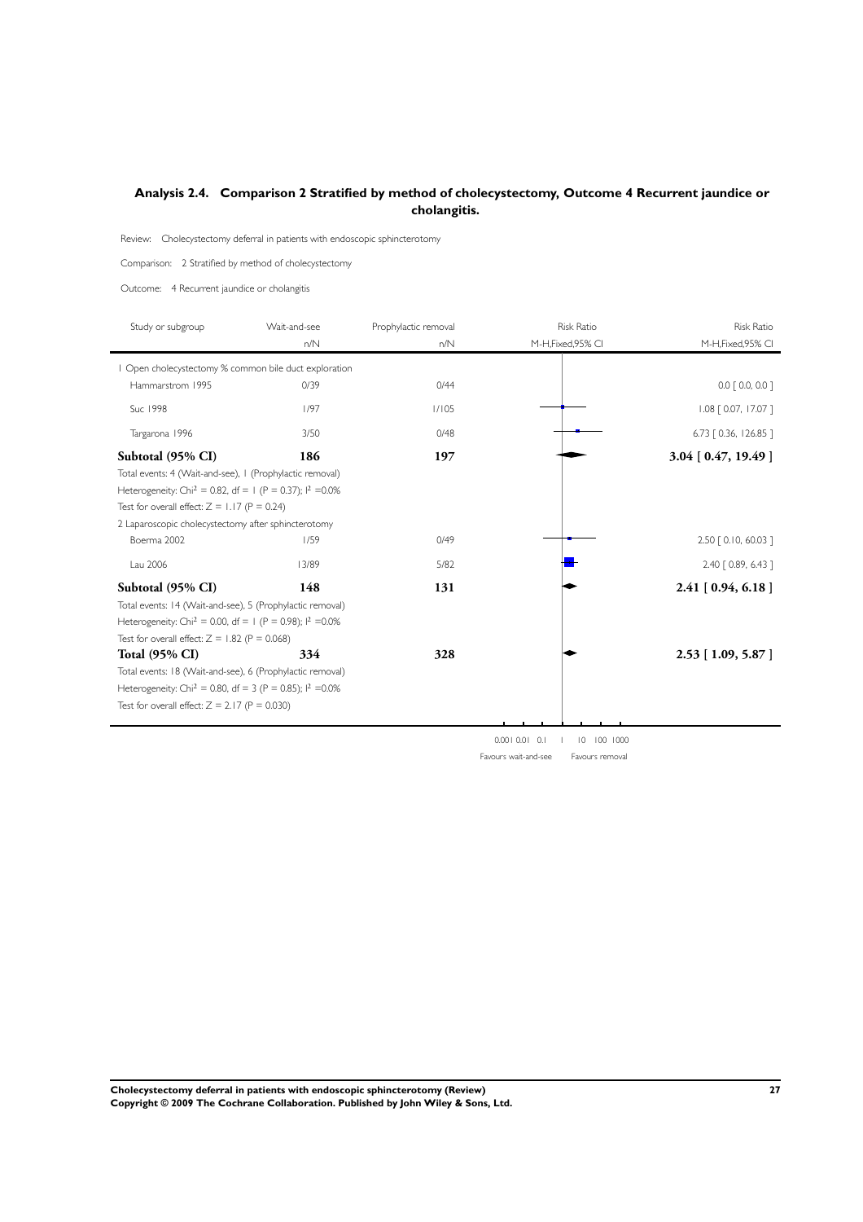## Analysis 2.4. Comparison 2 Stratified by method of cholecystectomy, Outcome 4 Recurrent jaundice or cholangitis.

Review: Cholecystectomy deferral in patients with endoscopic sphincterotomy

Comparison: 2 Stratified by method of cholecystectomy

Outcome: 4 Recurrent jaundice or cholangitis

| Study or subgroup | Wait-and-see n/N | Prophylactic removal n/N | Risk Ratio M-H,Fixed,95% CI | Risk Ratio M-H,Fixed,95% CI |
|---|---|---|---|---|
| 1 Open cholecystectomy % common bile duct exploration | | | | |
| Hammarstrom 1995 | 0/39 | 0/44 | | 0.0 [ 0.0, 0.0 ] |
| Suc 1998 | 1/97 | 1/105 | | 1.08 [ 0.07, 17.07 ] |
| Targarona 1996 | 3/50 | 0/48 | | 6.73 [ 0.36, 126.85 ] |
| **Subtotal (95% CI)** | **186** | **197** | | **3.04 [ 0.47, 19.49 ]** |
| Total events: 4 (Wait-and-see), 1 (Prophylactic removal) | | | | |
| Heterogeneity: $Chi^2 = 0.82$, df = 1 (P = 0.37); $I^2 = 0.0\%$ | | | | |
| Test for overall effect: Z = 1.17 (P = 0.24) | | | | |
| 2 Laparoscopic cholecystectomy after sphincterotomy | | | | |
| Boerma 2002 | 1/59 | 0/49 | | 2.50 [ 0.10, 60.03 ] |
| Lau 2006 | 13/89 | 5/82 | | 2.40 [ 0.89, 6.43 ] |
| **Subtotal (95% CI)** | **148** | **131** | | **2.41 [ 0.94, 6.18 ]** |
| Total events: 14 (Wait-and-see), 5 (Prophylactic removal) | | | | |
| Heterogeneity: $Chi^2 = 0.00$, df = 1 (P = 0.98); $I^2 = 0.0\%$ | | | | |
| Test for overall effect: Z = 1.82 (P = 0.068) | | | | |
| **Total (95% CI)** | **334** | **328** | | **2.53 [ 1.09, 5.87 ]** |
| Total events: 18 (Wait-and-see), 6 (Prophylactic removal) | | | | |
| Heterogeneity: $Chi^2 = 0.80$, df = 3 (P = 0.85); $I^2 = 0.0\%$ | | | | |
| Test for overall effect: Z = 2.17 (P = 0.030) | | | | |

0.001 0.01 0.1 1 10 100 1000

Favours wait-and-see | Favours removal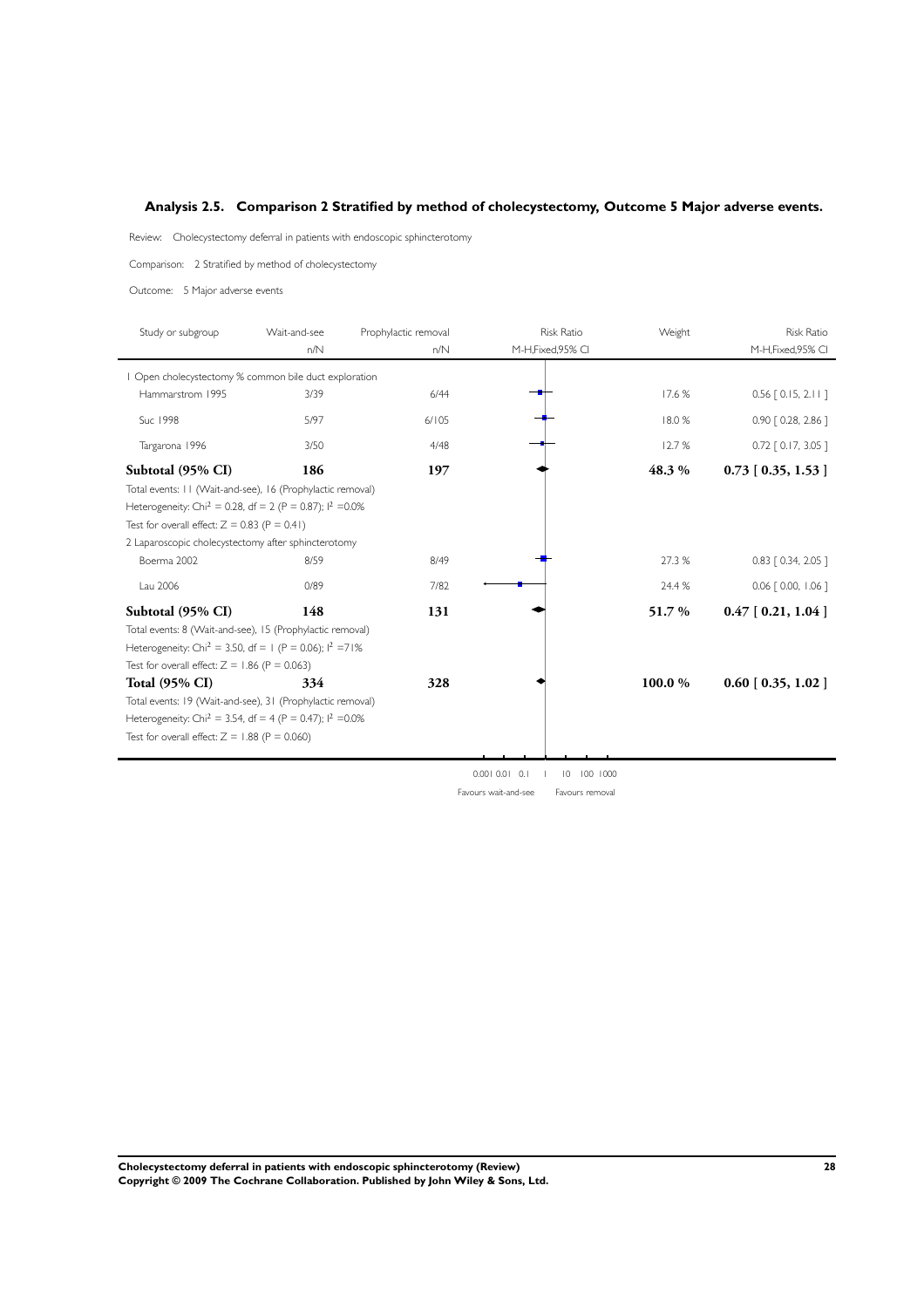## Analysis 2.5. Comparison 2 Stratified by method of cholecystectomy, Outcome 5 Major adverse events.

Review: Cholecystectomy deferral in patients with endoscopic sphincterotomy

Comparison: 2 Stratified by method of cholecystectomy

Outcome: 5 Major adverse events

| Study or subgroup | Wait-and-see n/N | Prophylactic removal n/N | Risk Ratio M-H,Fixed,95% CI | Weight | Risk Ratio M-H,Fixed,95% CI |
|---|---|---|---|---|---|
| 1 Open cholecystectomy % common bile duct exploration | | | | | |
| Hammarstrom 1995 | 3/39 | 6/44 | | 17.6 % | 0.56 [ 0.15, 2.11 ] |
| Suc 1998 | 5/97 | 6/105 | | 18.0 % | 0.90 [ 0.28, 2.86 ] |
| Targarona 1996 | 3/50 | 4/48 | | 12.7 % | 0.72 [ 0.17, 3.05 ] |
| **Subtotal (95% CI)** | **186** | **197** | | **48.3 %** | **0.73 [ 0.35, 1.53 ]** |
| Total events: 11 (Wait-and-see), 16 (Prophylactic removal) | | | | | |
| Heterogeneity: $Chi^2 = 0.28$, $df = 2$ ($P = 0.87$); $I^2 = 0.0\%$ | | | | | |
| Test for overall effect: $Z = 0.83$ ($P = 0.41$) | | | | | |
| 2 Laparoscopic cholecystectomy after sphincterotomy | | | | | |
| Boerma 2002 | 8/59 | 8/49 | | 27.3 % | 0.83 [ 0.34, 2.05 ] |
| Lau 2006 | 0/89 | 7/82 | | 24.4 % | 0.06 [ 0.00, 1.06 ] |
| **Subtotal (95% CI)** | **148** | **131** | | **51.7 %** | **0.47 [ 0.21, 1.04 ]** |
| Total events: 8 (Wait-and-see), 15 (Prophylactic removal) | | | | | |
| Heterogeneity: $Chi^2 = 3.50$, $df = 1$ ($P = 0.06$); $I^2 = 71\%$ | | | | | |
| Test for overall effect: $Z = 1.86$ ($P = 0.063$) | | | | | |
| **Total (95% CI)** | **334** | **328** | | **100.0 %** | **0.60 [ 0.35, 1.02 ]** |
| Total events: 19 (Wait-and-see), 31 (Prophylactic removal) | | | | | |
| Heterogeneity: $Chi^2 = 3.54$, $df = 4$ ($P = 0.47$); $I^2 = 0.0\%$ | | | | | |
| Test for overall effect: $Z = 1.88$ ($P = 0.060$) | | | | | |

0.001 0.01 0.1 1 10 100 1000

Favours wait-and-see Favours removal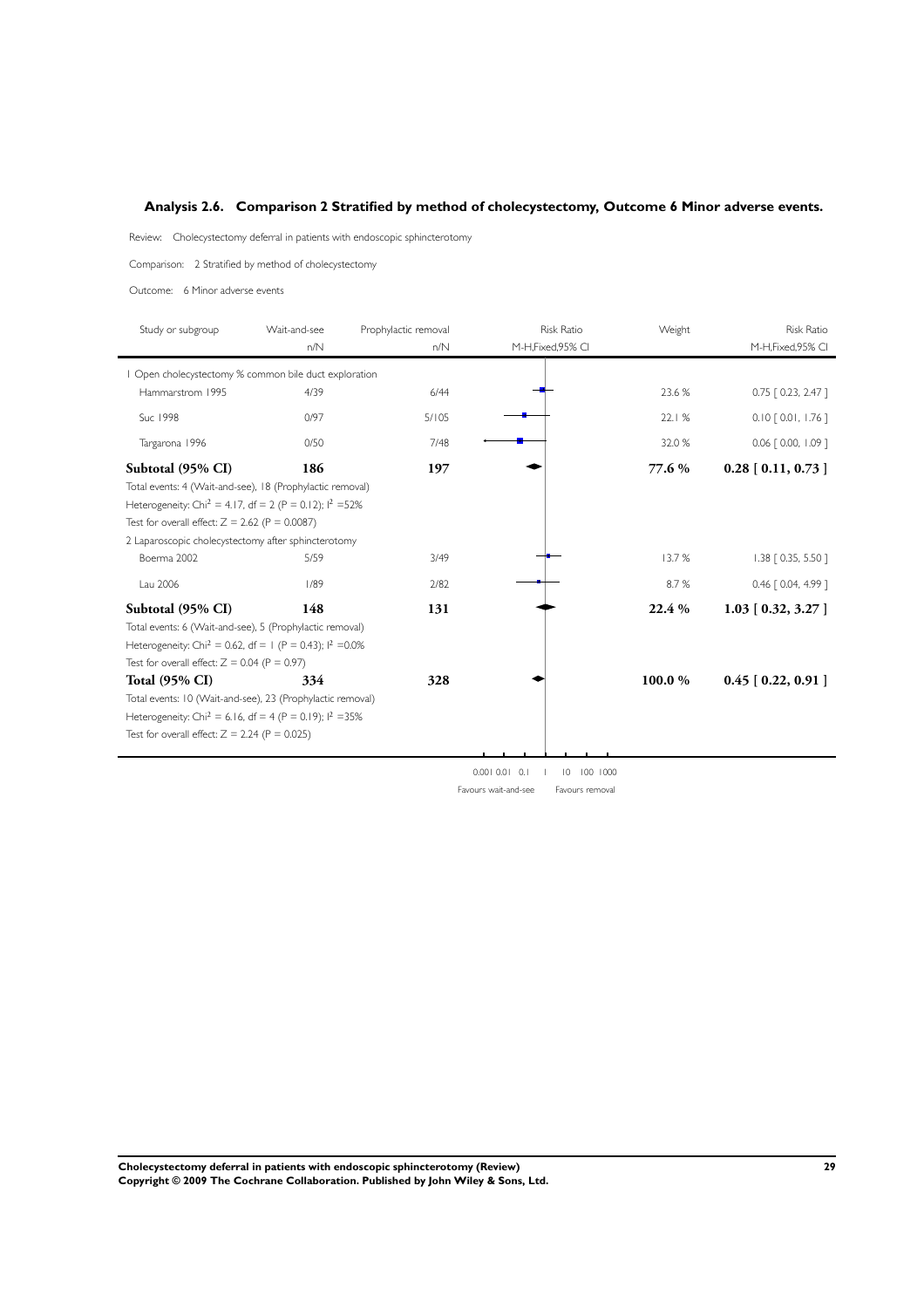## Analysis 2.6. Comparison 2 Stratified by method of cholecystectomy, Outcome 6 Minor adverse events.

Review: Cholecystectomy deferral in patients with endoscopic sphincterotomy

Comparison: 2 Stratified by method of cholecystectomy

Outcome: 6 Minor adverse events

| Study or subgroup | Wait-and-see n/N | Prophylactic removal n/N | Risk Ratio M-H,Fixed,95% CI | Weight | Risk Ratio M-H,Fixed,95% CI |
|---|---|---|---|---|---|
| 1 Open cholecystectomy % common bile duct exploration | | | | | |
| Hammarstrom 1995 | 4/39 | 6/44 | | 23.6 % | 0.75 [ 0.23, 2.47 ] |
| Suc 1998 | 0/97 | 5/105 | | 22.1 % | 0.10 [ 0.01, 1.76 ] |
| Targarona 1996 | 0/50 | 7/48 | | 32.0 % | 0.06 [ 0.00, 1.09 ] |
| **Subtotal (95% CI)** | **186** | **197** | | **77.6 %** | **0.28 [ 0.11, 0.73 ]** |
| Total events: 4 (Wait-and-see), 18 (Prophylactic removal) | | | | | |
| Heterogeneity: $Chi^2 = 4.17$, df = 2 (P = 0.12); $I^2$ =52% | | | | | |
| Test for overall effect: Z = 2.62 (P = 0.0087) | | | | | |
| 2 Laparoscopic cholecystectomy after sphincterotomy | | | | | |
| Boerma 2002 | 5/59 | 3/49 | | 13.7 % | 1.38 [ 0.35, 5.50 ] |
| Lau 2006 | 1/89 | 2/82 | | 8.7 % | 0.46 [ 0.04, 4.99 ] |
| **Subtotal (95% CI)** | **148** | **131** | | **22.4 %** | **1.03 [ 0.32, 3.27 ]** |
| Total events: 6 (Wait-and-see), 5 (Prophylactic removal) | | | | | |
| Heterogeneity: $Chi^2 = 0.62$, df = 1 (P = 0.43); $I^2$ =0.0% | | | | | |
| Test for overall effect: Z = 0.04 (P = 0.97) | | | | | |
| **Total (95% CI)** | **334** | **328** | | **100.0 %** | **0.45 [ 0.22, 0.91 ]** |
| Total events: 10 (Wait-and-see), 23 (Prophylactic removal) | | | | | |
| Heterogeneity: $Chi^2 = 6.16$, df = 4 (P = 0.19); $I^2$ =35% | | | | | |
| Test for overall effect: Z = 2.24 (P = 0.025) | | | | | |

0.001 0.01 0.1 1 10 100 1000

Favours wait-and-see Favours removal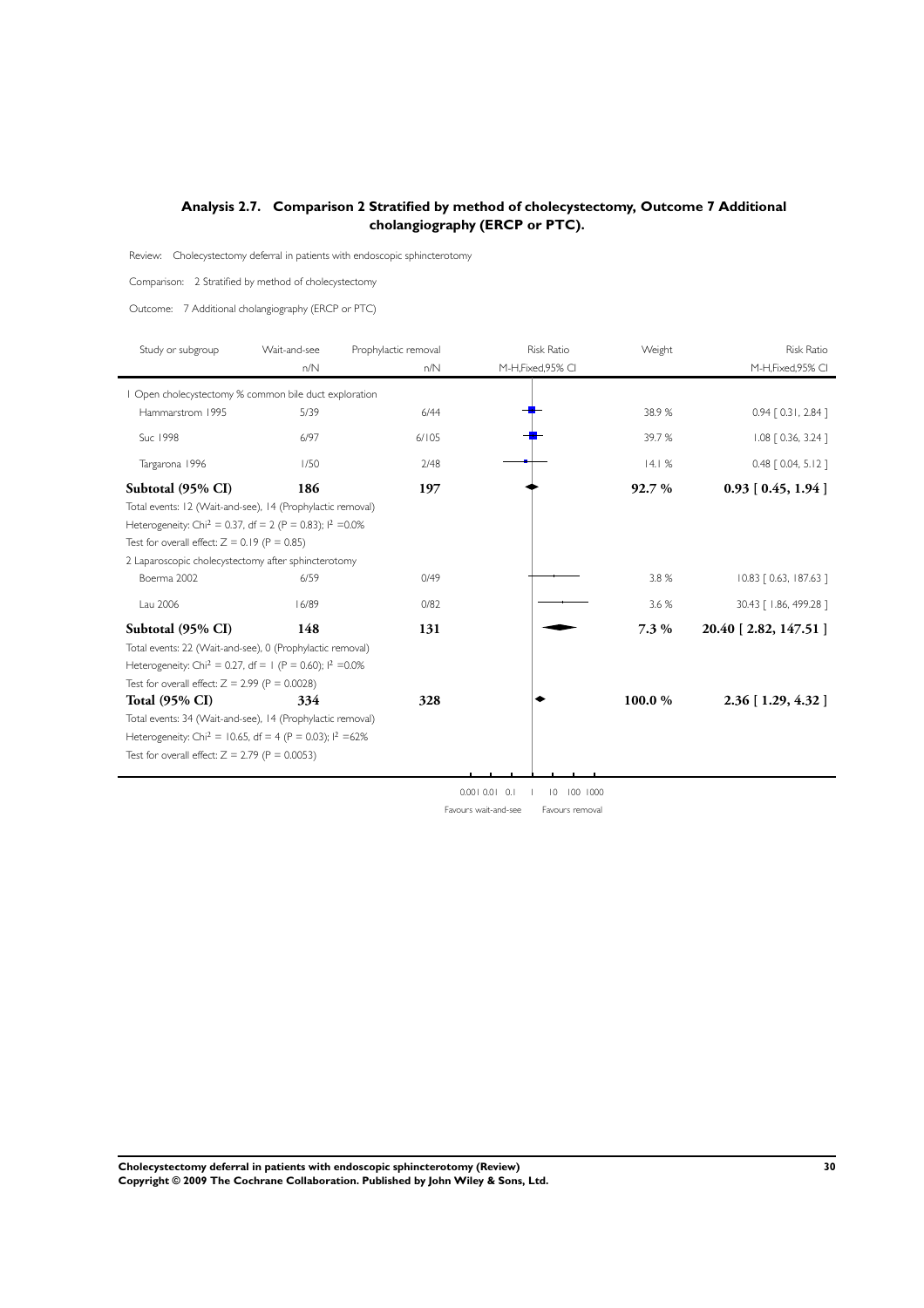## Analysis 2.7. Comparison 2 Stratified by method of cholecystectomy, Outcome 7 Additional cholangiography (ERCP or PTC).

Review: Cholecystectomy deferral in patients with endoscopic sphincterotomy

Comparison: 2 Stratified by method of cholecystectomy

Outcome: 7 Additional cholangiography (ERCP or PTC)

| Study or subgroup | Wait-and-see n/N | Prophylactic removal n/N | Risk Ratio M-H,Fixed,95% CI | Weight | Risk Ratio M-H,Fixed,95% CI |
|---|---|---|---|---|---|
| 1 Open cholecystectomy % common bile duct exploration | | | | | |
| Hammarstrom 1995 | 5/39 | 6/44 | | 38.9 % | 0.94 [ 0.31, 2.84 ] |
| Suc 1998 | 6/97 | 6/105 | | 39.7 % | 1.08 [ 0.36, 3.24 ] |
| Targarona 1996 | 1/50 | 2/48 | | 14.1 % | 0.48 [ 0.04, 5.12 ] |
| **Subtotal (95% CI)** | **186** | **197** | | **92.7 %** | **0.93 [ 0.45, 1.94 ]** |
| Total events: 12 (Wait-and-see), 14 (Prophylactic removal) | | | | | |
| Heterogeneity: $Chi^2 = 0.37$, df = 2 (P = 0.83); $I^2$ =0.0% | | | | | |
| Test for overall effect: Z = 0.19 (P = 0.85) | | | | | |
| 2 Laparoscopic cholecystectomy after sphincterotomy | | | | | |
| Boerma 2002 | 6/59 | 0/49 | | 3.8 % | 10.83 [ 0.63, 187.63 ] |
| Lau 2006 | 16/89 | 0/82 | | 3.6 % | 30.43 [ 1.86, 499.28 ] |
| **Subtotal (95% CI)** | **148** | **131** | | **7.3 %** | **20.40 [ 2.82, 147.51 ]** |
| Total events: 22 (Wait-and-see), 0 (Prophylactic removal) | | | | | |
| Heterogeneity: $Chi^2 = 0.27$, df = 1 (P = 0.60); $I^2$ =0.0% | | | | | |
| Test for overall effect: Z = 2.99 (P = 0.0028) | | | | | |
| **Total (95% CI)** | **334** | **328** | | **100.0 %** | **2.36 [ 1.29, 4.32 ]** |
| Total events: 34 (Wait-and-see), 14 (Prophylactic removal) | | | | | |
| Heterogeneity: $Chi^2 = 10.65$, df = 4 (P = 0.03); $I^2$ =62% | | | | | |
| Test for overall effect: Z = 2.79 (P = 0.0053) | | | | | |

0.001 0.01 0.1 1 10 100 1000

Favours wait-and-see Favours removal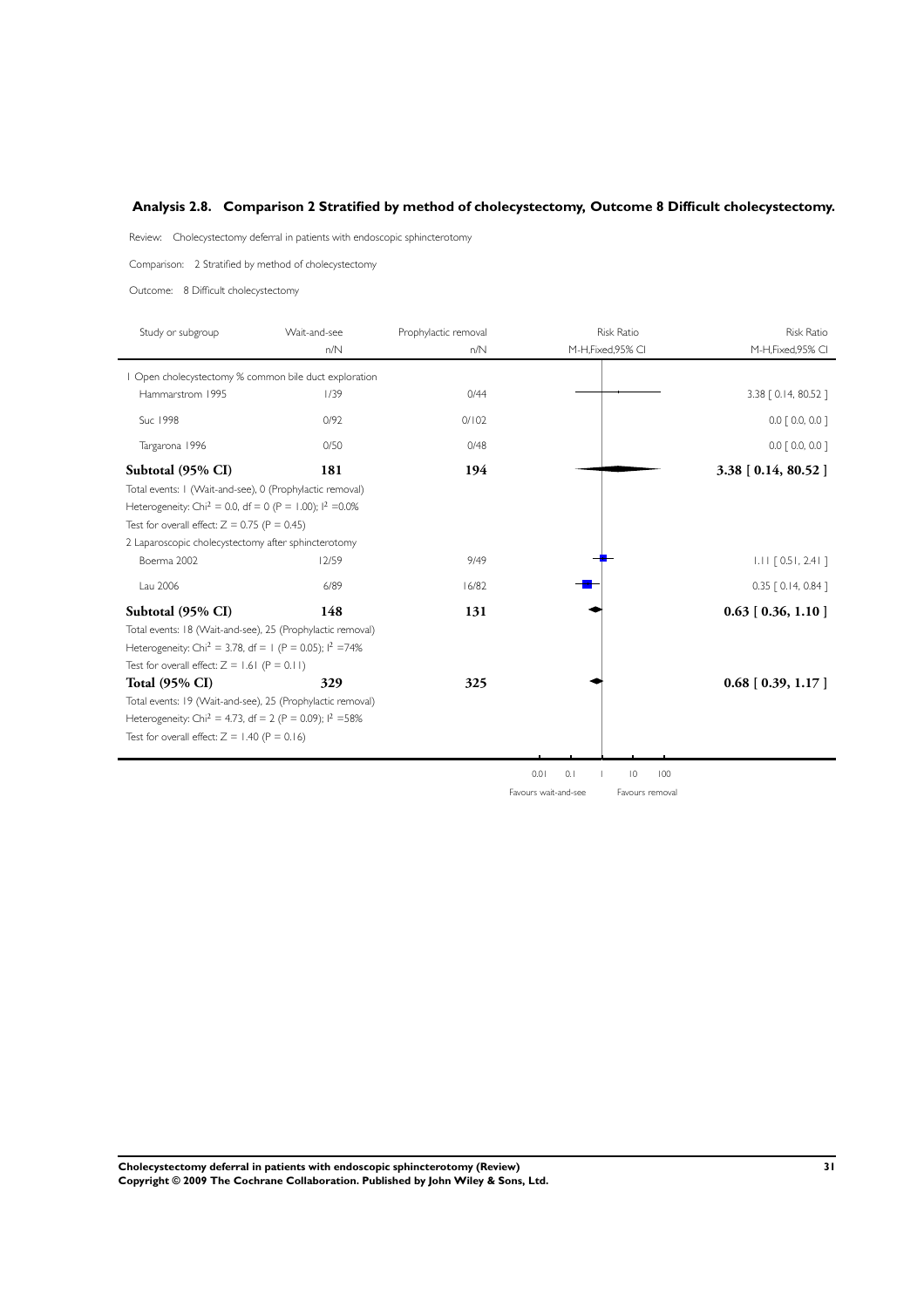## Analysis 2.8. Comparison 2 Stratified by method of cholecystectomy, Outcome 8 Difficult cholecystectomy.

Review: Cholecystectomy deferral in patients with endoscopic sphincterotomy

Comparison: 2 Stratified by method of cholecystectomy

Outcome: 8 Difficult cholecystectomy

| Study or subgroup | Wait-and-see n/N | Prophylactic removal n/N | Risk Ratio M-H,Fixed,95% CI |
|---|---|---|---|
| **1 Open cholecystectomy % common bile duct exploration** | | | |
| Hammarstrom 1995 | 1/39 | 0/44 | 3.38 [ 0.14, 80.52 ] |
| Suc 1998 | 0/92 | 0/102 | 0.0 [ 0.0, 0.0 ] |
| Targarona 1996 | 0/50 | 0/48 | 0.0 [ 0.0, 0.0 ] |
| **Subtotal (95% CI)** | **181** | **194** | **3.38 [ 0.14, 80.52 ]** |
| Total events: 1 (Wait-and-see), 0 (Prophylactic removal) | | | |
| Heterogeneity: $Chi^2 = 0.0$, df = 0 (P = 1.00); $I^2 = 0.0\%$ | | | |
| Test for overall effect: Z = 0.75 (P = 0.45) | | | |
| **2 Laparoscopic cholecystectomy after sphincterotomy** | | | |
| Boerma 2002 | 12/59 | 9/49 | 1.11 [ 0.51, 2.41 ] |
| Lau 2006 | 6/89 | 16/82 | 0.35 [ 0.14, 0.84 ] |
| **Subtotal (95% CI)** | **148** | **131** | **0.63 [ 0.36, 1.10 ]** |
| Total events: 18 (Wait-and-see), 25 (Prophylactic removal) | | | |
| Heterogeneity: $Chi^2 = 3.78$, df = 1 (P = 0.05); $I^2 = 74\%$ | | | |
| Test for overall effect: Z = 1.61 (P = 0.11) | | | |
| **Total (95% CI)** | **329** | **325** | **0.68 [ 0.39, 1.17 ]** |
| Total events: 19 (Wait-and-see), 25 (Prophylactic removal) | | | |
| Heterogeneity: $Chi^2 = 4.73$, df = 2 (P = 0.09); $I^2 = 58\%$ | | | |
| Test for overall effect: Z = 1.40 (P = 0.16) | | | |

0.01 0.1 1 10 100

Favours wait-and-see Favours removal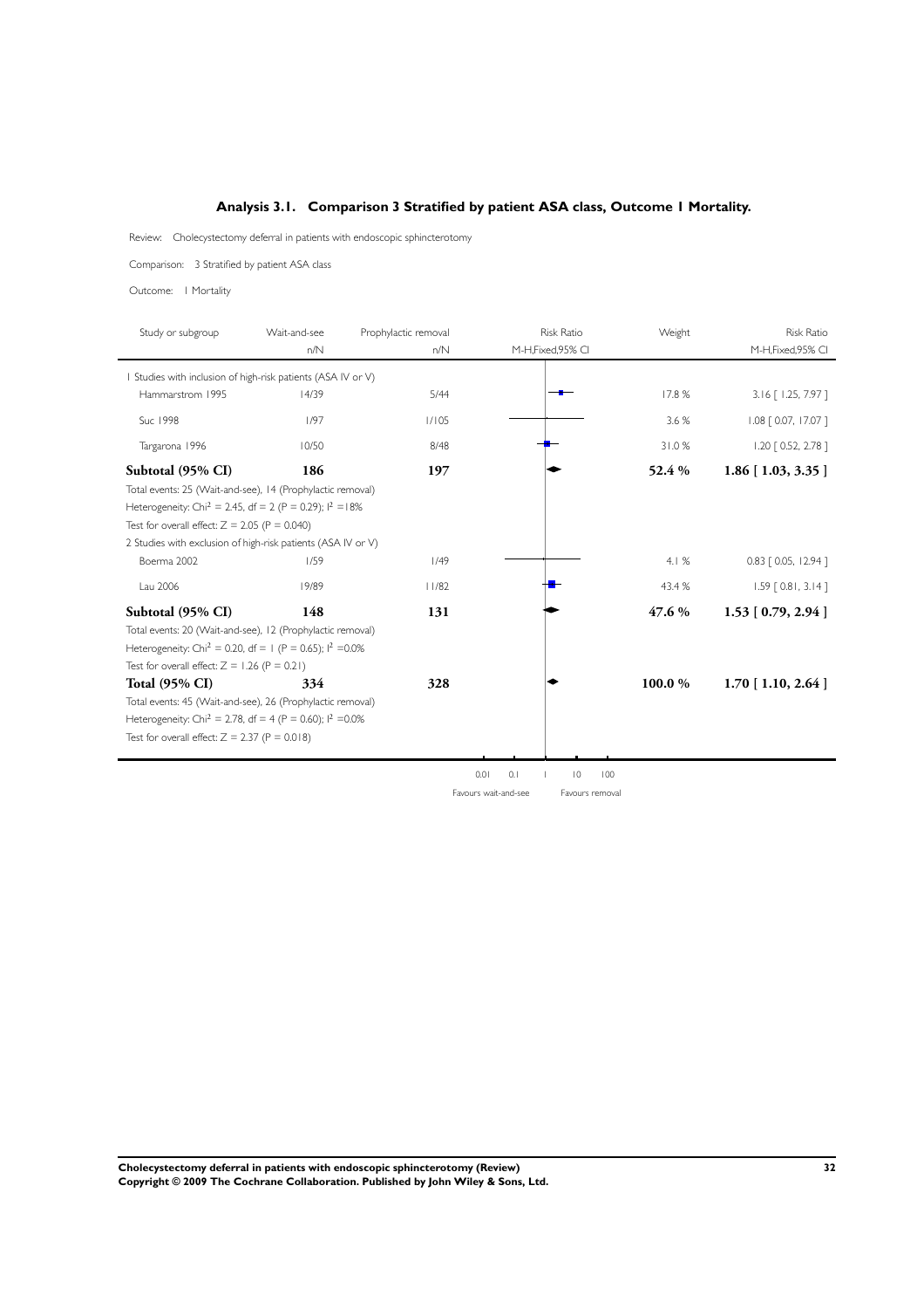## Analysis 3.1. Comparison 3 Stratified by patient ASA class, Outcome 1 Mortality.

Review: Cholecystectomy deferral in patients with endoscopic sphincterotomy

Comparison: 3 Stratified by patient ASA class

Outcome: 1 Mortality

| Study or subgroup | Wait-and-see n/N | Prophylactic removal n/N | Risk Ratio M-H,Fixed,95% CI | Weight | Risk Ratio M-H,Fixed,95% CI |
|---|---|---|---|---|---|
| 1 Studies with inclusion of high-risk patients (ASA IV or V) | | | | | |
| Hammarstrom 1995 | 14/39 | 5/44 | | 17.8 % | 3.16 [ 1.25, 7.97 ] |
| Suc 1998 | 1/97 | 1/105 | | 3.6 % | 1.08 [ 0.07, 17.07 ] |
| Targarona 1996 | 10/50 | 8/48 | | 31.0 % | 1.20 [ 0.52, 2.78 ] |
| **Subtotal (95% CI)** | **186** | **197** | | **52.4 %** | **1.86 [ 1.03, 3.35 ]** |
| Total events: 25 (Wait-and-see), 14 (Prophylactic removal) | | | | | |
| Heterogeneity: $Chi^2 = 2.45$, df = 2 (P = 0.29); $I^2$ =18% | | | | | |
| Test for overall effect: Z = 2.05 (P = 0.040) | | | | | |
| 2 Studies with exclusion of high-risk patients (ASA IV or V) | | | | | |
| Boerma 2002 | 1/59 | 1/49 | | 4.1 % | 0.83 [ 0.05, 12.94 ] |
| Lau 2006 | 19/89 | 11/82 | | 43.4 % | 1.59 [ 0.81, 3.14 ] |
| **Subtotal (95% CI)** | **148** | **131** | | **47.6 %** | **1.53 [ 0.79, 2.94 ]** |
| Total events: 20 (Wait-and-see), 12 (Prophylactic removal) | | | | | |
| Heterogeneity: $Chi^2 = 0.20$, df = 1 (P = 0.65); $I^2$ =0.0% | | | | | |
| Test for overall effect: Z = 1.26 (P = 0.21) | | | | | |
| **Total (95% CI)** | **334** | **328** | | **100.0 %** | **1.70 [ 1.10, 2.64 ]** |
| Total events: 45 (Wait-and-see), 26 (Prophylactic removal) | | | | | |
| Heterogeneity: $Chi^2 = 2.78$, df = 4 (P = 0.60); $I^2$ =0.0% | | | | | |
| Test for overall effect: Z = 2.37 (P = 0.018) | | | | | |

0.01 0.1 1 10 100

Favours wait-and-see Favours removal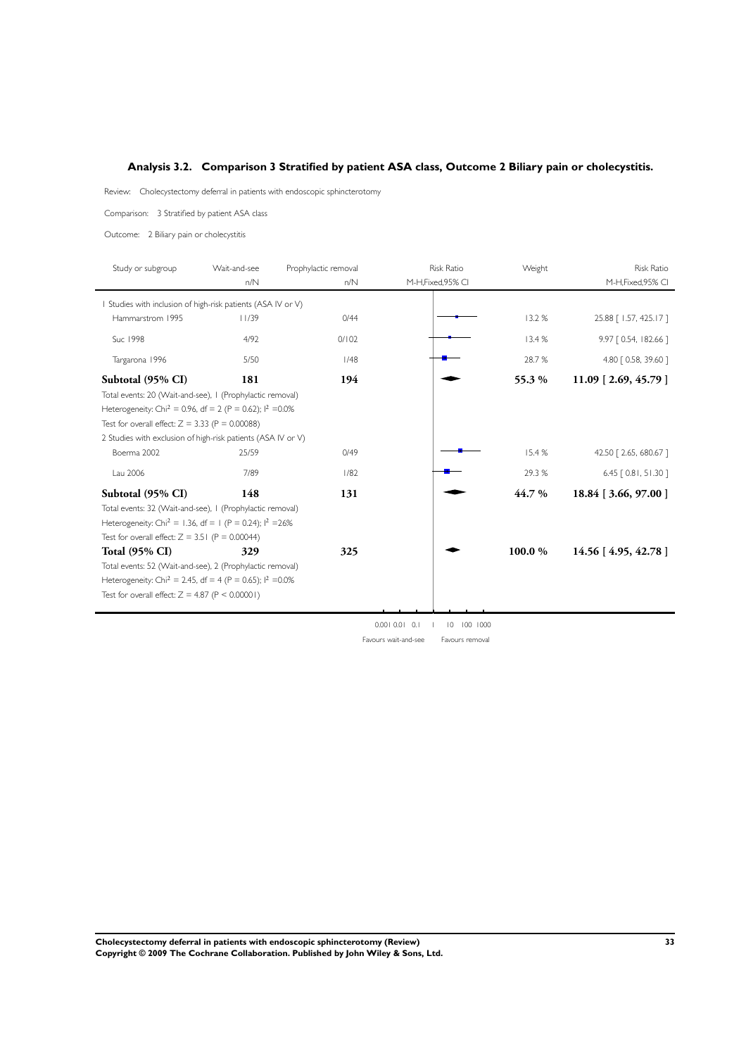## Analysis 3.2. Comparison 3 Stratified by patient ASA class, Outcome 2 Biliary pain or cholecystitis.

Review: Cholecystectomy deferral in patients with endoscopic sphincterotomy

Comparison: 3 Stratified by patient ASA class

Outcome: 2 Biliary pain or cholecystitis

| Study or subgroup | Wait-and-see n/N | Prophylactic removal n/N | Risk Ratio M-H,Fixed,95% CI | Weight | Risk Ratio M-H,Fixed,95% CI |
|---|---|---|---|---|---|
| 1 Studies with inclusion of high-risk patients (ASA IV or V) | | | | | |
| Hammarstrom 1995 | 11/39 | 0/44 | | 13.2 % | 25.88 [ 1.57, 425.17 ] |
| Suc 1998 | 4/92 | 0/102 | | 13.4 % | 9.97 [ 0.54, 182.66 ] |
| Targarona 1996 | 5/50 | 1/48 | | 28.7 % | 4.80 [ 0.58, 39.60 ] |
| **Subtotal (95% CI)** | **181** | **194** | | **55.3 %** | **11.09 [ 2.69, 45.79 ]** |
| Total events: 20 (Wait-and-see), 1 (Prophylactic removal) | | | | | |
| Heterogeneity: $Chi^2 = 0.96$, $df = 2$ ($P = 0.62$); $I^2 = 0.0\%$ | | | | | |
| Test for overall effect: $Z = 3.33$ ($P = 0.00088$) | | | | | |
| 2 Studies with exclusion of high-risk patients (ASA IV or V) | | | | | |
| Boerma 2002 | 25/59 | 0/49 | | 15.4 % | 42.50 [ 2.65, 680.67 ] |
| Lau 2006 | 7/89 | 1/82 | | 29.3 % | 6.45 [ 0.81, 51.30 ] |
| **Subtotal (95% CI)** | **148** | **131** | | **44.7 %** | **18.84 [ 3.66, 97.00 ]** |
| Total events: 32 (Wait-and-see), 1 (Prophylactic removal) | | | | | |
| Heterogeneity: $Chi^2 = 1.36$, $df = 1$ ($P = 0.24$); $I^2 = 26\%$ | | | | | |
| Test for overall effect: $Z = 3.51$ ($P = 0.00044$) | | | | | |
| **Total (95% CI)** | **329** | **325** | | **100.0 %** | **14.56 [ 4.95, 42.78 ]** |
| Total events: 52 (Wait-and-see), 2 (Prophylactic removal) | | | | | |
| Heterogeneity: $Chi^2 = 2.45$, $df = 4$ ($P = 0.65$); $I^2 = 0.0\%$ | | | | | |
| Test for overall effect: $Z = 4.87$ ($P < 0.00001$) | | | | | |

0.001 0.01 0.1 1 10 100 1000

Favours wait-and-see Favours removal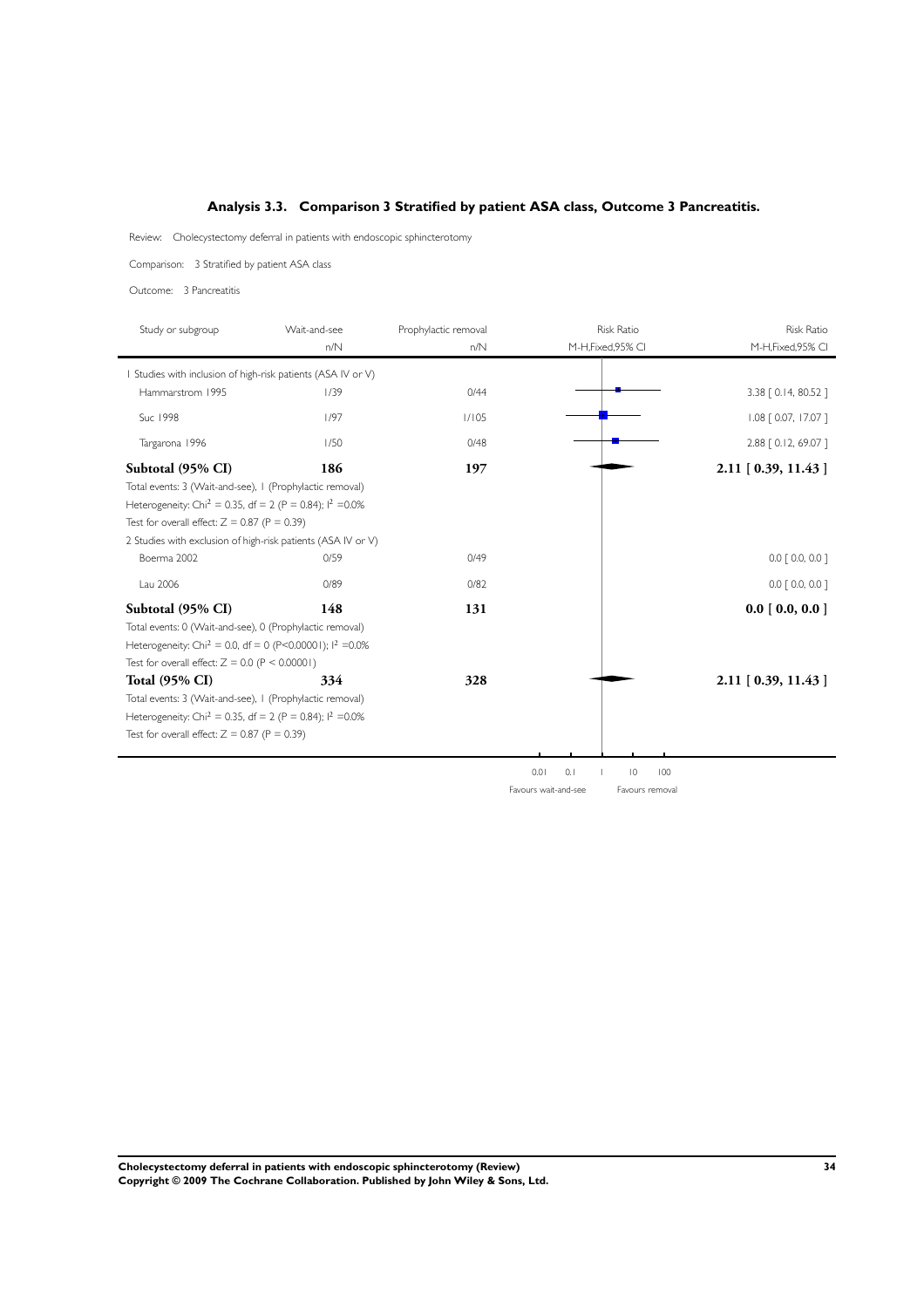## Analysis 3.3. Comparison 3 Stratified by patient ASA class, Outcome 3 Pancreatitis.

Review: Cholecystectomy deferral in patients with endoscopic sphincterotomy

Comparison: 3 Stratified by patient ASA class

Outcome: 3 Pancreatitis

| Study or subgroup | Wait-and-see n/N | Prophylactic removal n/N | Risk Ratio M-H,Fixed,95% CI | Risk Ratio M-H,Fixed,95% CI |
|---|---|---|---|---|
| 1 Studies with inclusion of high-risk patients (ASA IV or V) | | | | |
| Hammarstrom 1995 | 1/39 | 0/44 | | 3.38 [ 0.14, 80.52 ] |
| Suc 1998 | 1/97 | 1/105 | | 1.08 [ 0.07, 17.07 ] |
| Targarona 1996 | 1/50 | 0/48 | | 2.88 [ 0.12, 69.07 ] |
| **Subtotal (95% CI)** | **186** | **197** | | **2.11 [ 0.39, 11.43 ]** |
| Total events: 3 (Wait-and-see), 1 (Prophylactic removal) | | | | |
| Heterogeneity: $Chi^2 = 0.35$, df = 2 (P = 0.84); $I^2$ =0.0% | | | | |
| Test for overall effect: Z = 0.87 (P = 0.39) | | | | |
| 2 Studies with exclusion of high-risk patients (ASA IV or V) | | | | |
| Boerma 2002 | 0/59 | 0/49 | | 0.0 [ 0.0, 0.0 ] |
| Lau 2006 | 0/89 | 0/82 | | 0.0 [ 0.0, 0.0 ] |
| **Subtotal (95% CI)** | **148** | **131** | | **0.0 [ 0.0, 0.0 ]** |
| Total events: 0 (Wait-and-see), 0 (Prophylactic removal) | | | | |
| Heterogeneity: $Chi^2 = 0.0$, df = 0 (P<0.00001); $I^2$ =0.0% | | | | |
| Test for overall effect: Z = 0.0 (P < 0.00001) | | | | |
| **Total (95% CI)** | **334** | **328** | | **2.11 [ 0.39, 11.43 ]** |
| Total events: 3 (Wait-and-see), 1 (Prophylactic removal) | | | | |
| Heterogeneity: $Chi^2 = 0.35$, df = 2 (P = 0.84); $I^2$ =0.0% | | | | |
| Test for overall effect: Z = 0.87 (P = 0.39) | | | | |

0.01 0.1 1 10 100

Favours wait-and-see Favours removal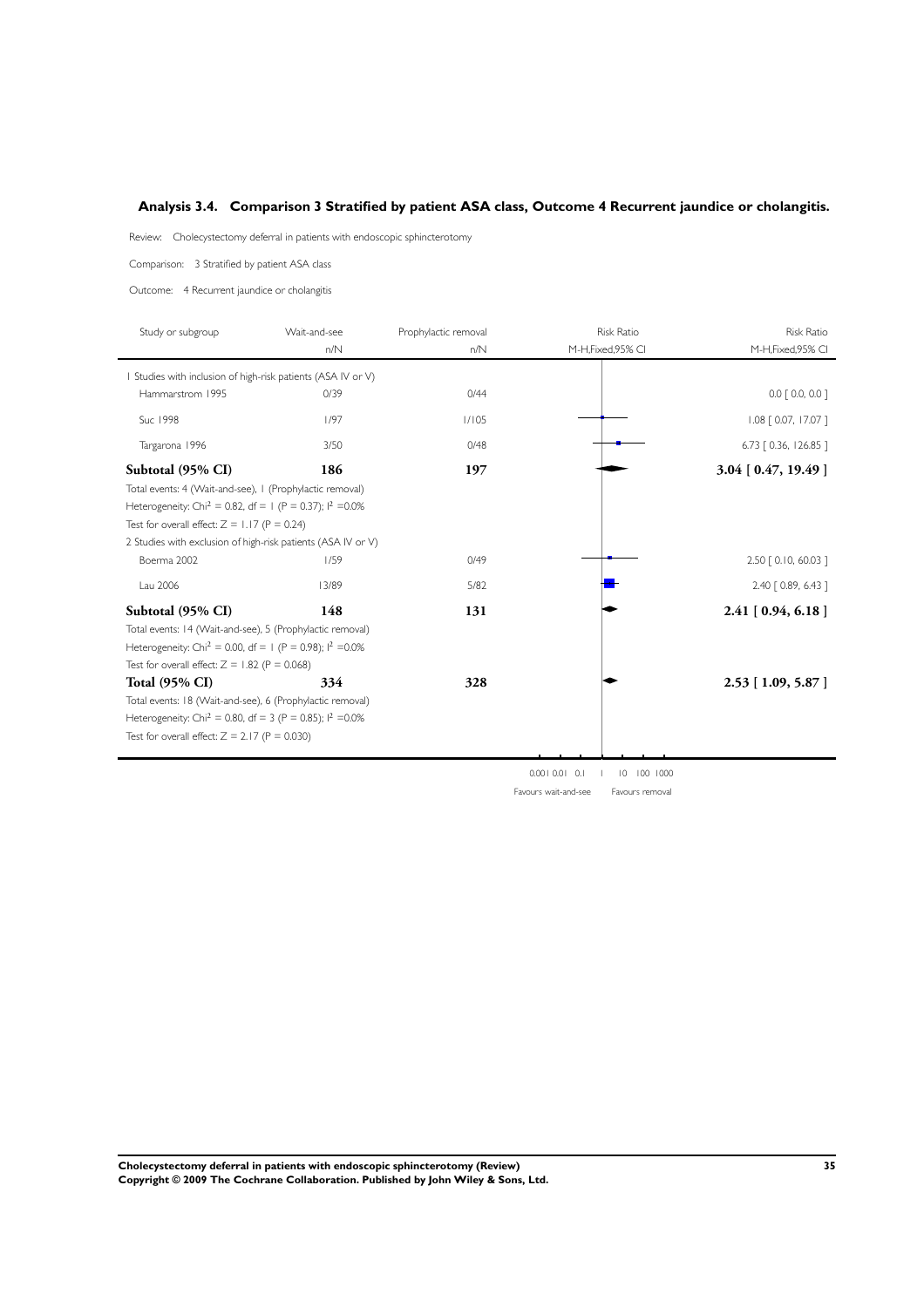## Analysis 3.4. Comparison 3 Stratified by patient ASA class, Outcome 4 Recurrent jaundice or cholangitis.

Review: Cholecystectomy deferral in patients with endoscopic sphincterotomy

Comparison: 3 Stratified by patient ASA class

Outcome: 4 Recurrent jaundice or cholangitis

| Study or subgroup | Wait-and-see n/N | Prophylactic removal n/N | Risk Ratio M-H,Fixed,95% CI |
|---|---|---|---|
| **1 Studies with inclusion of high-risk patients (ASA IV or V)** | | | |
| Hammarstrom 1995 | 0/39 | 0/44 | 0.0 [ 0.0, 0.0 ] |
| Suc 1998 | 1/97 | 1/105 | 1.08 [ 0.07, 17.07 ] |
| Targarona 1996 | 3/50 | 0/48 | 6.73 [ 0.36, 126.85 ] |
| **Subtotal (95% CI)** | **186** | **197** | **3.04 [ 0.47, 19.49 ]** |
| Total events: 4 (Wait-and-see), 1 (Prophylactic removal) | | | |
| Heterogeneity: $Chi^2 = 0.82$, df = 1 (P = 0.37); $I^2 = 0.0\%$ | | | |
| Test for overall effect: Z = 1.17 (P = 0.24) | | | |
| **2 Studies with exclusion of high-risk patients (ASA IV or V)** | | | |
| Boerma 2002 | 1/59 | 0/49 | 2.50 [ 0.10, 60.03 ] |
| Lau 2006 | 13/89 | 5/82 | 2.40 [ 0.89, 6.43 ] |
| **Subtotal (95% CI)** | **148** | **131** | **2.41 [ 0.94, 6.18 ]** |
| Total events: 14 (Wait-and-see), 5 (Prophylactic removal) | | | |
| Heterogeneity: $Chi^2 = 0.00$, df = 1 (P = 0.98); $I^2 = 0.0\%$ | | | |
| Test for overall effect: Z = 1.82 (P = 0.068) | | | |
| **Total (95% CI)** | **334** | **328** | **2.53 [ 1.09, 5.87 ]** |
| Total events: 18 (Wait-and-see), 6 (Prophylactic removal) | | | |
| Heterogeneity: $Chi^2 = 0.80$, df = 3 (P = 0.85); $I^2 = 0.0\%$ | | | |
| Test for overall effect: Z = 2.17 (P = 0.030) | | | |

0.001 0.01 0.1 1 10 100 1000

Favours wait-and-see | Favours removal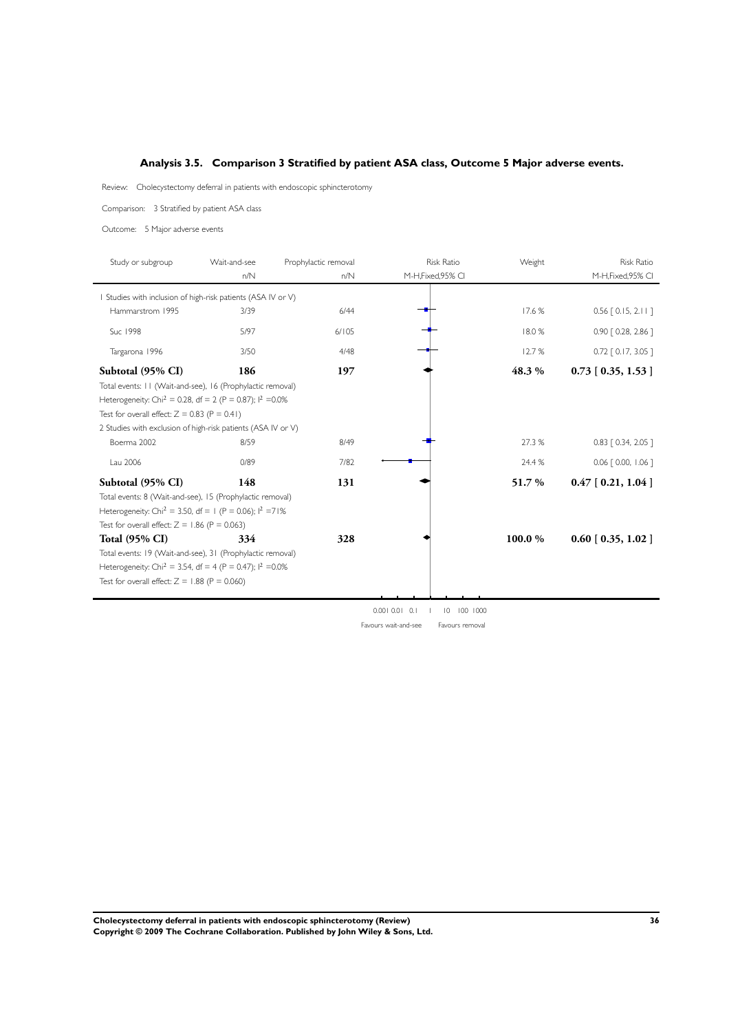## Analysis 3.5. Comparison 3 Stratified by patient ASA class, Outcome 5 Major adverse events.

Review: Cholecystectomy deferral in patients with endoscopic sphincterotomy

Comparison: 3 Stratified by patient ASA class

Outcome: 5 Major adverse events

| Study or subgroup | Wait-and-see n/N | Prophylactic removal n/N | Risk Ratio M-H,Fixed,95% CI | Weight | Risk Ratio M-H,Fixed,95% CI |
|---|---|---|---|---|---|
| 1 Studies with inclusion of high-risk patients (ASA IV or V) | | | | | |
| Hammarstrom 1995 | 3/39 | 6/44 | | 17.6 % | 0.56 [ 0.15, 2.11 ] |
| Suc 1998 | 5/97 | 6/105 | | 18.0 % | 0.90 [ 0.28, 2.86 ] |
| Targarona 1996 | 3/50 | 4/48 | | 12.7 % | 0.72 [ 0.17, 3.05 ] |
| **Subtotal (95% CI)** | **186** | **197** | | **48.3 %** | **0.73 [ 0.35, 1.53 ]** |
| Total events: 11 (Wait-and-see), 16 (Prophylactic removal) | | | | | |
| Heterogeneity: $Chi^2 = 0.28$, df = 2 (P = 0.87); $I^2$ =0.0% | | | | | |
| Test for overall effect: Z = 0.83 (P = 0.41) | | | | | |
| 2 Studies with exclusion of high-risk patients (ASA IV or V) | | | | | |
| Boerma 2002 | 8/59 | 8/49 | | 27.3 % | 0.83 [ 0.34, 2.05 ] |
| Lau 2006 | 0/89 | 7/82 | | 24.4 % | 0.06 [ 0.00, 1.06 ] |
| **Subtotal (95% CI)** | **148** | **131** | | **51.7 %** | **0.47 [ 0.21, 1.04 ]** |
| Total events: 8 (Wait-and-see), 15 (Prophylactic removal) | | | | | |
| Heterogeneity: $Chi^2 = 3.50$, df = 1 (P = 0.06); $I^2$ =71% | | | | | |
| Test for overall effect: Z = 1.86 (P = 0.063) | | | | | |
| **Total (95% CI)** | **334** | **328** | | **100.0 %** | **0.60 [ 0.35, 1.02 ]** |
| Total events: 19 (Wait-and-see), 31 (Prophylactic removal) | | | | | |
| Heterogeneity: $Chi^2 = 3.54$, df = 4 (P = 0.47); $I^2$ =0.0% | | | | | |
| Test for overall effect: Z = 1.88 (P = 0.060) | | | | | |

0.001 0.01 0.1 1 10 100 1000

Favours wait-and-see Favours removal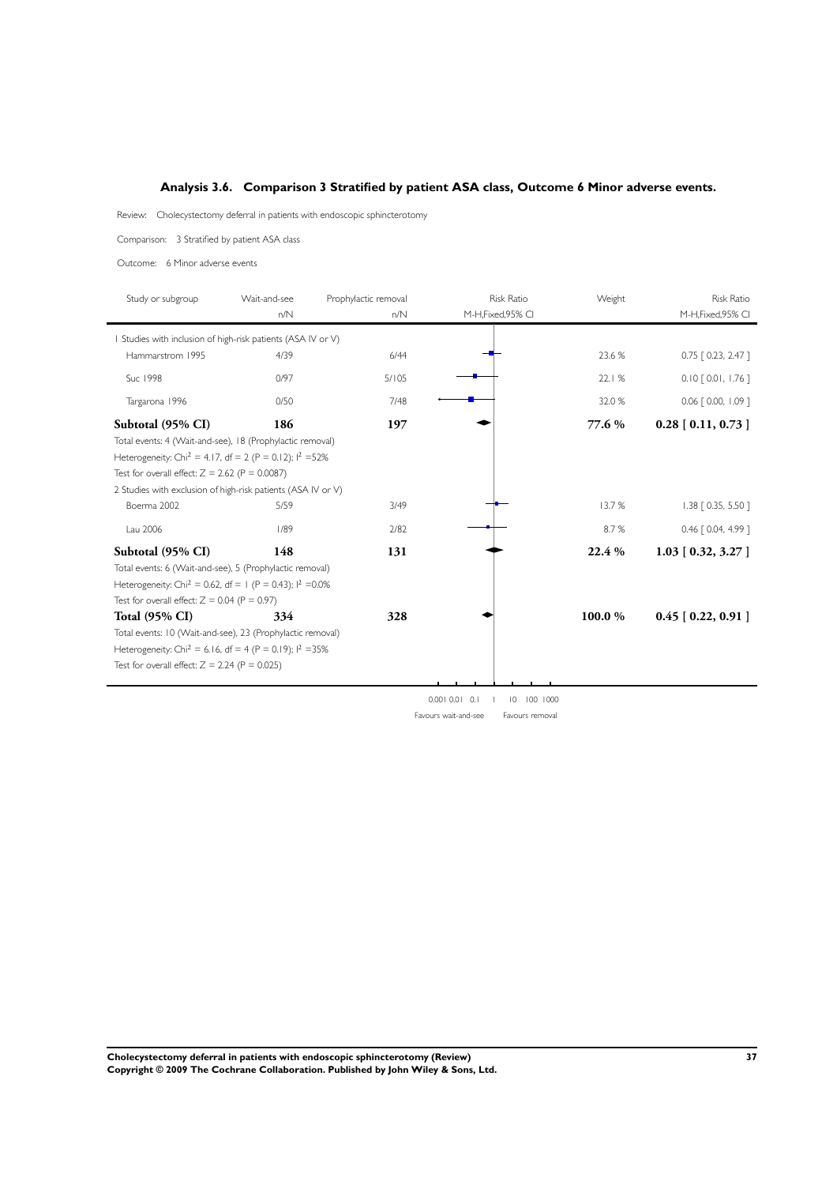## Analysis 3.6. Comparison 3 Stratified by patient ASA class, Outcome 6 Minor adverse events.

Review: Cholecystectomy deferral in patients with endoscopic sphincterotomy

Comparison: 3 Stratified by patient ASA class

Outcome: 6 Minor adverse events

| Study or subgroup | Wait-and-see n/N | Prophylactic removal n/N | Risk Ratio M-H,Fixed,95% CI | Weight | Risk Ratio M-H,Fixed,95% CI |
|---|---|---|---|---|---|
| 1 Studies with inclusion of high-risk patients (ASA IV or V) | | | | | |
| Hammarstrom 1995 | 4/39 | 6/44 | | 23.6 % | 0.75 [ 0.23, 2.47 ] |
| Suc 1998 | 0/97 | 5/105 | | 22.1 % | 0.10 [ 0.01, 1.76 ] |
| Targarona 1996 | 0/50 | 7/48 | | 32.0 % | 0.06 [ 0.00, 1.09 ] |
| **Subtotal (95% CI)** | **186** | **197** | | **77.6 %** | **0.28 [ 0.11, 0.73 ]** |
| Total events: 4 (Wait-and-see), 18 (Prophylactic removal) | | | | | |
| Heterogeneity: $Chi^2 = 4.17$, $df = 2$ ($P = 0.12$); $I^2 = 52\%$ | | | | | |
| Test for overall effect: $Z = 2.62$ ($P = 0.0087$) | | | | | |
| 2 Studies with exclusion of high-risk patients (ASA IV or V) | | | | | |
| Boerma 2002 | 5/59 | 3/49 | | 13.7 % | 1.38 [ 0.35, 5.50 ] |
| Lau 2006 | 1/89 | 2/82 | | 8.7 % | 0.46 [ 0.04, 4.99 ] |
| **Subtotal (95% CI)** | **148** | **131** | | **22.4 %** | **1.03 [ 0.32, 3.27 ]** |
| Total events: 6 (Wait-and-see), 5 (Prophylactic removal) | | | | | |
| Heterogeneity: $Chi^2 = 0.62$, $df = 1$ ($P = 0.43$); $I^2 = 0.0\%$ | | | | | |
| Test for overall effect: $Z = 0.04$ ($P = 0.97$) | | | | | |
| **Total (95% CI)** | **334** | **328** | | **100.0 %** | **0.45 [ 0.22, 0.91 ]** |
| Total events: 10 (Wait-and-see), 23 (Prophylactic removal) | | | | | |
| Heterogeneity: $Chi^2 = 6.16$, $df = 4$ ($P = 0.19$); $I^2 = 35\%$ | | | | | |
| Test for overall effect: $Z = 2.24$ ($P = 0.025$) | | | | | |

0.001 0.01 0.1 1 10 100 1000

Favours wait-and-see | Favours removal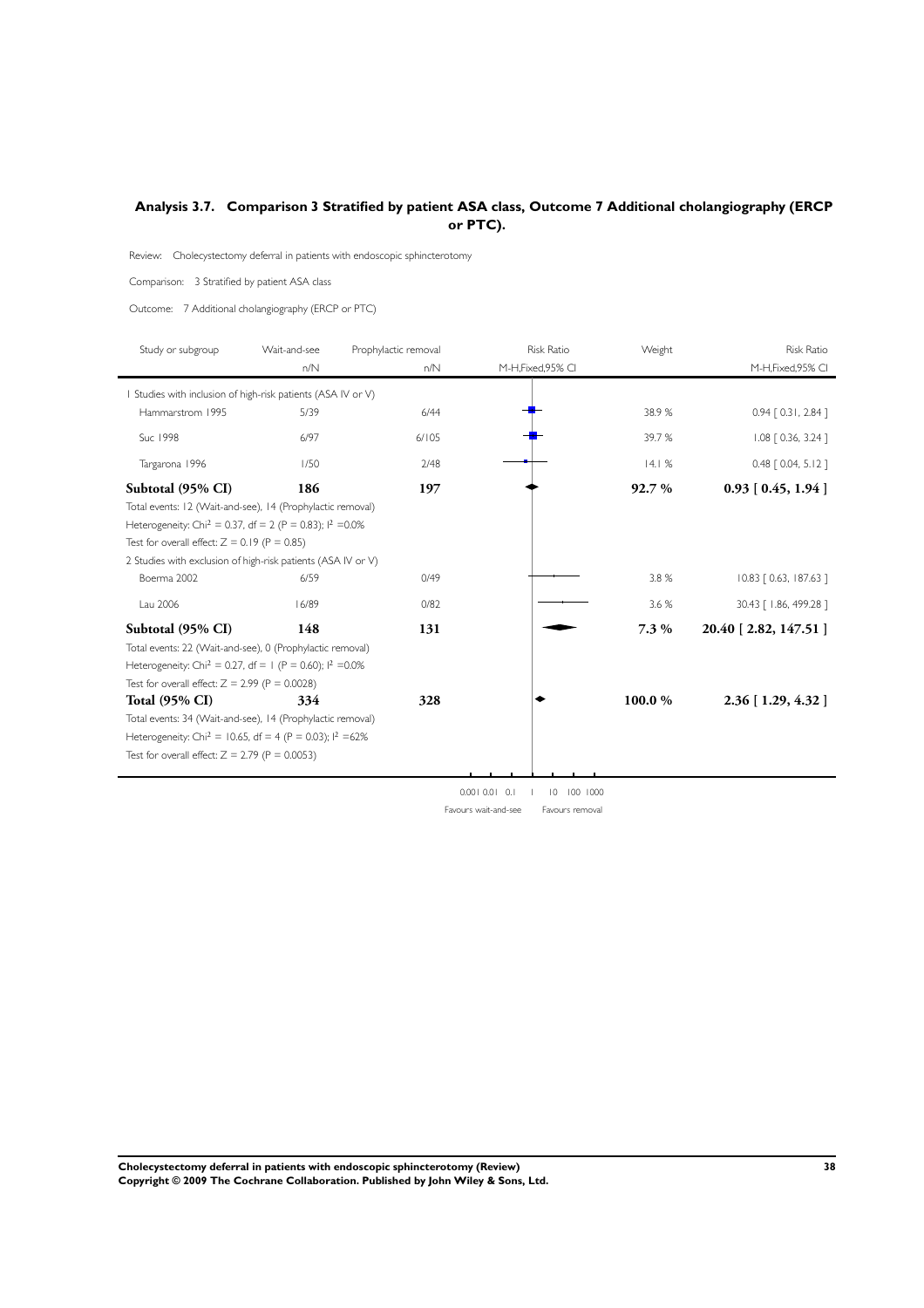## Analysis 3.7. Comparison 3 Stratified by patient ASA class, Outcome 7 Additional cholangiography (ERCP or PTC).

Review: Cholecystectomy deferral in patients with endoscopic sphincterotomy

Comparison: 3 Stratified by patient ASA class

Outcome: 7 Additional cholangiography (ERCP or PTC)

| Study or subgroup | Wait-and-see | Prophylactic removal | Risk Ratio | Weight | Risk Ratio |
|---|---|---|---|---|---|
| | n/N | n/N | M-H,Fixed,95% CI | | M-H,Fixed,95% CI |
| 1 Studies with inclusion of high-risk patients (ASA IV or V) | | | | | |
| Hammarstrom 1995 | 5/39 | 6/44 | | 38.9 % | 0.94 [ 0.31, 2.84 ] |
| Suc 1998 | 6/97 | 6/105 | | 39.7 % | 1.08 [ 0.36, 3.24 ] |
| Targarona 1996 | 1/50 | 2/48 | | 14.1 % | 0.48 [ 0.04, 5.12 ] |
| **Subtotal (95% CI)** | **186** | **197** | | **92.7 %** | **0.93 [ 0.45, 1.94 ]** |
| Total events: 12 (Wait-and-see), 14 (Prophylactic removal) | | | | | |
| Heterogeneity: $Chi^2 = 0.37$, df = 2 (P = 0.83); $I^2$ =0.0% | | | | | |
| Test for overall effect: Z = 0.19 (P = 0.85) | | | | | |
| 2 Studies with exclusion of high-risk patients (ASA IV or V) | | | | | |
| Boerma 2002 | 6/59 | 0/49 | | 3.8 % | 10.83 [ 0.63, 187.63 ] |
| Lau 2006 | 16/89 | 0/82 | | 3.6 % | 30.43 [ 1.86, 499.28 ] |
| **Subtotal (95% CI)** | **148** | **131** | | **7.3 %** | **20.40 [ 2.82, 147.51 ]** |
| Total events: 22 (Wait-and-see), 0 (Prophylactic removal) | | | | | |
| Heterogeneity: $Chi^2 = 0.27$, df = 1 (P = 0.60); $I^2$ =0.0% | | | | | |
| Test for overall effect: Z = 2.99 (P = 0.0028) | | | | | |
| **Total (95% CI)** | **334** | **328** | | **100.0 %** | **2.36 [ 1.29, 4.32 ]** |
| Total events: 34 (Wait-and-see), 14 (Prophylactic removal) | | | | | |
| Heterogeneity: $Chi^2 = 10.65$, df = 4 (P = 0.03); $I^2$ =62% | | | | | |
| Test for overall effect: Z = 2.79 (P = 0.0053) | | | | | |

0.001 0.01 0.1 1 10 100 1000

Favours wait-and-see Favours removal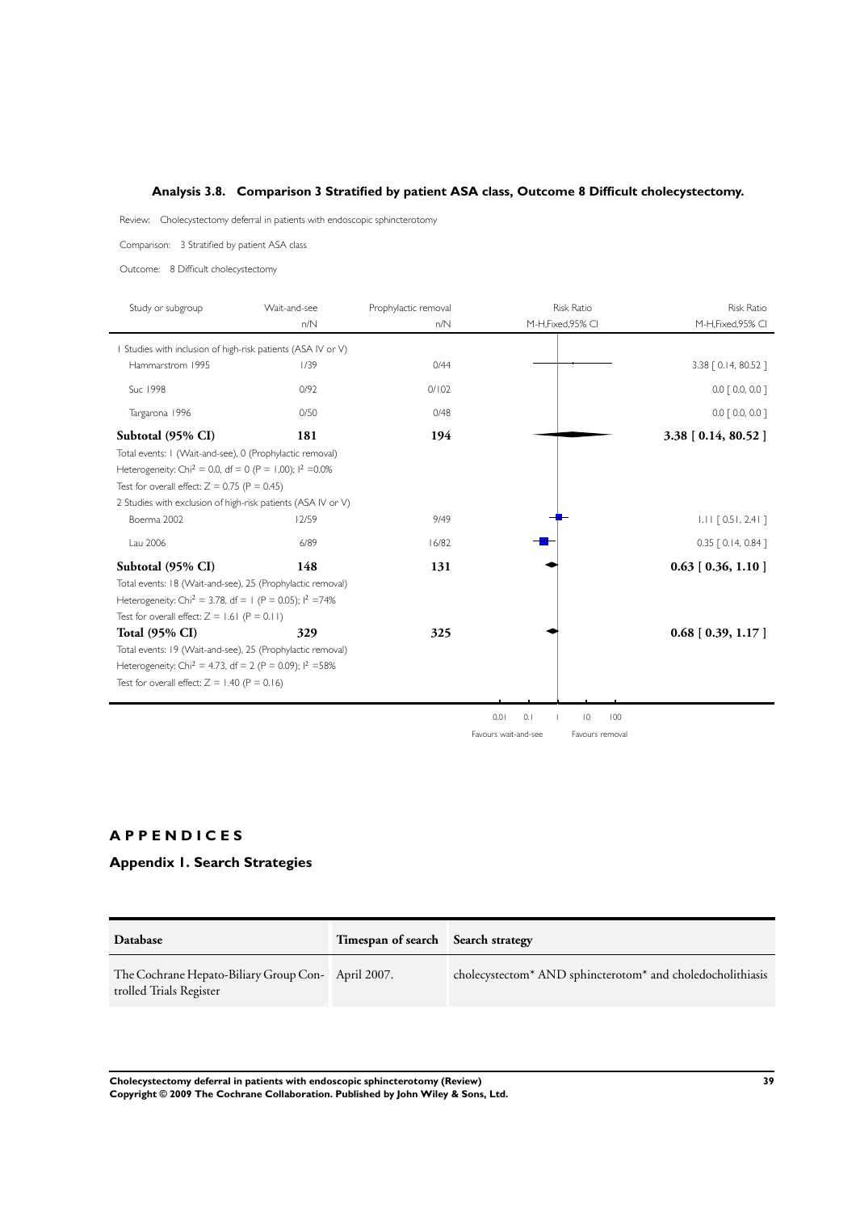### Analysis 3.8. Comparison 3 Stratified by patient ASA class, Outcome 8 Difficult cholecystectomy.

Review: Cholecystectomy deferral in patients with endoscopic sphincterotomy

Comparison: 3 Stratified by patient ASA class

Outcome: 8 Difficult cholecystectomy

| Study or subgroup | Wait-and-see n/N | Prophylactic removal n/N | Risk Ratio M-H,Fixed,95% CI |
|---|---|---|---|
| **1 Studies with inclusion of high-risk patients (ASA IV or V)** | | | |
| Hammarstrom 1995 | 1/39 | 0/44 | 3.38 [ 0.14, 80.52 ] |
| Suc 1998 | 0/92 | 0/102 | 0.0 [ 0.0, 0.0 ] |
| Targarona 1996 | 0/50 | 0/48 | 0.0 [ 0.0, 0.0 ] |
| **Subtotal (95% CI)** | **181** | **194** | **3.38 [ 0.14, 80.52 ]** |
| Total events: 1 (Wait-and-see), 0 (Prophylactic removal) | | | |
| Heterogeneity: $Chi^2 = 0.0$, df = 0 (P = 1.00); $I^2$ =0.0% | | | |
| Test for overall effect: Z = 0.75 (P = 0.45) | | | |
| **2 Studies with exclusion of high-risk patients (ASA IV or V)** | | | |
| Boerma 2002 | 12/59 | 9/49 | 1.11 [ 0.51, 2.41 ] |
| Lau 2006 | 6/89 | 16/82 | 0.35 [ 0.14, 0.84 ] |
| **Subtotal (95% CI)** | **148** | **131** | **0.63 [ 0.36, 1.10 ]** |
| Total events: 18 (Wait-and-see), 25 (Prophylactic removal) | | | |
| Heterogeneity: $Chi^2 = 3.78$, df = 1 (P = 0.05); $I^2$ =74% | | | |
| Test for overall effect: Z = 1.61 (P = 0.11) | | | |
| **Total (95% CI)** | **329** | **325** | **0.68 [ 0.39, 1.17 ]** |
| Total events: 19 (Wait-and-see), 25 (Prophylactic removal) | | | |
| Heterogeneity: $Chi^2 = 4.73$, df = 2 (P = 0.09); $I^2$ =58% | | | |
| Test for overall effect: Z = 1.40 (P = 0.16) | | | |

0.01 0.1 1 10 100

Favours wait-and-see | Favours removal

# APPENDICES

## Appendix 1. Search Strategies

| Database | Timespan of search | Search strategy |
|---|---|---|
| The Cochrane Hepato-Biliary Group Controlled Trials Register | April 2007. | cholecystectom* AND sphincterotom* and choledocholithiasis |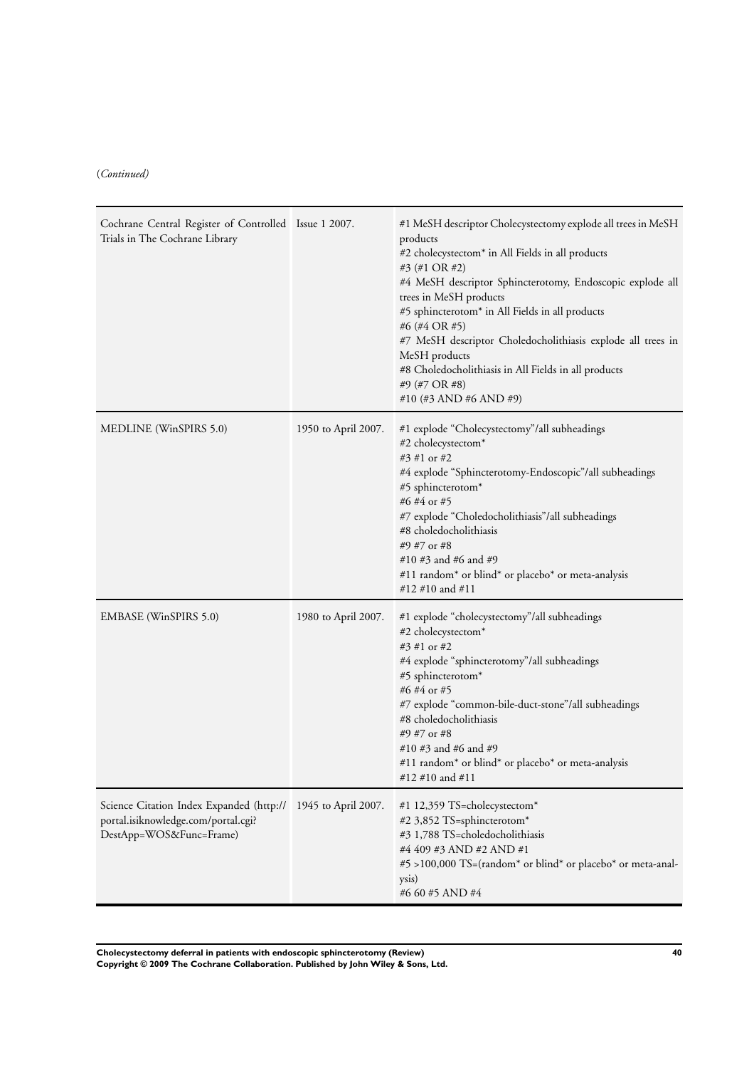(*Continued*)

| | | |
|---|---|---|
| Cochrane Central Register of Controlled Trials in The Cochrane Library | Issue 1 2007. | #1 MeSH descriptor Cholecystectomy explode all trees in MeSH products<br>#2 cholecystectom* in All Fields in all products<br>#3 (#1 OR #2)<br>#4 MeSH descriptor Sphincterotomy, Endoscopic explode all trees in MeSH products<br>#5 sphincterotom* in All Fields in all products<br>#6 (#4 OR #5)<br>#7 MeSH descriptor Choledocholithiasis explode all trees in MeSH products<br>#8 Choledocholithiasis in All Fields in all products<br>#9 (#7 OR #8)<br>#10 (#3 AND #6 AND #9) |
| MEDLINE (WinSPIRS 5.0) | 1950 to April 2007. | #1 explode "Cholecystectomy"/all subheadings<br>#2 cholecystectom*<br>#3 #1 or #2<br>#4 explode "Sphincterotomy-Endoscopic"/all subheadings<br>#5 sphincterotom*<br>#6 #4 or #5<br>#7 explode "Choledocholithiasis"/all subheadings<br>#8 choledocholithiasis<br>#9 #7 or #8<br>#10 #3 and #6 and #9<br>#11 random* or blind* or placebo* or meta-analysis<br>#12 #10 and #11 |
| EMBASE (WinSPIRS 5.0) | 1980 to April 2007. | #1 explode "cholecystectomy"/all subheadings<br>#2 cholecystectom*<br>#3 #1 or #2<br>#4 explode "sphincterotomy"/all subheadings<br>#5 sphincterotom*<br>#6 #4 or #5<br>#7 explode "common-bile-duct-stone"/all subheadings<br>#8 choledocholithiasis<br>#9 #7 or #8<br>#10 #3 and #6 and #9<br>#11 random* or blind* or placebo* or meta-analysis<br>#12 #10 and #11 |
| Science Citation Index Expanded (http://portal.isiknowledge.com/portal.cgi?DestApp=WOS&Func=Frame) | 1945 to April 2007. | #1 12,359 TS=cholecystectom*<br>#2 3,852 TS=sphincterotom*<br>#3 1,788 TS=choledocholithiasis<br>#4 409 #3 AND #2 AND #1<br>#5 >100,000 TS=(random* or blind* or placebo* or meta-analysis)<br>#6 60 #5 AND #4 |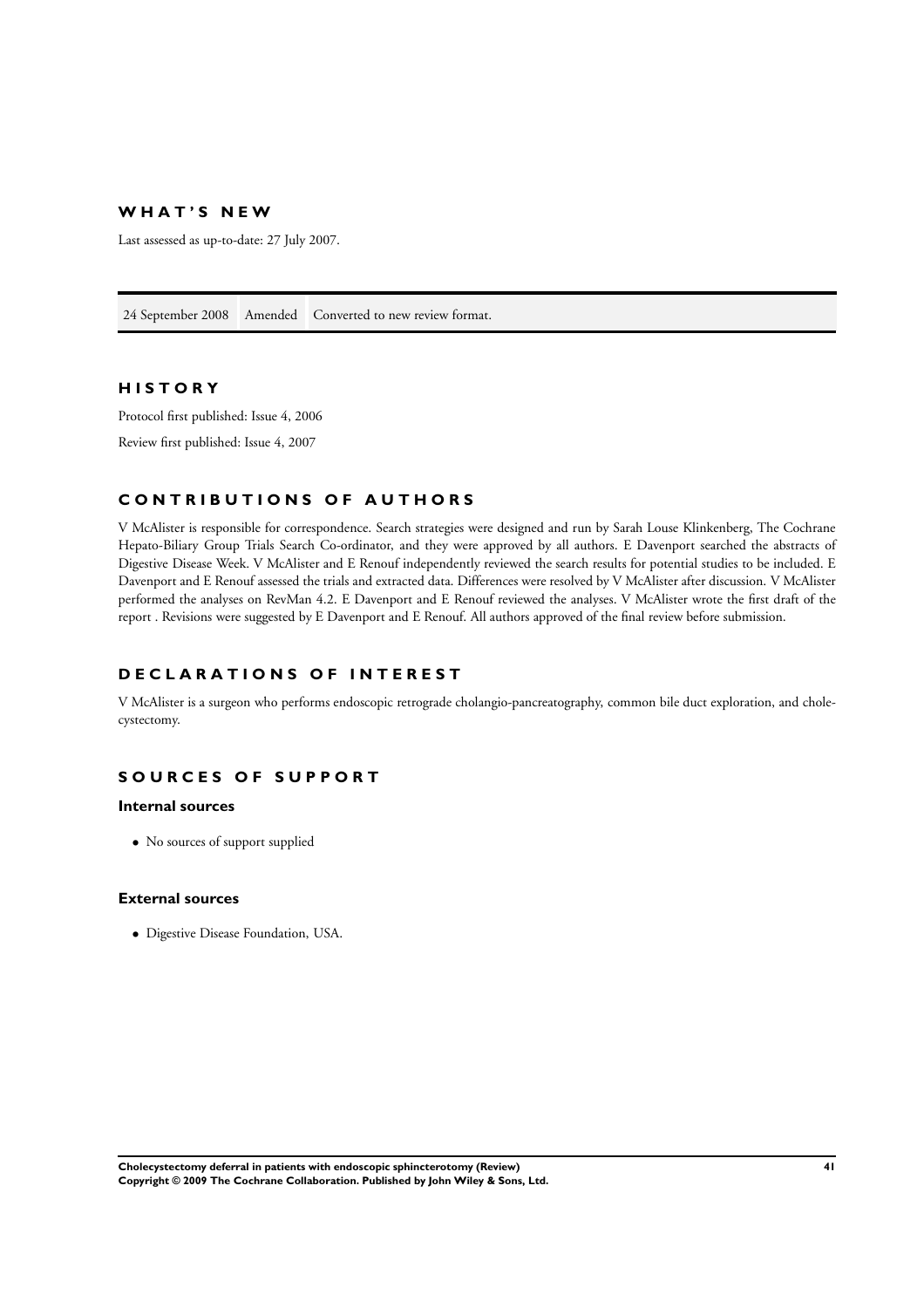# WHAT'S NEW

Last assessed as up-to-date: 27 July 2007.

| 24 September 2008 | Amended | Converted to new review format. |
|---|---|---|

# HISTORY

Protocol first published: Issue 4, 2006

Review first published: Issue 4, 2007

# CONTRIBUTIONS OF AUTHORS

V McAlister is responsible for correspondence. Search strategies were designed and run by Sarah Louse Klinkenberg, The Cochrane Hepato-Biliary Group Trials Search Co-ordinator, and they were approved by all authors. E Davenport searched the abstracts of Digestive Disease Week. V McAlister and E Renouf independently reviewed the search results for potential studies to be included. E Davenport and E Renouf assessed the trials and extracted data. Differences were resolved by V McAlister after discussion. V McAlister performed the analyses on RevMan 4.2. E Davenport and E Renouf reviewed the analyses. V McAlister wrote the first draft of the report . Revisions were suggested by E Davenport and E Renouf. All authors approved of the final review before submission.

# DECLARATIONS OF INTEREST

V McAlister is a surgeon who performs endoscopic retrograde cholangio-pancreatography, common bile duct exploration, and cholecystectomy.

# SOURCES OF SUPPORT

## Internal sources

- No sources of support supplied

## External sources

- Digestive Disease Foundation, USA.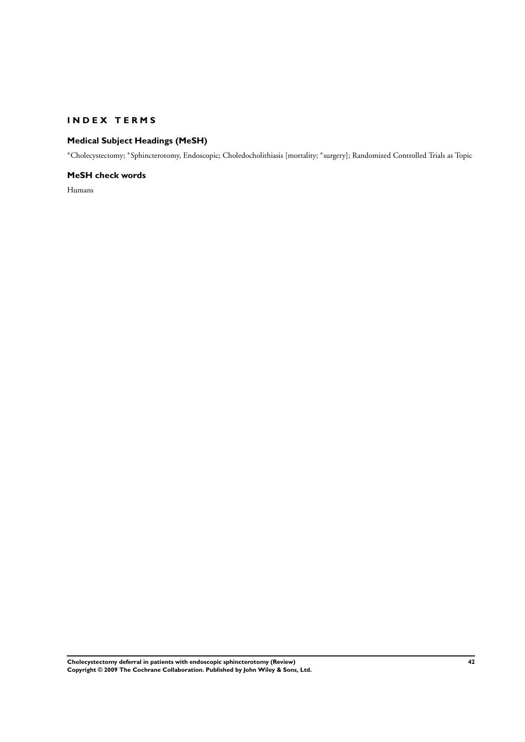# INDEX TERMS

## Medical Subject Headings (MeSH)

*Cholecystectomy; *Sphincterotomy, Endoscopic; Choledocholithiasis [mortality; *surgery]; Randomized Controlled Trials as Topic

## MeSH check words

Humans